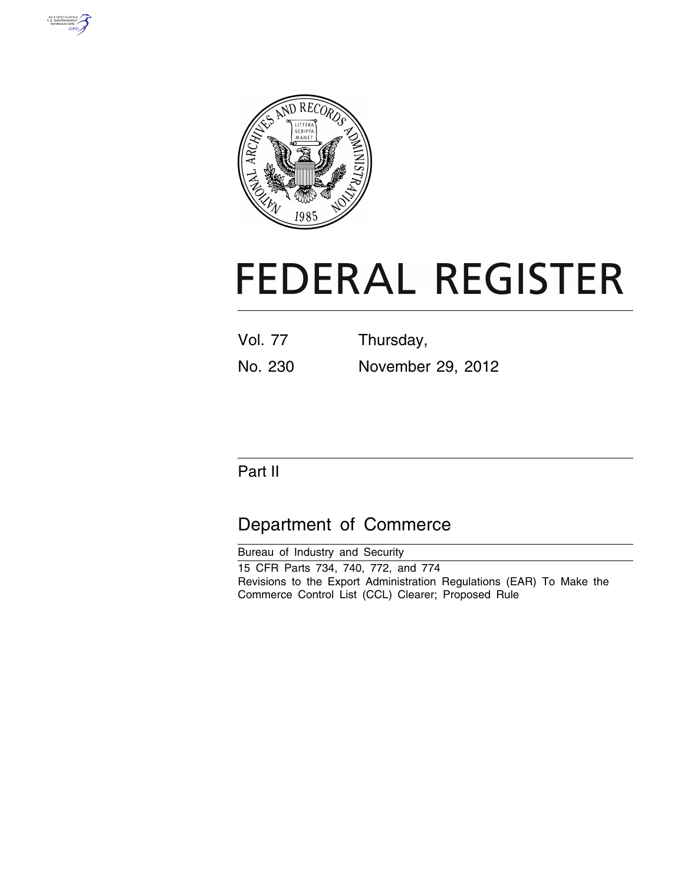# FEDERAL REGISTER

Vol. 77 Thursday,

No. 230 November 29, 2012

## Part II

## Department of Commerce

Bureau of Industry and Security

15 CFR Parts 734, 740, 772, and 774

Revisions to the Export Administration Regulations (EAR) To Make the Commerce Control List (CCL) Clearer; Proposed Rule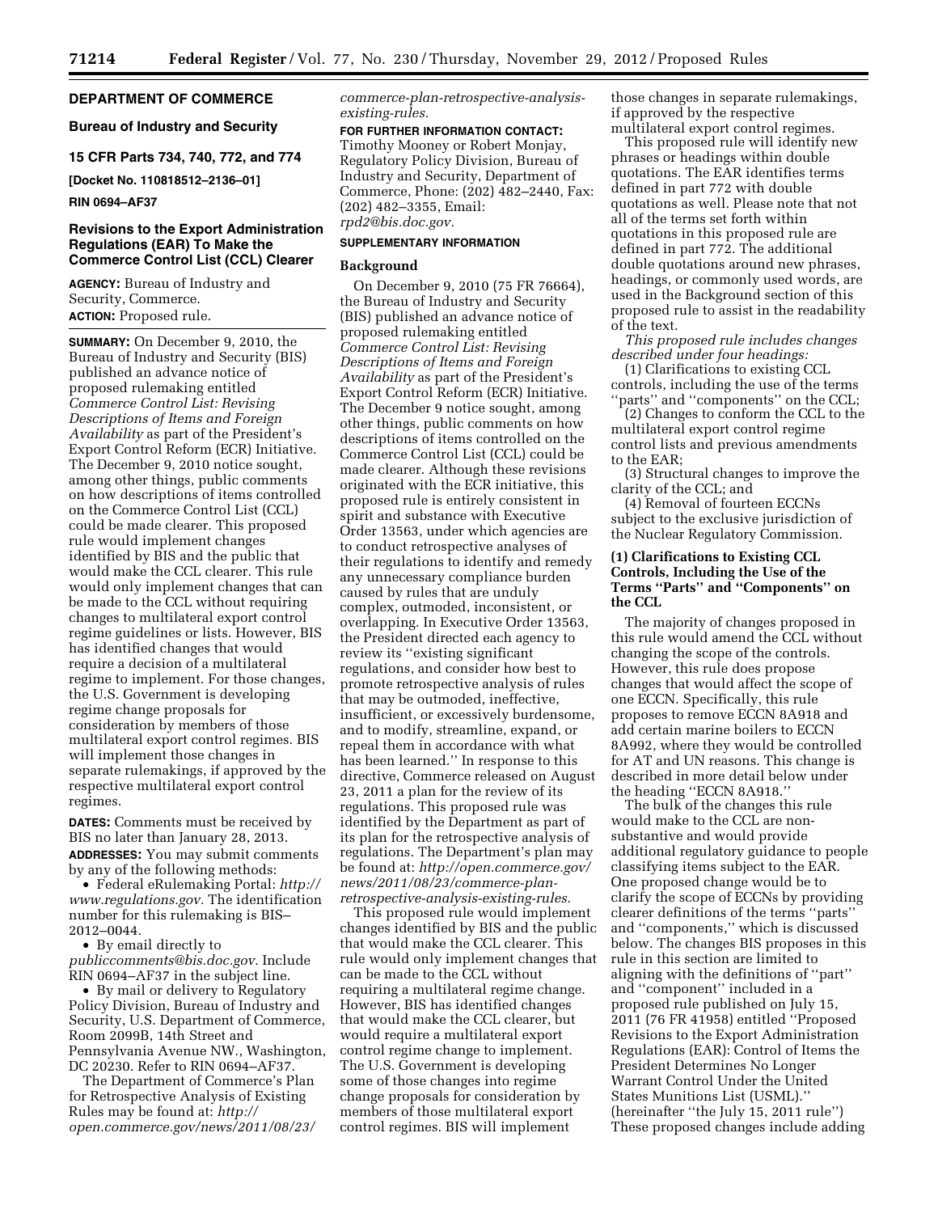## DEPARTMENT OF COMMERCE

### Bureau of Industry and Security

### 15 CFR Parts 734, 740, 772, and 774

**[Docket No. 110818512–2136–01]**

**RIN 0694–AF37**

## Revisions to the Export Administration Regulations (EAR) To Make the Commerce Control List (CCL) Clearer

**AGENCY:** Bureau of Industry and Security, Commerce.

**ACTION:** Proposed rule.

**SUMMARY:** On December 9, 2010, the Bureau of Industry and Security (BIS) published an advance notice of proposed rulemaking entitled *Commerce Control List: Revising Descriptions of Items and Foreign Availability* as part of the President's Export Control Reform (ECR) Initiative. The December 9, 2010 notice sought, among other things, public comments on how descriptions of items controlled on the Commerce Control List (CCL) could be made clearer. This proposed rule would implement changes identified by BIS and the public that would make the CCL clearer. This rule would only implement changes that can be made to the CCL without requiring changes to multilateral export control regime guidelines or lists. However, BIS has identified changes that would require a decision of a multilateral regime to implement. For those changes, the U.S. Government is developing regime change proposals for consideration by members of those multilateral export control regimes. BIS will implement those changes in separate rulemakings, if approved by the respective multilateral export control regimes.

**DATES:** Comments must be received by BIS no later than January 28, 2013.

**ADDRESSES:** You may submit comments by any of the following methods:

- Federal eRulemaking Portal: *http://www.regulations.gov.* The identification number for this rulemaking is BIS–2012–0044.
- By email directly to *publiccomments@bis.doc.gov.* Include RIN 0694–AF37 in the subject line.
- By mail or delivery to Regulatory Policy Division, Bureau of Industry and Security, U.S. Department of Commerce, Room 2099B, 14th Street and Pennsylvania Avenue NW., Washington, DC 20230. Refer to RIN 0694–AF37.

The Department of Commerce's Plan for Retrospective Analysis of Existing Rules may be found at: *http://open.commerce.gov/news/2011/08/23/commerce-plan-retrospective-analysis-existing-rules.*

**FOR FURTHER INFORMATION CONTACT:** Timothy Mooney or Robert Monjay, Regulatory Policy Division, Bureau of Industry and Security, Department of Commerce, Phone: (202) 482–2440, Fax: (202) 482–3355, Email: *rpd2@bis.doc.gov.*

**SUPPLEMENTARY INFORMATION**

### Background

On December 9, 2010 (75 FR 76664), the Bureau of Industry and Security (BIS) published an advance notice of proposed rulemaking entitled *Commerce Control List: Revising Descriptions of Items and Foreign Availability* as part of the President's Export Control Reform (ECR) Initiative. The December 9 notice sought, among other things, public comments on how descriptions of items controlled on the Commerce Control List (CCL) could be made clearer. Although these revisions originated with the ECR initiative, this proposed rule is entirely consistent in spirit and substance with Executive Order 13563, under which agencies are to conduct retrospective analyses of their regulations to identify and remedy any unnecessary compliance burden caused by rules that are unduly complex, outmoded, inconsistent, or overlapping. In Executive Order 13563, the President directed each agency to review its ''existing significant regulations, and consider how best to promote retrospective analysis of rules that may be outmoded, ineffective, insufficient, or excessively burdensome, and to modify, streamline, expand, or repeal them in accordance with what has been learned.'' In response to this directive, Commerce released on August 23, 2011 a plan for the review of its regulations. This proposed rule was identified by the Department as part of its plan for the retrospective analysis of regulations. The Department's plan may be found at: *http://open.commerce.gov/news/2011/08/23/commerce-plan-retrospective-analysis-existing-rules.*

This proposed rule would implement changes identified by BIS and the public that would make the CCL clearer. This rule would only implement changes that can be made to the CCL without requiring a multilateral regime change. However, BIS has identified changes that would make the CCL clearer, but would require a multilateral export control regime change to implement. The U.S. Government is developing some of those changes into regime change proposals for consideration by members of those multilateral export control regimes. BIS will implement those changes in separate rulemakings, if approved by the respective multilateral export control regimes.

This proposed rule will identify new phrases or headings within double quotations. The EAR identifies terms defined in part 772 with double quotations as well. Please note that not all of the terms set forth within quotations in this proposed rule are defined in part 772. The additional double quotations around new phrases, headings, or commonly used words, are used in the Background section of this proposed rule to assist in the readability of the text.

*This proposed rule includes changes described under four headings:*

(1) Clarifications to existing CCL controls, including the use of the terms ''parts'' and ''components'' on the CCL;

(2) Changes to conform the CCL to the multilateral export control regime control lists and previous amendments to the EAR;

(3) Structural changes to improve the clarity of the CCL; and

(4) Removal of fourteen ECCNs subject to the exclusive jurisdiction of the Nuclear Regulatory Commission.

### (1) Clarifications to Existing CCL Controls, Including the Use of the Terms ''Parts'' and ''Components'' on the CCL

The majority of changes proposed in this rule would amend the CCL without changing the scope of the controls. However, this rule does propose changes that would affect the scope of one ECCN. Specifically, this rule proposes to remove ECCN 8A918 and add certain marine boilers to ECCN 8A992, where they would be controlled for AT and UN reasons. This change is described in more detail below under the heading ''ECCN 8A918.''

The bulk of the changes this rule would make to the CCL are non-substantive and would provide additional regulatory guidance to people classifying items subject to the EAR. One proposed change would be to clarify the scope of ECCNs by providing clearer definitions of the terms ''parts'' and ''components,'' which is discussed below. The changes BIS proposes in this rule in this section are limited to aligning with the definitions of ''part'' and ''component'' included in a proposed rule published on July 15, 2011 (76 FR 41958) entitled ''Proposed Revisions to the Export Administration Regulations (EAR): Control of Items the President Determines No Longer Warrant Control Under the United States Munitions List (USML).'' (hereinafter ''the July 15, 2011 rule'') These proposed changes include adding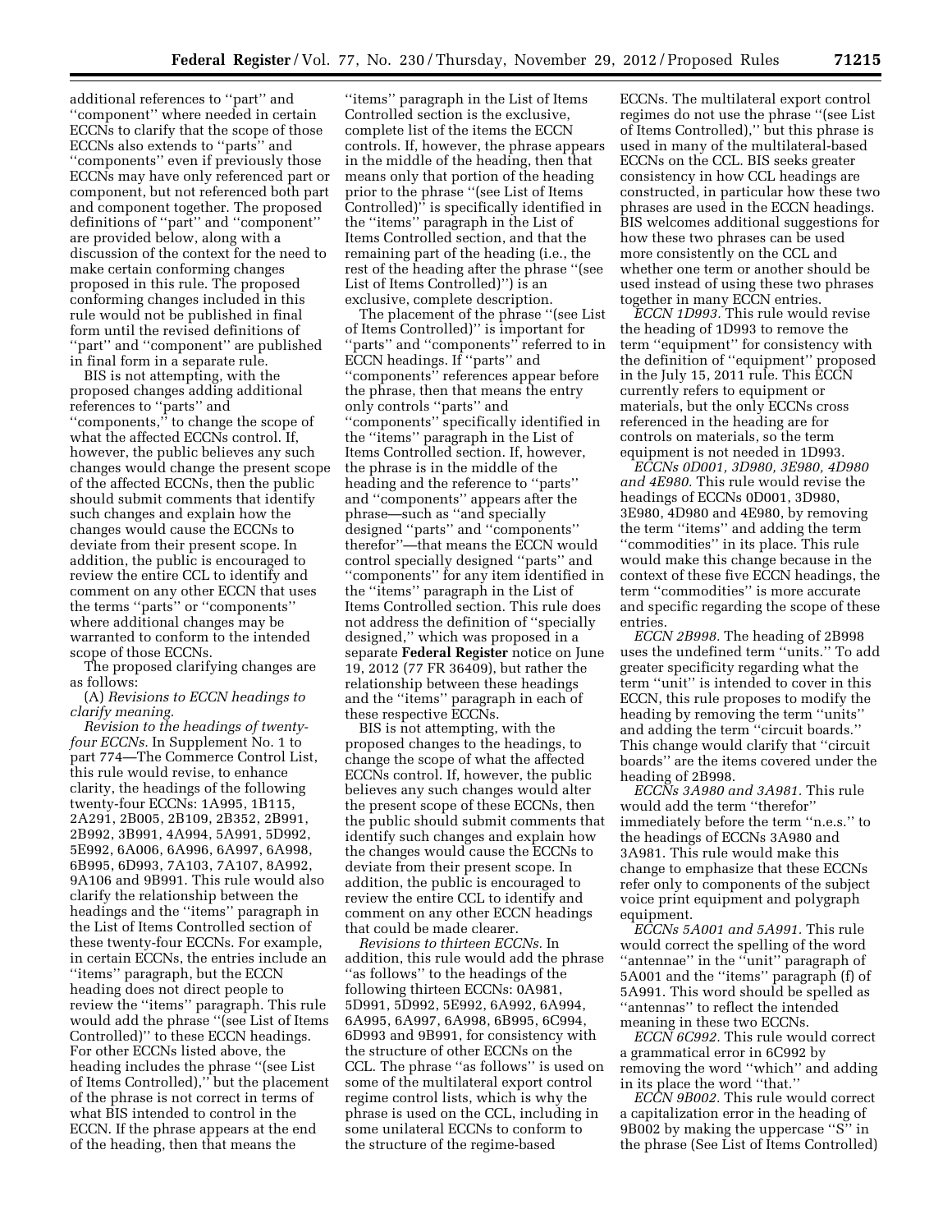additional references to ''part'' and ''component'' where needed in certain ECCNs to clarify that the scope of those ECCNs also extends to ''parts'' and ''components'' even if previously those ECCNs may have only referenced part or component, but not referenced both part and component together. The proposed definitions of ''part'' and ''component'' are provided below, along with a discussion of the context for the need to make certain conforming changes proposed in this rule. The proposed conforming changes included in this rule would not be published in final form until the revised definitions of ''part'' and ''component'' are published in final form in a separate rule.

BIS is not attempting, with the proposed changes adding additional references to ''parts'' and ''components,'' to change the scope of what the affected ECCNs control. If, however, the public believes any such changes would change the present scope of the affected ECCNs, then the public should submit comments that identify such changes and explain how the changes would cause the ECCNs to deviate from their present scope. In addition, the public is encouraged to review the entire CCL to identify and comment on any other ECCN that uses the terms ''parts'' or ''components'' where additional changes may be warranted to conform to the intended scope of those ECCNs.

The proposed clarifying changes are as follows:

(A) *Revisions to ECCN headings to clarify meaning.*

*Revision to the headings of twenty-four ECCNs.* In Supplement No. 1 to part 774—The Commerce Control List, this rule would revise, to enhance clarity, the headings of the following twenty-four ECCNs: 1A995, 1B115, 2A291, 2B005, 2B109, 2B352, 2B991, 2B992, 3B991, 4A994, 5A991, 5D992, 5E992, 6A006, 6A996, 6A997, 6A998, 6B995, 6D993, 7A103, 7A107, 8A992, 9A106 and 9B991. This rule would also clarify the relationship between the headings and the ''items'' paragraph in the List of Items Controlled section of these twenty-four ECCNs. For example, in certain ECCNs, the entries include an ''items'' paragraph, but the ECCN heading does not direct people to review the ''items'' paragraph. This rule would add the phrase ''(see List of Items Controlled)'' to these ECCN headings. For other ECCNs listed above, the heading includes the phrase ''(see List of Items Controlled),'' but the placement of the phrase is not correct in terms of what BIS intended to control in the ECCN. If the phrase appears at the end of the heading, then that means the ''items'' paragraph in the List of Items Controlled section is the exclusive, complete list of the items the ECCN controls. If, however, the phrase appears in the middle of the heading, then that means only that portion of the heading prior to the phrase ''(see List of Items Controlled)'' is specifically identified in the ''items'' paragraph in the List of Items Controlled section, and that the remaining part of the heading (i.e., the rest of the heading after the phrase ''(see List of Items Controlled)'') is an exclusive, complete description.

The placement of the phrase ''(see List of Items Controlled)'' is important for ''parts'' and ''components'' referred to in ECCN headings. If ''parts'' and ''components'' references appear before the phrase, then that means the entry only controls ''parts'' and ''components'' specifically identified in the ''items'' paragraph in the List of Items Controlled section. If, however, the phrase is in the middle of the heading and the reference to ''parts'' and ''components'' appears after the phrase—such as ''and specially designed ''parts'' and ''components'' therefor''—that means the ECCN would control specially designed ''parts'' and ''components'' for any item identified in the ''items'' paragraph in the List of Items Controlled section. This rule does not address the definition of ''specially designed,'' which was proposed in a separate **Federal Register** notice on June 19, 2012 (77 FR 36409), but rather the relationship between these headings and the ''items'' paragraph in each of these respective ECCNs.

BIS is not attempting, with the proposed changes to the headings, to change the scope of what the affected ECCNs control. If, however, the public believes any such changes would alter the present scope of these ECCNs, then the public should submit comments that identify such changes and explain how the changes would cause the ECCNs to deviate from their present scope. In addition, the public is encouraged to review the entire CCL to identify and comment on any other ECCN headings that could be made clearer.

*Revisions to thirteen ECCNs.* In addition, this rule would add the phrase ''as follows'' to the headings of the following thirteen ECCNs: 0A981, 5D991, 5D992, 5E992, 6A992, 6A994, 6A995, 6A997, 6A998, 6B995, 6C994, 6D993 and 9B991, for consistency with the structure of other ECCNs on the CCL. The phrase ''as follows'' is used on some of the multilateral export control regime control lists, which is why the phrase is used on the CCL, including in some unilateral ECCNs to conform to the structure of the regime-based ECCNs. The multilateral export control regimes do not use the phrase ''(see List of Items Controlled),'' but this phrase is used in many of the multilateral-based ECCNs on the CCL. BIS seeks greater consistency in how CCL headings are constructed, in particular how these two phrases are used in the ECCN headings. BIS welcomes additional suggestions for how these two phrases can be used more consistently on the CCL and whether one term or another should be used instead of using these two phrases together in many ECCN entries.

*ECCN 1D993.* This rule would revise the heading of 1D993 to remove the term ''equipment'' for consistency with the definition of ''equipment'' proposed in the July 15, 2011 rule. This ECCN currently refers to equipment or materials, but the only ECCNs cross referenced in the heading are for controls on materials, so the term equipment is not needed in 1D993.

*ECCNs 0D001, 3D980, 3E980, 4D980 and 4E980.* This rule would revise the headings of ECCNs 0D001, 3D980, 3E980, 4D980 and 4E980, by removing the term ''items'' and adding the term ''commodities'' in its place. This rule would make this change because in the context of these five ECCN headings, the term ''commodities'' is more accurate and specific regarding the scope of these entries.

*ECCN 2B998.* The heading of 2B998 uses the undefined term ''units.'' To add greater specificity regarding what the term ''unit'' is intended to cover in this ECCN, this rule proposes to modify the heading by removing the term ''units'' and adding the term ''circuit boards.'' This change would clarify that ''circuit boards'' are the items covered under the heading of 2B998.

*ECCNs 3A980 and 3A981.* This rule would add the term ''therefor'' immediately before the term ''n.e.s.'' to the headings of ECCNs 3A980 and 3A981. This rule would make this change to emphasize that these ECCNs refer only to components of the subject voice print equipment and polygraph equipment.

*ECCNs 5A001 and 5A991.* This rule would correct the spelling of the word ''antennae'' in the ''unit'' paragraph of 5A001 and the ''items'' paragraph (f) of 5A991. This word should be spelled as ''antennas'' to reflect the intended meaning in these two ECCNs.

*ECCN 6C992.* This rule would correct a grammatical error in 6C992 by removing the word ''which'' and adding in its place the word ''that.''

*ECCN 9B002.* This rule would correct a capitalization error in the heading of 9B002 by making the uppercase ''S'' in the phrase (See List of Items Controlled)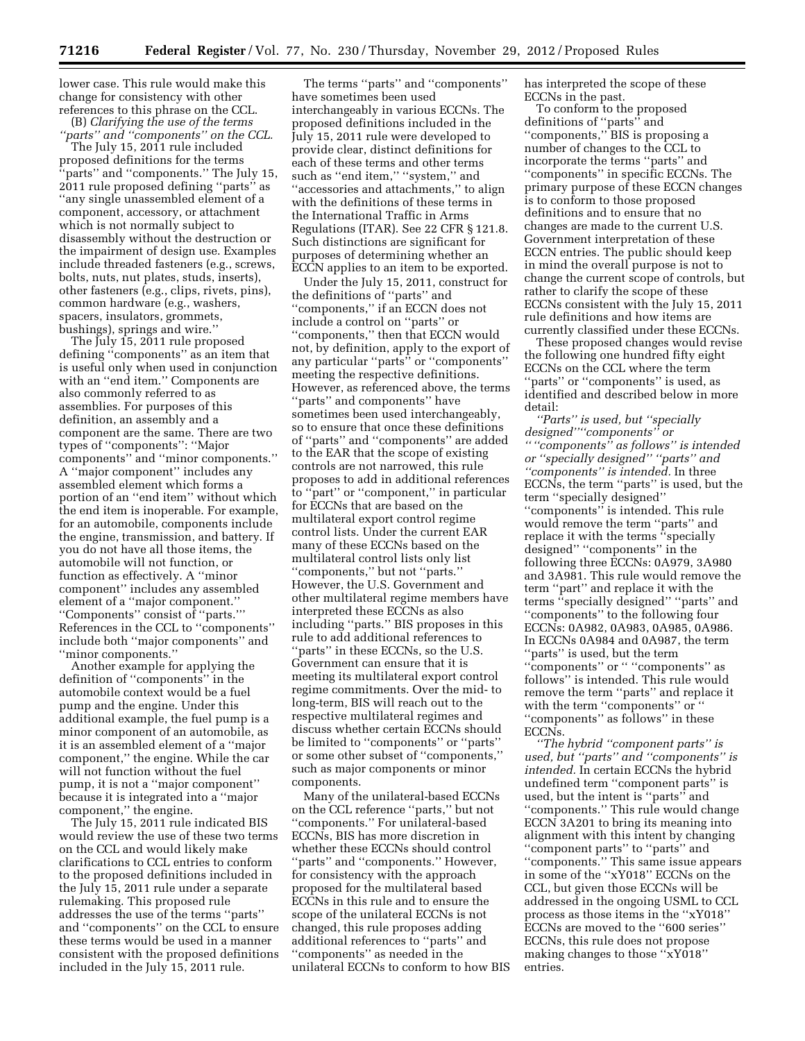lower case. This rule would make this change for consistency with other references to this phrase on the CCL.

(B) *Clarifying the use of the terms ''parts'' and ''components'' on the CCL.*

The July 15, 2011 rule included proposed definitions for the terms ''parts'' and ''components.'' The July 15, 2011 rule proposed defining ''parts'' as ''any single unassembled element of a component, accessory, or attachment which is not normally subject to disassembly without the destruction or the impairment of design use. Examples include threaded fasteners (e.g., screws, bolts, nuts, nut plates, studs, inserts), other fasteners (e.g., clips, rivets, pins), common hardware (e.g., washers, spacers, insulators, grommets, bushings), springs and wire.''

The July 15, 2011 rule proposed defining ''components'' as an item that is useful only when used in conjunction with an ''end item.'' Components are also commonly referred to as assemblies. For purposes of this definition, an assembly and a component are the same. There are two types of ''components'': ''Major components'' and ''minor components.'' A ''major component'' includes any assembled element which forms a portion of an ''end item'' without which the end item is inoperable. For example, for an automobile, components include the engine, transmission, and battery. If you do not have all those items, the automobile will not function, or function as effectively. A ''minor component'' includes any assembled element of a ''major component.'' ''Components'' consist of ''parts.''' References in the CCL to ''components'' include both ''major components'' and ''minor components.''

Another example for applying the definition of ''components'' in the automobile context would be a fuel pump and the engine. Under this additional example, the fuel pump is a minor component of an automobile, as it is an assembled element of a ''major component,'' the engine. While the car will not function without the fuel pump, it is not a ''major component'' because it is integrated into a ''major component,'' the engine.

The July 15, 2011 rule indicated BIS would review the use of these two terms on the CCL and would likely make clarifications to CCL entries to conform to the proposed definitions included in the July 15, 2011 rule under a separate rulemaking. This proposed rule addresses the use of the terms ''parts'' and ''components'' on the CCL to ensure these terms would be used in a manner consistent with the proposed definitions included in the July 15, 2011 rule.

The terms ''parts'' and ''components'' have sometimes been used interchangeably in various ECCNs. The proposed definitions included in the July 15, 2011 rule were developed to provide clear, distinct definitions for each of these terms and other terms such as ''end item,'' ''system,'' and ''accessories and attachments,'' to align with the definitions of these terms in the International Traffic in Arms Regulations (ITAR). See 22 CFR § 121.8. Such distinctions are significant for purposes of determining whether an ECCN applies to an item to be exported.

Under the July 15, 2011, construct for the definitions of ''parts'' and ''components,'' if an ECCN does not include a control on ''parts'' or ''components,'' then that ECCN would not, by definition, apply to the export of any particular ''parts'' or ''components'' meeting the respective definitions. However, as referenced above, the terms ''parts'' and components'' have sometimes been used interchangeably, so to ensure that once these definitions of ''parts'' and ''components'' are added to the EAR that the scope of existing controls are not narrowed, this rule proposes to add in additional references to ''part'' or ''component,'' in particular for ECCNs that are based on the multilateral export control regime control lists. Under the current EAR many of these ECCNs based on the multilateral control lists only list ''components,'' but not ''parts.'' However, the U.S. Government and other multilateral regime members have interpreted these ECCNs as also including ''parts.'' BIS proposes in this rule to add additional references to ''parts'' in these ECCNs, so the U.S. Government can ensure that it is meeting its multilateral export control regime commitments. Over the mid- to long-term, BIS will reach out to the respective multilateral regimes and discuss whether certain ECCNs should be limited to ''components'' or ''parts'' or some other subset of ''components,'' such as major components or minor components.

Many of the unilateral-based ECCNs on the CCL reference ''parts,'' but not ''components.'' For unilateral-based ECCNs, BIS has more discretion in whether these ECCNs should control ''parts'' and ''components.'' However, for consistency with the approach proposed for the multilateral based ECCNs in this rule and to ensure the scope of the unilateral ECCNs is not changed, this rule proposes adding additional references to ''parts'' and ''components'' as needed in the unilateral ECCNs to conform to how BIS has interpreted the scope of these ECCNs in the past.

To conform to the proposed definitions of ''parts'' and ''components,'' BIS is proposing a number of changes to the CCL to incorporate the terms ''parts'' and ''components'' in specific ECCNs. The primary purpose of these ECCN changes is to conform to those proposed definitions and to ensure that no changes are made to the current U.S. Government interpretation of these ECCN entries. The public should keep in mind the overall purpose is not to change the current scope of controls, but rather to clarify the scope of these ECCNs consistent with the July 15, 2011 rule definitions and how items are currently classified under these ECCNs.

These proposed changes would revise the following one hundred fifty eight ECCNs on the CCL where the term ''parts'' or ''components'' is used, as identified and described below in more detail:

*''Parts'' is used, but ''specially designed''''components'' or '' ''components'' as follows'' is intended or ''specially designed'' ''parts'' and ''components'' is intended.* In three ECCNs, the term ''parts'' is used, but the term ''specially designed'' ''components'' is intended. This rule would remove the term ''parts'' and replace it with the terms ''specially designed'' ''components'' in the following three ECCNs: 0A979, 3A980 and 3A981. This rule would remove the term ''part'' and replace it with the terms ''specially designed'' ''parts'' and ''components'' to the following four ECCNs: 0A982, 0A983, 0A985, 0A986. In ECCNs 0A984 and 0A987, the term ''parts'' is used, but the term ''components'' or '' ''components'' as follows'' is intended. This rule would remove the term ''parts'' and replace it with the term ''components'' or '' ''components'' as follows'' in these ECCNs.

*''The hybrid ''component parts'' is used, but ''parts'' and ''components'' is intended.* In certain ECCNs the hybrid undefined term ''component parts'' is used, but the intent is ''parts'' and ''components.'' This rule would change ECCN 3A201 to bring its meaning into alignment with this intent by changing ''component parts'' to ''parts'' and ''components.'' This same issue appears in some of the ''xY018'' ECCNs on the CCL, but given those ECCNs will be addressed in the ongoing USML to CCL process as those items in the ''xY018'' ECCNs are moved to the ''600 series'' ECCNs, this rule does not propose making changes to those ''xY018'' entries.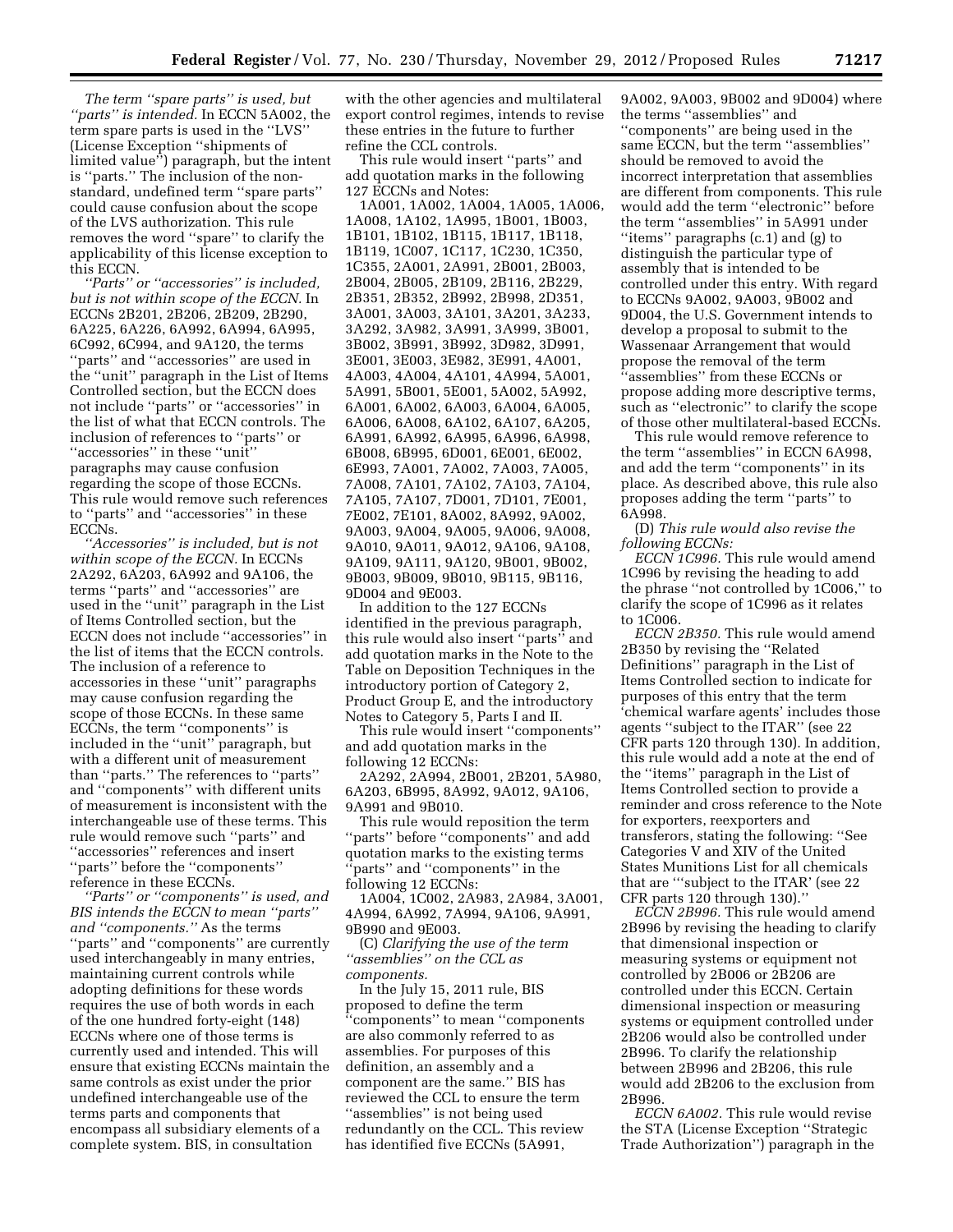*The term "spare parts" is used, but "parts" is intended.* In ECCN 5A002, the term spare parts is used in the "LVS" (License Exception "shipments of limited value") paragraph, but the intent is "parts." The inclusion of the non-standard, undefined term "spare parts" could cause confusion about the scope of the LVS authorization. This rule removes the word "spare" to clarify the applicability of this license exception to this ECCN.

*"Parts" or "accessories" is included, but is not within scope of the ECCN.* In ECCNs 2B201, 2B206, 2B209, 2B290, 6A225, 6A226, 6A992, 6A994, 6A995, 6C992, 6C994, and 9A120, the terms "parts" and "accessories" are used in the "unit" paragraph in the List of Items Controlled section, but the ECCN does not include "parts" or "accessories" in the list of what that ECCN controls. The inclusion of references to "parts" or "accessories" in these "unit" paragraphs may cause confusion regarding the scope of those ECCNs. This rule would remove such references to "parts" and "accessories" in these ECCNs.

*"Accessories" is included, but is not within scope of the ECCN.* In ECCNs 2A292, 6A203, 6A992 and 9A106, the terms "parts" and "accessories" are used in the "unit" paragraph in the List of Items Controlled section, but the ECCN does not include "accessories" in the list of items that the ECCN controls. The inclusion of a reference to accessories in these "unit" paragraphs may cause confusion regarding the scope of those ECCNs. In these same ECCNs, the term "components" is included in the "unit" paragraph, but with a different unit of measurement than "parts." The references to "parts" and "components" with different units of measurement is inconsistent with the interchangeable use of these terms. This rule would remove such "parts" and "accessories" references and insert "parts" before the "components" reference in these ECCNs.

*"Parts" or "components" is used, and BIS intends the ECCN to mean "parts" and "components."* As the terms "parts" and "components" are currently used interchangeably in many entries, maintaining current controls while adopting definitions for these words requires the use of both words in each of the one hundred forty-eight (148) ECCNs where one of those terms is currently used and intended. This will ensure that existing ECCNs maintain the same controls as exist under the prior undefined interchangeable use of the terms parts and components that encompass all subsidiary elements of a complete system. BIS, in consultation with the other agencies and multilateral export control regimes, intends to revise these entries in the future to further refine the CCL controls.

This rule would insert "parts" and add quotation marks in the following 127 ECCNs and Notes:

1A001, 1A002, 1A004, 1A005, 1A006, 1A008, 1A102, 1A995, 1B001, 1B003, 1B101, 1B102, 1B115, 1B117, 1B118, 1B119, 1C007, 1C117, 1C230, 1C350, 1C355, 2A001, 2A991, 2B001, 2B003, 2B004, 2B005, 2B109, 2B116, 2B229, 2B351, 2B352, 2B992, 2B998, 2D351, 3A001, 3A003, 3A101, 3A201, 3A233, 3A292, 3A982, 3A991, 3A999, 3B001, 3B002, 3B991, 3B992, 3D982, 3D991, 3E001, 3E003, 3E982, 3E991, 4A001, 4A003, 4A004, 4A101, 4A994, 5A001, 5A991, 5B001, 5E001, 5A002, 5A992, 6A001, 6A002, 6A003, 6A004, 6A005, 6A006, 6A008, 6A102, 6A107, 6A205, 6A991, 6A992, 6A995, 6A996, 6A998, 6B008, 6B995, 6D001, 6E001, 6E002, 6E993, 7A001, 7A002, 7A003, 7A005, 7A008, 7A101, 7A102, 7A103, 7A104, 7A105, 7A107, 7D001, 7D101, 7E001, 7E002, 7E101, 8A002, 8A992, 9A002, 9A003, 9A004, 9A005, 9A006, 9A008, 9A010, 9A011, 9A012, 9A106, 9A108, 9A109, 9A111, 9A120, 9B001, 9B002, 9B003, 9B009, 9B010, 9B115, 9B116, 9D004 and 9E003.

In addition to the 127 ECCNs identified in the previous paragraph, this rule would also insert "parts" and add quotation marks in the Note to the Table on Deposition Techniques in the introductory portion of Category 2, Product Group E, and the introductory Notes to Category 5, Parts I and II.

This rule would insert "components" and add quotation marks in the following 12 ECCNs:

2A292, 2A994, 2B001, 2B201, 5A980, 6A203, 6B995, 8A992, 9A012, 9A106, 9A991 and 9B010.

This rule would reposition the term "parts" before "components" and add quotation marks to the existing terms "parts" and "components" in the following 12 ECCNs:

1A004, 1C002, 2A983, 2A984, 3A001, 4A994, 6A992, 7A994, 9A106, 9A991, 9B990 and 9E003.

(C) *Clarifying the use of the term "assemblies" on the CCL as components.*

In the July 15, 2011 rule, BIS proposed to define the term "components" to mean "components are also commonly referred to as assemblies. For purposes of this definition, an assembly and a component are the same." BIS has reviewed the CCL to ensure the term "assemblies" is not being used redundantly on the CCL. This review has identified five ECCNs (5A991, 9A002, 9A003, 9B002 and 9D004) where the terms "assemblies" and "components" are being used in the same ECCN, but the term "assemblies" should be removed to avoid the incorrect interpretation that assemblies are different from components. This rule would add the term "electronic" before the term "assemblies" in 5A991 under "items" paragraphs (c.1) and (g) to distinguish the particular type of assembly that is intended to be controlled under this entry. With regard to ECCNs 9A002, 9A003, 9B002 and 9D004, the U.S. Government intends to develop a proposal to submit to the Wassenaar Arrangement that would propose the removal of the term "assemblies" from these ECCNs or propose adding more descriptive terms, such as "electronic" to clarify the scope of those other multilateral-based ECCNs.

This rule would remove reference to the term "assemblies" in ECCN 6A998, and add the term "components" in its place. As described above, this rule also proposes adding the term "parts" to 6A998.

(D) *This rule would also revise the following ECCNs:*

*ECCN 1C996.* This rule would amend 1C996 by revising the heading to add the phrase "not controlled by 1C006," to clarify the scope of 1C996 as it relates to 1C006.

*ECCN 2B350.* This rule would amend 2B350 by revising the "Related Definitions" paragraph in the List of Items Controlled section to indicate for purposes of this entry that the term 'chemical warfare agents' includes those agents "subject to the ITAR" (see 22 CFR parts 120 through 130). In addition, this rule would add a note at the end of the "items" paragraph in the List of Items Controlled section to provide a reminder and cross reference to the Note for exporters, reexporters and transferors, stating the following: "See Categories V and XIV of the United States Munitions List for all chemicals that are '"subject to the ITAR' (see 22 CFR parts 120 through 130)."

*ECCN 2B996.* This rule would amend 2B996 by revising the heading to clarify that dimensional inspection or measuring systems or equipment not controlled by 2B006 or 2B206 are controlled under this ECCN. Certain dimensional inspection or measuring systems or equipment controlled under 2B206 would also be controlled under 2B996. To clarify the relationship between 2B996 and 2B206, this rule would add 2B206 to the exclusion from 2B996.

*ECCN 6A002.* This rule would revise the STA (License Exception "Strategic Trade Authorization") paragraph in the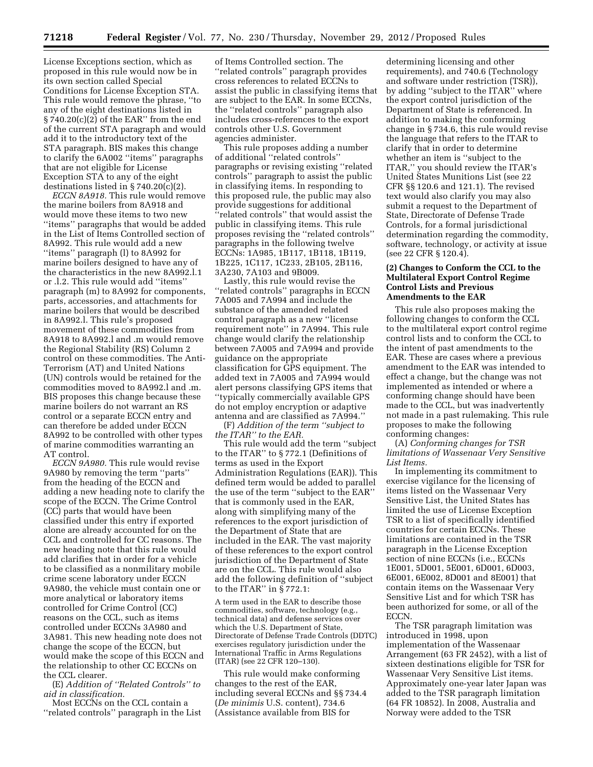License Exceptions section, which as proposed in this rule would now be in its own section called Special Conditions for License Exception STA. This rule would remove the phrase, ''to any of the eight destinations listed in § 740.20(c)(2) of the EAR'' from the end of the current STA paragraph and would add it to the introductory text of the STA paragraph. BIS makes this change to clarify the 6A002 ''items'' paragraphs that are not eligible for License Exception STA to any of the eight destinations listed in § 740.20(c)(2).

*ECCN 8A918.* This rule would remove the marine boilers from 8A918 and would move these items to two new ''items'' paragraphs that would be added in the List of Items Controlled section of 8A992. This rule would add a new ''items'' paragraph (l) to 8A992 for marine boilers designed to have any of the characteristics in the new 8A992.l.1 or .l.2. This rule would add ''items'' paragraph (m) to 8A992 for components, parts, accessories, and attachments for marine boilers that would be described in 8A992.l. This rule's proposed movement of these commodities from 8A918 to 8A992.l and .m would remove the Regional Stability (RS) Column 2 control on these commodities. The Anti-Terrorism (AT) and United Nations (UN) controls would be retained for the commodities moved to 8A992.l and .m. BIS proposes this change because these marine boilers do not warrant an RS control or a separate ECCN entry and can therefore be added under ECCN 8A992 to be controlled with other types of marine commodities warranting an AT control.

*ECCN 9A980.* This rule would revise 9A980 by removing the term ''parts'' from the heading of the ECCN and adding a new heading note to clarify the scope of the ECCN. The Crime Control (CC) parts that would have been classified under this entry if exported alone are already accounted for on the CCL and controlled for CC reasons. The new heading note that this rule would add clarifies that in order for a vehicle to be classified as a nonmilitary mobile crime scene laboratory under ECCN 9A980, the vehicle must contain one or more analytical or laboratory items controlled for Crime Control (CC) reasons on the CCL, such as items controlled under ECCNs 3A980 and 3A981. This new heading note does not change the scope of the ECCN, but would make the scope of this ECCN and the relationship to other CC ECCNs on the CCL clearer.

(E) *Addition of ''Related Controls'' to aid in classification.*

Most ECCNs on the CCL contain a ''related controls'' paragraph in the List of Items Controlled section. The ''related controls'' paragraph provides cross references to related ECCNs to assist the public in classifying items that are subject to the EAR. In some ECCNs, the ''related controls'' paragraph also includes cross-references to the export controls other U.S. Government agencies administer.

This rule proposes adding a number of additional ''related controls'' paragraphs or revising existing ''related controls'' paragraph to assist the public in classifying items. In responding to this proposed rule, the public may also provide suggestions for additional ''related controls'' that would assist the public in classifying items. This rule proposes revising the ''related controls'' paragraphs in the following twelve ECCNs: 1A985, 1B117, 1B118, 1B119, 1B225, 1C117, 1C233, 2B105, 2B116, 3A230, 7A103 and 9B009.

Lastly, this rule would revise the ''related controls'' paragraphs in ECCN 7A005 and 7A994 and include the substance of the amended related control paragraph as a new ''license requirement note'' in 7A994. This rule change would clarify the relationship between 7A005 and 7A994 and provide guidance on the appropriate classification for GPS equipment. The added text in 7A005 and 7A994 would alert persons classifying GPS items that ''typically commercially available GPS do not employ encryption or adaptive antenna and are classified as 7A994.''

(F) *Addition of the term ''subject to the ITAR'' to the EAR.*

This rule would add the term ''subject to the ITAR'' to § 772.1 (Definitions of terms as used in the Export Administration Regulations (EAR)). This defined term would be added to parallel the use of the term ''subject to the EAR'' that is commonly used in the EAR, along with simplifying many of the references to the export jurisdiction of the Department of State that are included in the EAR. The vast majority of these references to the export control jurisdiction of the Department of State are on the CCL. This rule would also add the following definition of ''subject to the ITAR'' in § 772.1:

> A term used in the EAR to describe those commodities, software, technology (e.g., technical data) and defense services over which the U.S. Department of State, Directorate of Defense Trade Controls (DDTC) exercises regulatory jurisdiction under the International Traffic in Arms Regulations (ITAR) (see 22 CFR 120–130).

This rule would make conforming changes to the rest of the EAR, including several ECCNs and §§ 734.4 (*De minimis* U.S. content), 734.6 (Assistance available from BIS for determining licensing and other requirements), and 740.6 (Technology and software under restriction (TSR)), by adding ''subject to the ITAR'' where the export control jurisdiction of the Department of State is referenced. In addition to making the conforming change in § 734.6, this rule would revise the language that refers to the ITAR to clarify that in order to determine whether an item is ''subject to the ITAR,'' you should review the ITAR's United States Munitions List (see 22 CFR §§ 120.6 and 121.1). The revised text would also clarify you may also submit a request to the Department of State, Directorate of Defense Trade Controls, for a formal jurisdictional determination regarding the commodity, software, technology, or activity at issue (see 22 CFR § 120.4).

### (2) Changes to Conform the CCL to the Multilateral Export Control Regime Control Lists and Previous Amendments to the EAR

This rule also proposes making the following changes to conform the CCL to the multilateral export control regime control lists and to conform the CCL to the intent of past amendments to the EAR. These are cases where a previous amendment to the EAR was intended to effect a change, but the change was not implemented as intended or where a conforming change should have been made to the CCL, but was inadvertently not made in a past rulemaking. This rule proposes to make the following conforming changes:

(A) *Conforming changes for TSR limitations of Wassenaar Very Sensitive List Items.*

In implementing its commitment to exercise vigilance for the licensing of items listed on the Wassenaar Very Sensitive List, the United States has limited the use of License Exception TSR to a list of specifically identified countries for certain ECCNs. These limitations are contained in the TSR paragraph in the License Exception section of nine ECCNs (i.e., ECCNs 1E001, 5D001, 5E001, 6D001, 6D003, 6E001, 6E002, 8D001 and 8E001) that contain items on the Wassenaar Very Sensitive List and for which TSR has been authorized for some, or all of the ECCN.

The TSR paragraph limitation was introduced in 1998, upon implementation of the Wassenaar Arrangement (63 FR 2452), with a list of sixteen destinations eligible for TSR for Wassenaar Very Sensitive List items. Approximately one-year later Japan was added to the TSR paragraph limitation (64 FR 10852). In 2008, Australia and Norway were added to the TSR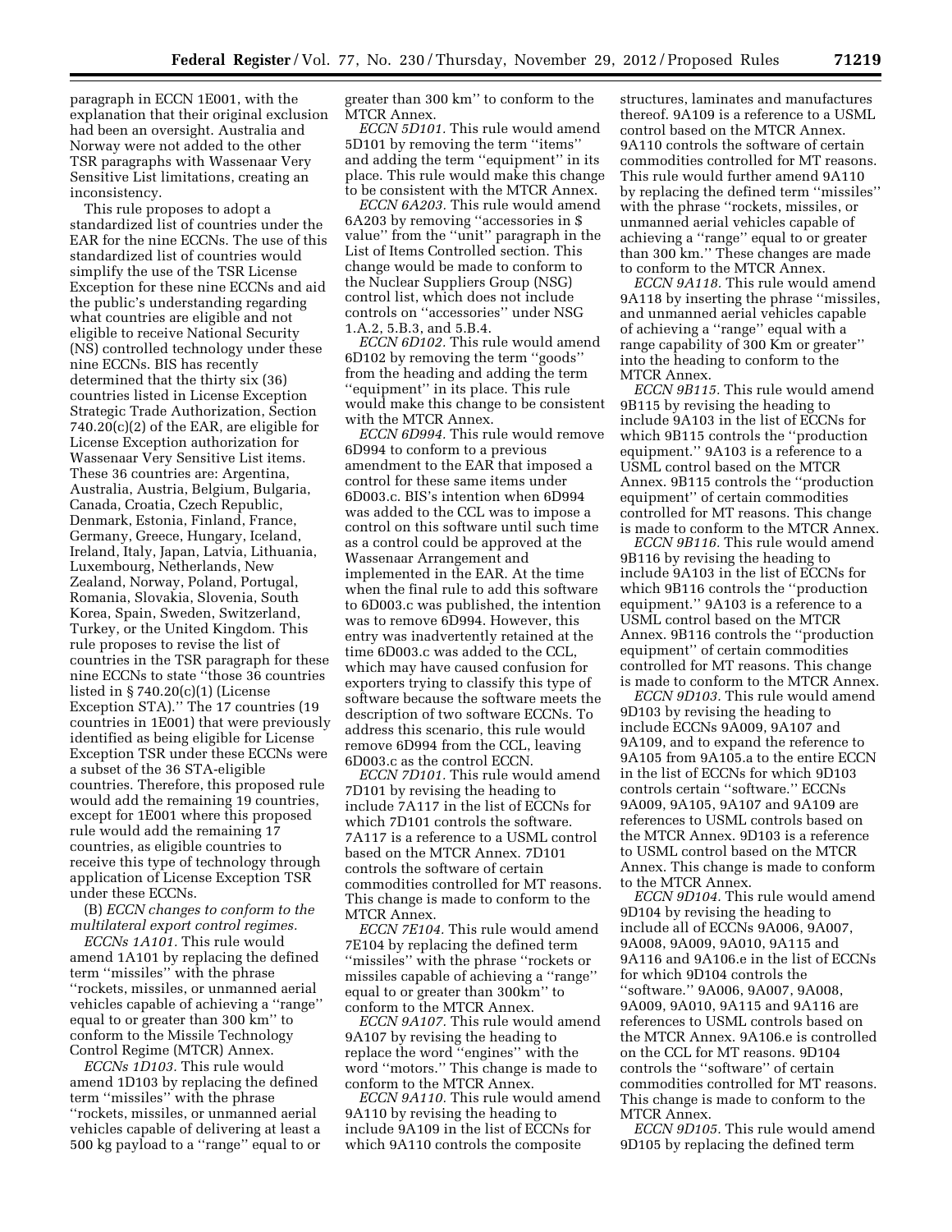paragraph in ECCN 1E001, with the explanation that their original exclusion had been an oversight. Australia and Norway were not added to the other TSR paragraphs with Wassenaar Very Sensitive List limitations, creating an inconsistency.

This rule proposes to adopt a standardized list of countries under the EAR for the nine ECCNs. The use of this standardized list of countries would simplify the use of the TSR License Exception for these nine ECCNs and aid the public's understanding regarding what countries are eligible and not eligible to receive National Security (NS) controlled technology under these nine ECCNs. BIS has recently determined that the thirty six (36) countries listed in License Exception Strategic Trade Authorization, Section 740.20(c)(2) of the EAR, are eligible for License Exception authorization for Wassenaar Very Sensitive List items. These 36 countries are: Argentina, Australia, Austria, Belgium, Bulgaria, Canada, Croatia, Czech Republic, Denmark, Estonia, Finland, France, Germany, Greece, Hungary, Iceland, Ireland, Italy, Japan, Latvia, Lithuania, Luxembourg, Netherlands, New Zealand, Norway, Poland, Portugal, Romania, Slovakia, Slovenia, South Korea, Spain, Sweden, Switzerland, Turkey, or the United Kingdom. This rule proposes to revise the list of countries in the TSR paragraph for these nine ECCNs to state "those 36 countries listed in § 740.20(c)(1) (License Exception STA)." The 17 countries (19 countries in 1E001) that were previously identified as being eligible for License Exception TSR under these ECCNs were a subset of the 36 STA-eligible countries. Therefore, this proposed rule would add the remaining 19 countries, except for 1E001 where this proposed rule would add the remaining 17 countries, as eligible countries to receive this type of technology through application of License Exception TSR under these ECCNs.

(B) *ECCN changes to conform to the multilateral export control regimes.*

*ECCNs 1A101.* This rule would amend 1A101 by replacing the defined term "missiles" with the phrase "rockets, missiles, or unmanned aerial vehicles capable of achieving a "range" equal to or greater than 300 km" to conform to the Missile Technology Control Regime (MTCR) Annex.

*ECCNs 1D103.* This rule would amend 1D103 by replacing the defined term "missiles" with the phrase "rockets, missiles, or unmanned aerial vehicles capable of delivering at least a 500 kg payload to a "range" equal to or greater than 300 km" to conform to the MTCR Annex.

*ECCN 5D101.* This rule would amend 5D101 by removing the term "items" and adding the term "equipment" in its place. This rule would make this change to be consistent with the MTCR Annex.

*ECCN 6A203.* This rule would amend 6A203 by removing "accessories in $ value" from the "unit" paragraph in the List of Items Controlled section. This change would be made to conform to the Nuclear Suppliers Group (NSG) control list, which does not include controls on "accessories" under NSG 1.A.2, 5.B.3, and 5.B.4.

*ECCN 6D102.* This rule would amend 6D102 by removing the term "goods" from the heading and adding the term "equipment" in its place. This rule would make this change to be consistent with the MTCR Annex.

*ECCN 6D994.* This rule would remove 6D994 to conform to a previous amendment to the EAR that imposed a control for these same items under 6D003.c. BIS's intention when 6D994 was added to the CCL was to impose a control on this software until such time as a control could be approved at the Wassenaar Arrangement and implemented in the EAR. At the time when the final rule to add this software to 6D003.c was published, the intention was to remove 6D994. However, this entry was inadvertently retained at the time 6D003.c was added to the CCL, which may have caused confusion for exporters trying to classify this type of software because the software meets the description of two software ECCNs. To address this scenario, this rule would remove 6D994 from the CCL, leaving 6D003.c as the control ECCN.

*ECCN 7D101.* This rule would amend 7D101 by revising the heading to include 7A117 in the list of ECCNs for which 7D101 controls the software. 7A117 is a reference to a USML control based on the MTCR Annex. 7D101 controls the software of certain commodities controlled for MT reasons. This change is made to conform to the MTCR Annex.

*ECCN 7E104.* This rule would amend 7E104 by replacing the defined term "missiles" with the phrase "rockets or missiles capable of achieving a "range" equal to or greater than 300km" to conform to the MTCR Annex.

*ECCN 9A107.* This rule would amend 9A107 by revising the heading to replace the word "engines" with the word "motors." This change is made to conform to the MTCR Annex.

*ECCN 9A110.* This rule would amend 9A110 by revising the heading to include 9A109 in the list of ECCNs for which 9A110 controls the composite structures, laminates and manufactures thereof. 9A109 is a reference to a USML control based on the MTCR Annex. 9A110 controls the software of certain commodities controlled for MT reasons. This rule would further amend 9A110 by replacing the defined term "missiles" with the phrase "rockets, missiles, or unmanned aerial vehicles capable of achieving a "range" equal to or greater than 300 km." These changes are made to conform to the MTCR Annex.

*ECCN 9A118.* This rule would amend 9A118 by inserting the phrase "missiles, and unmanned aerial vehicles capable of achieving a "range" equal with a range capability of 300 Km or greater" into the heading to conform to the MTCR Annex.

*ECCN 9B115.* This rule would amend 9B115 by revising the heading to include 9A103 in the list of ECCNs for which 9B115 controls the "production equipment." 9A103 is a reference to a USML control based on the MTCR Annex. 9B115 controls the "production equipment" of certain commodities controlled for MT reasons. This change is made to conform to the MTCR Annex.

*ECCN 9B116.* This rule would amend 9B116 by revising the heading to include 9A103 in the list of ECCNs for which 9B116 controls the "production equipment." 9A103 is a reference to a USML control based on the MTCR Annex. 9B116 controls the "production equipment" of certain commodities controlled for MT reasons. This change is made to conform to the MTCR Annex.

*ECCN 9D103.* This rule would amend 9D103 by revising the heading to include ECCNs 9A009, 9A107 and 9A109, and to expand the reference to 9A105 from 9A105.a to the entire ECCN in the list of ECCNs for which 9D103 controls certain "software." ECCNs 9A009, 9A105, 9A107 and 9A109 are references to USML controls based on the MTCR Annex. 9D103 is a reference to USML control based on the MTCR Annex. This change is made to conform to the MTCR Annex.

*ECCN 9D104.* This rule would amend 9D104 by revising the heading to include all of ECCNs 9A006, 9A007, 9A008, 9A009, 9A010, 9A115 and 9A116 and 9A106.e in the list of ECCNs for which 9D104 controls the "software." 9A006, 9A007, 9A008, 9A009, 9A010, 9A115 and 9A116 are references to USML controls based on the MTCR Annex. 9A106.e is controlled on the CCL for MT reasons. 9D104 controls the "software" of certain commodities controlled for MT reasons. This change is made to conform to the MTCR Annex.

*ECCN 9D105.* This rule would amend 9D105 by replacing the defined term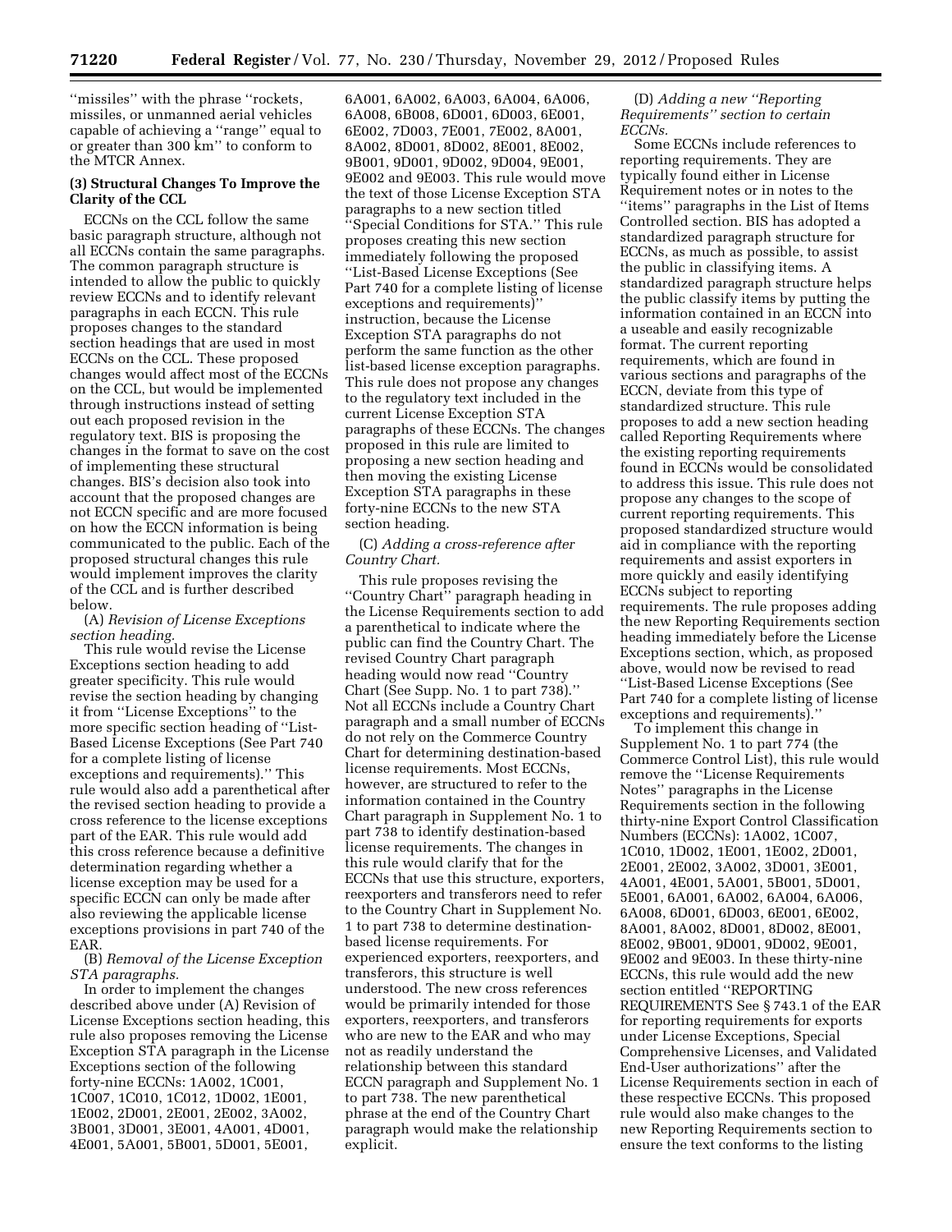''missiles'' with the phrase ''rockets, missiles, or unmanned aerial vehicles capable of achieving a ''range'' equal to or greater than 300 km'' to conform to the MTCR Annex.

**(3) Structural Changes To Improve the Clarity of the CCL**

ECCNs on the CCL follow the same basic paragraph structure, although not all ECCNs contain the same paragraphs. The common paragraph structure is intended to allow the public to quickly review ECCNs and to identify relevant paragraphs in each ECCN. This rule proposes changes to the standard section headings that are used in most ECCNs on the CCL. These proposed changes would affect most of the ECCNs on the CCL, but would be implemented through instructions instead of setting out each proposed revision in the regulatory text. BIS is proposing the changes in the format to save on the cost of implementing these structural changes. BIS's decision also took into account that the proposed changes are not ECCN specific and are more focused on how the ECCN information is being communicated to the public. Each of the proposed structural changes this rule would implement improves the clarity of the CCL and is further described below.

(A) *Revision of License Exceptions section heading.*

This rule would revise the License Exceptions section heading to add greater specificity. This rule would revise the section heading by changing it from ''License Exceptions'' to the more specific section heading of ''List-Based License Exceptions (See Part 740 for a complete listing of license exceptions and requirements).'' This rule would also add a parenthetical after the revised section heading to provide a cross reference to the license exceptions part of the EAR. This rule would add this cross reference because a definitive determination regarding whether a license exception may be used for a specific ECCN can only be made after also reviewing the applicable license exceptions provisions in part 740 of the EAR.

(B) *Removal of the License Exception STA paragraphs.*

In order to implement the changes described above under (A) Revision of License Exceptions section heading, this rule also proposes removing the License Exception STA paragraph in the License Exceptions section of the following forty-nine ECCNs: 1A002, 1C001, 1C007, 1C010, 1C012, 1D002, 1E001, 1E002, 2D001, 2E001, 2E002, 3A002, 3B001, 3D001, 3E001, 4A001, 4D001, 4E001, 5A001, 5B001, 5D001, 5E001, 6A001, 6A002, 6A003, 6A004, 6A006, 6A008, 6B008, 6D001, 6D003, 6E001, 6E002, 7D003, 7E001, 7E002, 8A001, 8A002, 8D001, 8D002, 8E001, 8E002, 9B001, 9D001, 9D002, 9D004, 9E001, 9E002 and 9E003. This rule would move the text of those License Exception STA paragraphs to a new section titled ''Special Conditions for STA.'' This rule proposes creating this new section immediately following the proposed ''List-Based License Exceptions (See Part 740 for a complete listing of license exceptions and requirements)'' instruction, because the License Exception STA paragraphs do not perform the same function as the other list-based license exception paragraphs. This rule does not propose any changes to the regulatory text included in the current License Exception STA paragraphs of these ECCNs. The changes proposed in this rule are limited to proposing a new section heading and then moving the existing License Exception STA paragraphs in these forty-nine ECCNs to the new STA section heading.

(C) *Adding a cross-reference after Country Chart.*

This rule proposes revising the ''Country Chart'' paragraph heading in the License Requirements section to add a parenthetical to indicate where the public can find the Country Chart. The revised Country Chart paragraph heading would now read ''Country Chart (See Supp. No. 1 to part 738).'' Not all ECCNs include a Country Chart paragraph and a small number of ECCNs do not rely on the Commerce Country Chart for determining destination-based license requirements. Most ECCNs, however, are structured to refer to the information contained in the Country Chart paragraph in Supplement No. 1 to part 738 to identify destination-based license requirements. The changes in this rule would clarify that for the ECCNs that use this structure, exporters, reexporters and transferors need to refer to the Country Chart in Supplement No. 1 to part 738 to determine destination-based license requirements. For experienced exporters, reexporters, and transferors, this structure is well understood. The new cross references would be primarily intended for those exporters, reexporters, and transferors who are new to the EAR and who may not as readily understand the relationship between this standard ECCN paragraph and Supplement No. 1 to part 738. The new parenthetical phrase at the end of the Country Chart paragraph would make the relationship explicit.

(D) *Adding a new ''Reporting Requirements'' section to certain ECCNs.*

Some ECCNs include references to reporting requirements. They are typically found either in License Requirement notes or in notes to the ''items'' paragraphs in the List of Items Controlled section. BIS has adopted a standardized paragraph structure for ECCNs, as much as possible, to assist the public in classifying items. A standardized paragraph structure helps the public classify items by putting the information contained in an ECCN into a useable and easily recognizable format. The current reporting requirements, which are found in various sections and paragraphs of the ECCN, deviate from this type of standardized structure. This rule proposes to add a new section heading called Reporting Requirements where the existing reporting requirements found in ECCNs would be consolidated to address this issue. This rule does not propose any changes to the scope of current reporting requirements. This proposed standardized structure would aid in compliance with the reporting requirements and assist exporters in more quickly and easily identifying ECCNs subject to reporting requirements. The rule proposes adding the new Reporting Requirements section heading immediately before the License Exceptions section, which, as proposed above, would now be revised to read ''List-Based License Exceptions (See Part 740 for a complete listing of license exceptions and requirements).''

To implement this change in Supplement No. 1 to part 774 (the Commerce Control List), this rule would remove the ''License Requirements Notes'' paragraphs in the License Requirements section in the following thirty-nine Export Control Classification Numbers (ECCNs): 1A002, 1C007, 1C010, 1D002, 1E001, 1E002, 2D001, 2E001, 2E002, 3A002, 3D001, 3E001, 4A001, 4E001, 5A001, 5B001, 5D001, 5E001, 6A001, 6A002, 6A004, 6A006, 6A008, 6D001, 6D003, 6E001, 6E002, 8A001, 8A002, 8D001, 8D002, 8E001, 8E002, 9B001, 9D001, 9D002, 9E001, 9E002 and 9E003. In these thirty-nine ECCNs, this rule would add the new section entitled ''REPORTING REQUIREMENTS See § 743.1 of the EAR for reporting requirements for exports under License Exceptions, Special Comprehensive Licenses, and Validated End-User authorizations'' after the License Requirements section in each of these respective ECCNs. This proposed rule would also make changes to the new Reporting Requirements section to ensure the text conforms to the listing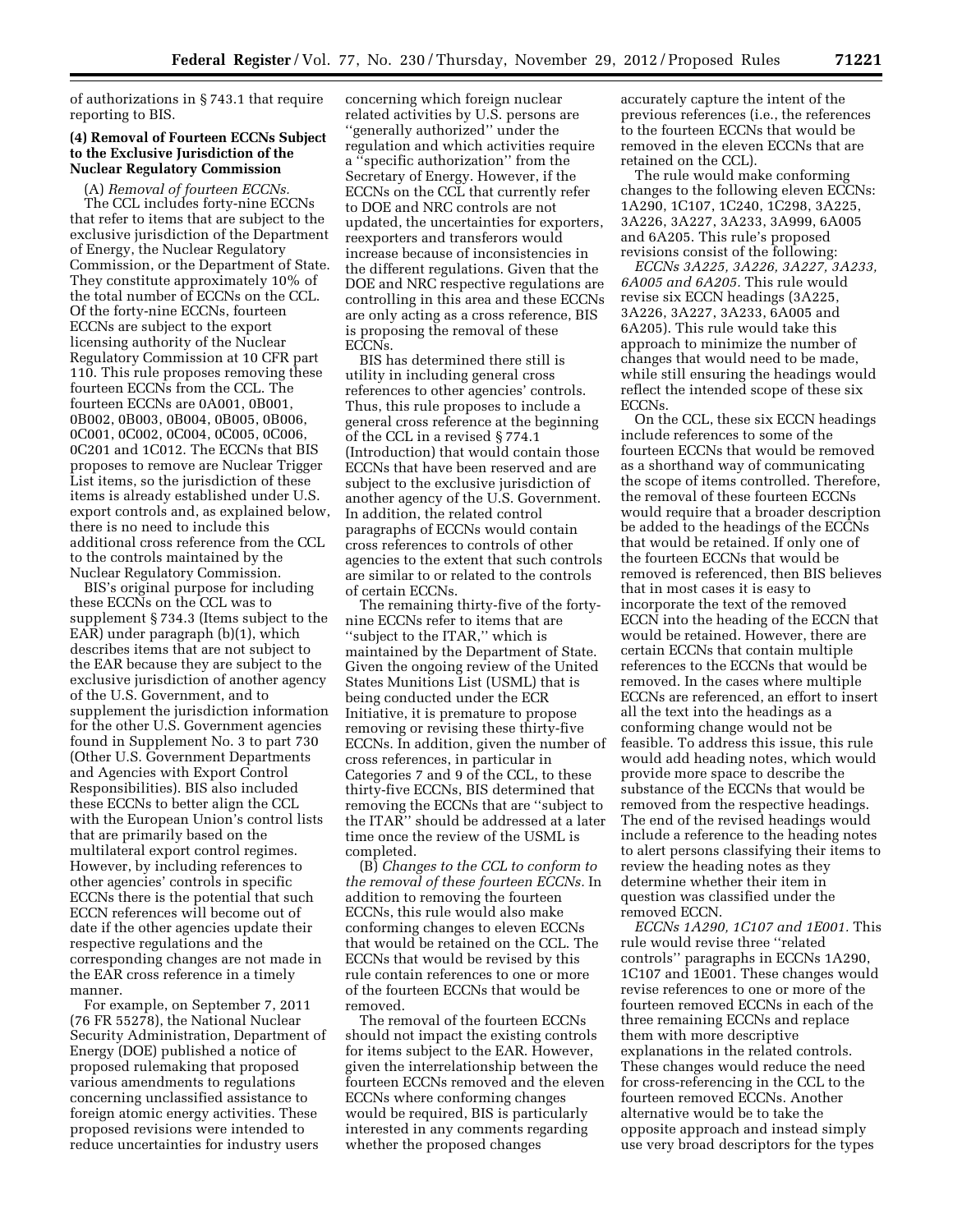of authorizations in § 743.1 that require reporting to BIS.

**(4) Removal of Fourteen ECCNs Subject to the Exclusive Jurisdiction of the Nuclear Regulatory Commission**

(A) *Removal of fourteen ECCNs.*

The CCL includes forty-nine ECCNs that refer to items that are subject to the exclusive jurisdiction of the Department of Energy, the Nuclear Regulatory Commission, or the Department of State. They constitute approximately 10% of the total number of ECCNs on the CCL. Of the forty-nine ECCNs, fourteen ECCNs are subject to the export licensing authority of the Nuclear Regulatory Commission at 10 CFR part 110. This rule proposes removing these fourteen ECCNs from the CCL. The fourteen ECCNs are 0A001, 0B001, 0B002, 0B003, 0B004, 0B005, 0B006, 0C001, 0C002, 0C004, 0C005, 0C006, 0C201 and 1C012. The ECCNs that BIS proposes to remove are Nuclear Trigger List items, so the jurisdiction of these items is already established under U.S. export controls and, as explained below, there is no need to include this additional cross reference from the CCL to the controls maintained by the Nuclear Regulatory Commission.

BIS's original purpose for including these ECCNs on the CCL was to supplement § 734.3 (Items subject to the EAR) under paragraph (b)(1), which describes items that are not subject to the EAR because they are subject to the exclusive jurisdiction of another agency of the U.S. Government, and to supplement the jurisdiction information for the other U.S. Government agencies found in Supplement No. 3 to part 730 (Other U.S. Government Departments and Agencies with Export Control Responsibilities). BIS also included these ECCNs to better align the CCL with the European Union's control lists that are primarily based on the multilateral export control regimes. However, by including references to other agencies' controls in specific ECCNs there is the potential that such ECCN references will become out of date if the other agencies update their respective regulations and the corresponding changes are not made in the EAR cross reference in a timely manner.

For example, on September 7, 2011 (76 FR 55278), the National Nuclear Security Administration, Department of Energy (DOE) published a notice of proposed rulemaking that proposed various amendments to regulations concerning unclassified assistance to foreign atomic energy activities. These proposed revisions were intended to reduce uncertainties for industry users concerning which foreign nuclear related activities by U.S. persons are ''generally authorized'' under the regulation and which activities require a ''specific authorization'' from the Secretary of Energy. However, if the ECCNs on the CCL that currently refer to DOE and NRC controls are not updated, the uncertainties for exporters, reexporters and transferors would increase because of inconsistencies in the different regulations. Given that the DOE and NRC respective regulations are controlling in this area and these ECCNs are only acting as a cross reference, BIS is proposing the removal of these ECCNs.

BIS has determined there still is utility in including general cross references to other agencies' controls. Thus, this rule proposes to include a general cross reference at the beginning of the CCL in a revised § 774.1 (Introduction) that would contain those ECCNs that have been reserved and are subject to the exclusive jurisdiction of another agency of the U.S. Government. In addition, the related control paragraphs of ECCNs would contain cross references to controls of other agencies to the extent that such controls are similar to or related to the controls of certain ECCNs.

The remaining thirty-five of the forty-nine ECCNs refer to items that are ''subject to the ITAR,'' which is maintained by the Department of State. Given the ongoing review of the United States Munitions List (USML) that is being conducted under the ECR Initiative, it is premature to propose removing or revising these thirty-five ECCNs. In addition, given the number of cross references, in particular in Categories 7 and 9 of the CCL, to these thirty-five ECCNs, BIS determined that removing the ECCNs that are ''subject to the ITAR'' should be addressed at a later time once the review of the USML is completed.

(B) *Changes to the CCL to conform to the removal of these fourteen ECCNs.* In addition to removing the fourteen ECCNs, this rule would also make conforming changes to eleven ECCNs that would be retained on the CCL. The ECCNs that would be revised by this rule contain references to one or more of the fourteen ECCNs that would be removed.

The removal of the fourteen ECCNs should not impact the existing controls for items subject to the EAR. However, given the interrelationship between the fourteen ECCNs removed and the eleven ECCNs where conforming changes would be required, BIS is particularly interested in any comments regarding whether the proposed changes accurately capture the intent of the previous references (i.e., the references to the fourteen ECCNs that would be removed in the eleven ECCNs that are retained on the CCL).

The rule would make conforming changes to the following eleven ECCNs: 1A290, 1C107, 1C240, 1C298, 3A225, 3A226, 3A227, 3A233, 3A999, 6A005 and 6A205. This rule's proposed revisions consist of the following:

*ECCNs 3A225, 3A226, 3A227, 3A233, 6A005 and 6A205.* This rule would revise six ECCN headings (3A225, 3A226, 3A227, 3A233, 6A005 and 6A205). This rule would take this approach to minimize the number of changes that would need to be made, while still ensuring the headings would reflect the intended scope of these six ECCNs.

On the CCL, these six ECCN headings include references to some of the fourteen ECCNs that would be removed as a shorthand way of communicating the scope of items controlled. Therefore, the removal of these fourteen ECCNs would require that a broader description be added to the headings of the ECCNs that would be retained. If only one of the fourteen ECCNs that would be removed is referenced, then BIS believes that in most cases it is easy to incorporate the text of the removed ECCN into the heading of the ECCN that would be retained. However, there are certain ECCNs that contain multiple references to the ECCNs that would be removed. In the cases where multiple ECCNs are referenced, an effort to insert all the text into the headings as a conforming change would not be feasible. To address this issue, this rule would add heading notes, which would provide more space to describe the substance of the ECCNs that would be removed from the respective headings. The end of the revised headings would include a reference to the heading notes to alert persons classifying their items to review the heading notes as they determine whether their item in question was classified under the removed ECCN.

*ECCNs 1A290, 1C107 and 1E001.* This rule would revise three ''related controls'' paragraphs in ECCNs 1A290, 1C107 and 1E001. These changes would revise references to one or more of the fourteen removed ECCNs in each of the three remaining ECCNs and replace them with more descriptive explanations in the related controls. These changes would reduce the need for cross-referencing in the CCL to the fourteen removed ECCNs. Another alternative would be to take the opposite approach and instead simply use very broad descriptors for the types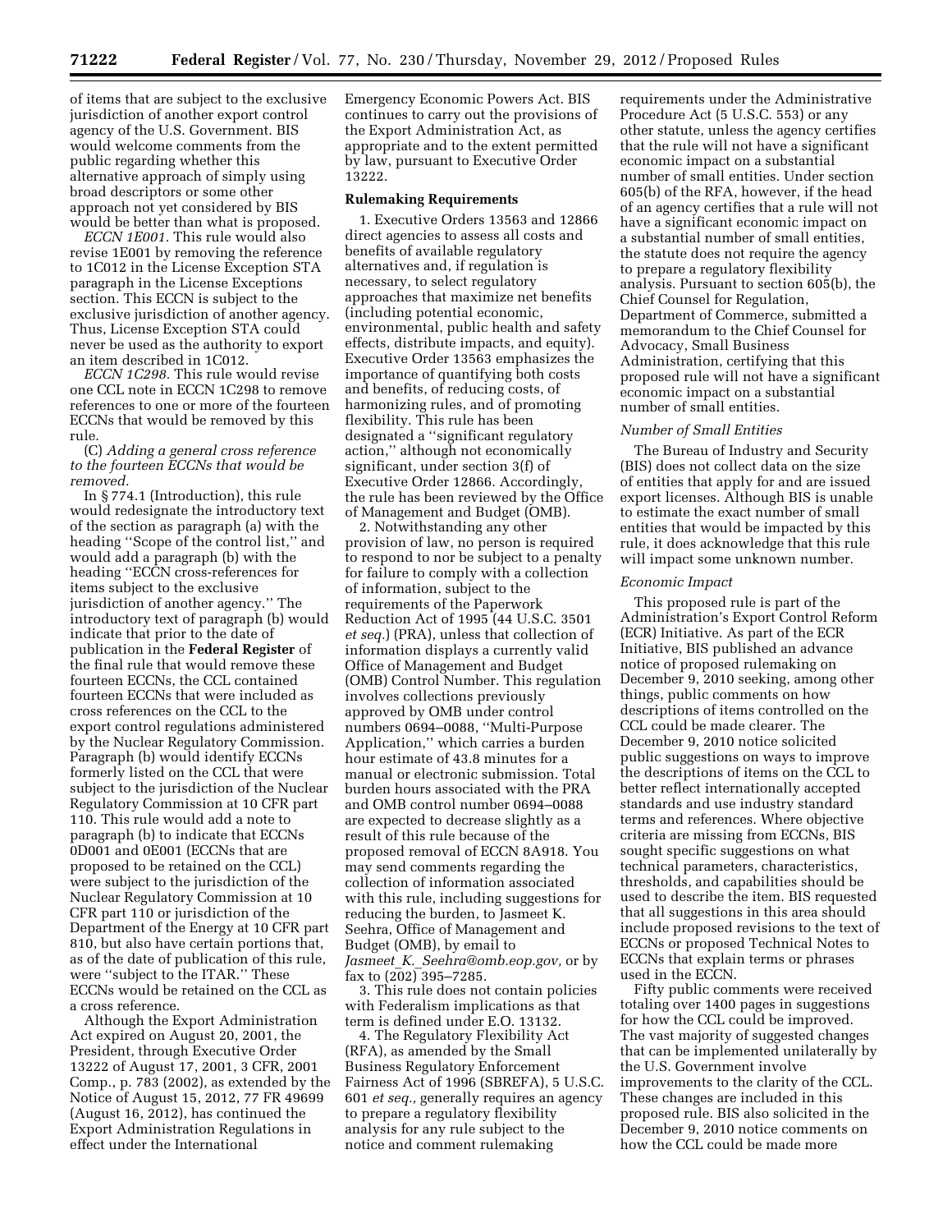of items that are subject to the exclusive jurisdiction of another export control agency of the U.S. Government. BIS would welcome comments from the public regarding whether this alternative approach of simply using broad descriptors or some other approach not yet considered by BIS would be better than what is proposed.

*ECCN 1E001.* This rule would also revise 1E001 by removing the reference to 1C012 in the License Exception STA paragraph in the License Exceptions section. This ECCN is subject to the exclusive jurisdiction of another agency. Thus, License Exception STA could never be used as the authority to export an item described in 1C012.

*ECCN 1C298.* This rule would revise one CCL note in ECCN 1C298 to remove references to one or more of the fourteen ECCNs that would be removed by this rule.

(C) *Adding a general cross reference to the fourteen ECCNs that would be removed.*

In § 774.1 (Introduction), this rule would redesignate the introductory text of the section as paragraph (a) with the heading ''Scope of the control list,'' and would add a paragraph (b) with the heading ''ECCN cross-references for items subject to the exclusive jurisdiction of another agency.'' The introductory text of paragraph (b) would indicate that prior to the date of publication in the **Federal Register** of the final rule that would remove these fourteen ECCNs, the CCL contained fourteen ECCNs that were included as cross references on the CCL to the export control regulations administered by the Nuclear Regulatory Commission. Paragraph (b) would identify ECCNs formerly listed on the CCL that were subject to the jurisdiction of the Nuclear Regulatory Commission at 10 CFR part 110. This rule would add a note to paragraph (b) to indicate that ECCNs 0D001 and 0E001 (ECCNs that are proposed to be retained on the CCL) were subject to the jurisdiction of the Nuclear Regulatory Commission at 10 CFR part 110 or jurisdiction of the Department of the Energy at 10 CFR part 810, but also have certain portions that, as of the date of publication of this rule, were ''subject to the ITAR.'' These ECCNs would be retained on the CCL as a cross reference.

Although the Export Administration Act expired on August 20, 2001, the President, through Executive Order 13222 of August 17, 2001, 3 CFR, 2001 Comp., p. 783 (2002), as extended by the Notice of August 15, 2012, 77 FR 49699 (August 16, 2012), has continued the Export Administration Regulations in effect under the International Emergency Economic Powers Act. BIS continues to carry out the provisions of the Export Administration Act, as appropriate and to the extent permitted by law, pursuant to Executive Order 13222.

**Rulemaking Requirements**

1. Executive Orders 13563 and 12866 direct agencies to assess all costs and benefits of available regulatory alternatives and, if regulation is necessary, to select regulatory approaches that maximize net benefits (including potential economic, environmental, public health and safety effects, distribute impacts, and equity). Executive Order 13563 emphasizes the importance of quantifying both costs and benefits, of reducing costs, of harmonizing rules, and of promoting flexibility. This rule has been designated a ''significant regulatory action,'' although not economically significant, under section 3(f) of Executive Order 12866. Accordingly, the rule has been reviewed by the Office of Management and Budget (OMB).

2. Notwithstanding any other provision of law, no person is required to respond to nor be subject to a penalty for failure to comply with a collection of information, subject to the requirements of the Paperwork Reduction Act of 1995 (44 U.S.C. 3501 *et seq.*) (PRA), unless that collection of information displays a currently valid Office of Management and Budget (OMB) Control Number. This regulation involves collections previously approved by OMB under control numbers 0694–0088, ''Multi-Purpose Application,'' which carries a burden hour estimate of 43.8 minutes for a manual or electronic submission. Total burden hours associated with the PRA and OMB control number 0694–0088 are expected to decrease slightly as a result of this rule because of the proposed removal of ECCN 8A918. You may send comments regarding the collection of information associated with this rule, including suggestions for reducing the burden, to Jasmeet K. Seehra, Office of Management and Budget (OMB), by email to *Jasmeet_K._Seehra@omb.eop.gov,* or by fax to (202) 395–7285.

3. This rule does not contain policies with Federalism implications as that term is defined under E.O. 13132.

4. The Regulatory Flexibility Act (RFA), as amended by the Small Business Regulatory Enforcement Fairness Act of 1996 (SBREFA), 5 U.S.C. 601 *et seq.,* generally requires an agency to prepare a regulatory flexibility analysis for any rule subject to the notice and comment rulemaking requirements under the Administrative Procedure Act (5 U.S.C. 553) or any other statute, unless the agency certifies that the rule will not have a significant economic impact on a substantial number of small entities. Under section 605(b) of the RFA, however, if the head of an agency certifies that a rule will not have a significant economic impact on a substantial number of small entities, the statute does not require the agency to prepare a regulatory flexibility analysis. Pursuant to section 605(b), the Chief Counsel for Regulation, Department of Commerce, submitted a memorandum to the Chief Counsel for Advocacy, Small Business Administration, certifying that this proposed rule will not have a significant economic impact on a substantial number of small entities.

*Number of Small Entities*

The Bureau of Industry and Security (BIS) does not collect data on the size of entities that apply for and are issued export licenses. Although BIS is unable to estimate the exact number of small entities that would be impacted by this rule, it does acknowledge that this rule will impact some unknown number.

*Economic Impact*

This proposed rule is part of the Administration's Export Control Reform (ECR) Initiative. As part of the ECR Initiative, BIS published an advance notice of proposed rulemaking on December 9, 2010 seeking, among other things, public comments on how descriptions of items controlled on the CCL could be made clearer. The December 9, 2010 notice solicited public suggestions on ways to improve the descriptions of items on the CCL to better reflect internationally accepted standards and use industry standard terms and references. Where objective criteria are missing from ECCNs, BIS sought specific suggestions on what technical parameters, characteristics, thresholds, and capabilities should be used to describe the item. BIS requested that all suggestions in this area should include proposed revisions to the text of ECCNs or proposed Technical Notes to ECCNs that explain terms or phrases used in the ECCN.

Fifty public comments were received totaling over 1400 pages in suggestions for how the CCL could be improved. The vast majority of suggested changes that can be implemented unilaterally by the U.S. Government involve improvements to the clarity of the CCL. These changes are included in this proposed rule. BIS also solicited in the December 9, 2010 notice comments on how the CCL could be made more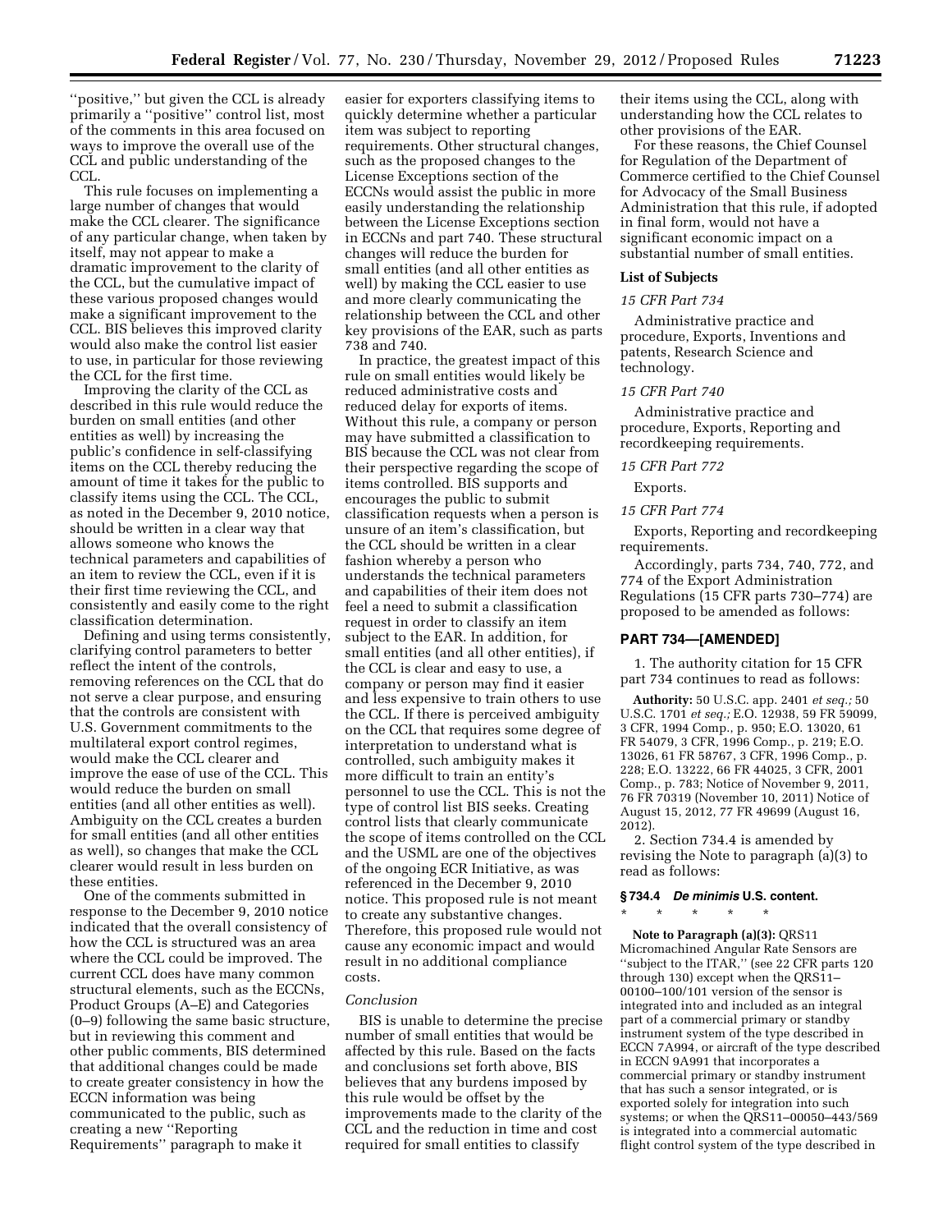"positive," but given the CCL is already primarily a "positive" control list, most of the comments in this area focused on ways to improve the overall use of the CCL and public understanding of the CCL.

This rule focuses on implementing a large number of changes that would make the CCL clearer. The significance of any particular change, when taken by itself, may not appear to make a dramatic improvement to the clarity of the CCL, but the cumulative impact of these various proposed changes would make a significant improvement to the CCL. BIS believes this improved clarity would also make the control list easier to use, in particular for those reviewing the CCL for the first time.

Improving the clarity of the CCL as described in this rule would reduce the burden on small entities (and other entities as well) by increasing the public's confidence in self-classifying items on the CCL thereby reducing the amount of time it takes for the public to classify items using the CCL. The CCL, as noted in the December 9, 2010 notice, should be written in a clear way that allows someone who knows the technical parameters and capabilities of an item to review the CCL, even if it is their first time reviewing the CCL, and consistently and easily come to the right classification determination.

Defining and using terms consistently, clarifying control parameters to better reflect the intent of the controls, removing references on the CCL that do not serve a clear purpose, and ensuring that the controls are consistent with U.S. Government commitments to the multilateral export control regimes, would make the CCL clearer and improve the ease of use of the CCL. This would reduce the burden on small entities (and all other entities as well). Ambiguity on the CCL creates a burden for small entities (and all other entities as well), so changes that make the CCL clearer would result in less burden on these entities.

One of the comments submitted in response to the December 9, 2010 notice indicated that the overall consistency of how the CCL is structured was an area where the CCL could be improved. The current CCL does have many common structural elements, such as the ECCNs, Product Groups (A–E) and Categories (0–9) following the same basic structure, but in reviewing this comment and other public comments, BIS determined that additional changes could be made to create greater consistency in how the ECCN information was being communicated to the public, such as creating a new "Reporting Requirements" paragraph to make it easier for exporters classifying items to quickly determine whether a particular item was subject to reporting requirements. Other structural changes, such as the proposed changes to the License Exceptions section of the ECCNs would assist the public in more easily understanding the relationship between the License Exceptions section in ECCNs and part 740. These structural changes will reduce the burden for small entities (and all other entities as well) by making the CCL easier to use and more clearly communicating the relationship between the CCL and other key provisions of the EAR, such as parts 738 and 740.

In practice, the greatest impact of this rule on small entities would likely be reduced administrative costs and reduced delay for exports of items. Without this rule, a company or person may have submitted a classification to BIS because the CCL was not clear from their perspective regarding the scope of items controlled. BIS supports and encourages the public to submit classification requests when a person is unsure of an item's classification, but the CCL should be written in a clear fashion whereby a person who understands the technical parameters and capabilities of their item does not feel a need to submit a classification request in order to classify an item subject to the EAR. In addition, for small entities (and all other entities), if the CCL is clear and easy to use, a company or person may find it easier and less expensive to train others to use the CCL. If there is perceived ambiguity on the CCL that requires some degree of interpretation to understand what is controlled, such ambiguity makes it more difficult to train an entity's personnel to use the CCL. This is not the type of control list BIS seeks. Creating control lists that clearly communicate the scope of items controlled on the CCL and the USML are one of the objectives of the ongoing ECR Initiative, as was referenced in the December 9, 2010 notice. This proposed rule is not meant to create any substantive changes. Therefore, this proposed rule would not cause any economic impact and would result in no additional compliance costs.

*Conclusion*

BIS is unable to determine the precise number of small entities that would be affected by this rule. Based on the facts and conclusions set forth above, BIS believes that any burdens imposed by this rule would be offset by the improvements made to the clarity of the CCL and the reduction in time and cost required for small entities to classify their items using the CCL, along with understanding how the CCL relates to other provisions of the EAR.

For these reasons, the Chief Counsel for Regulation of the Department of Commerce certified to the Chief Counsel for Advocacy of the Small Business Administration that this rule, if adopted in final form, would not have a significant economic impact on a substantial number of small entities.

**List of Subjects**

*15 CFR Part 734*

Administrative practice and procedure, Exports, Inventions and patents, Research Science and technology.

*15 CFR Part 740*

Administrative practice and procedure, Exports, Reporting and recordkeeping requirements.

*15 CFR Part 772*

Exports.

*15 CFR Part 774*

Exports, Reporting and recordkeeping requirements.

Accordingly, parts 734, 740, 772, and 774 of the Export Administration Regulations (15 CFR parts 730–774) are proposed to be amended as follows:

## PART 734—[AMENDED]

1. The authority citation for 15 CFR part 734 continues to read as follows:

**Authority:** 50 U.S.C. app. 2401 *et seq.;* 50 U.S.C. 1701 *et seq.;* E.O. 12938, 59 FR 59099, 3 CFR, 1994 Comp., p. 950; E.O. 13020, 61 FR 54079, 3 CFR, 1996 Comp., p. 219; E.O. 13026, 61 FR 58767, 3 CFR, 1996 Comp., p. 228; E.O. 13222, 66 FR 44025, 3 CFR, 2001 Comp., p. 783; Notice of November 9, 2011, 76 FR 70319 (November 10, 2011) Notice of August 15, 2012, 77 FR 49699 (August 16, 2012).

2. Section 734.4 is amended by revising the Note to paragraph (a)(3) to read as follows:

### § 734.4 *De minimis* U.S. content.

\* \* \* \* \*

**Note to Paragraph (a)(3):** QRS11 Micromachined Angular Rate Sensors are "subject to the ITAR," (see 22 CFR parts 120 through 130) except when the QRS11–00100–100/101 version of the sensor is integrated into and included as an integral part of a commercial primary or standby instrument system of the type described in ECCN 7A994, or aircraft of the type described in ECCN 9A991 that incorporates a commercial primary or standby instrument that has such a sensor integrated, or is exported solely for integration into such systems; or when the QRS11–00050–443/569 is integrated into a commercial automatic flight control system of the type described in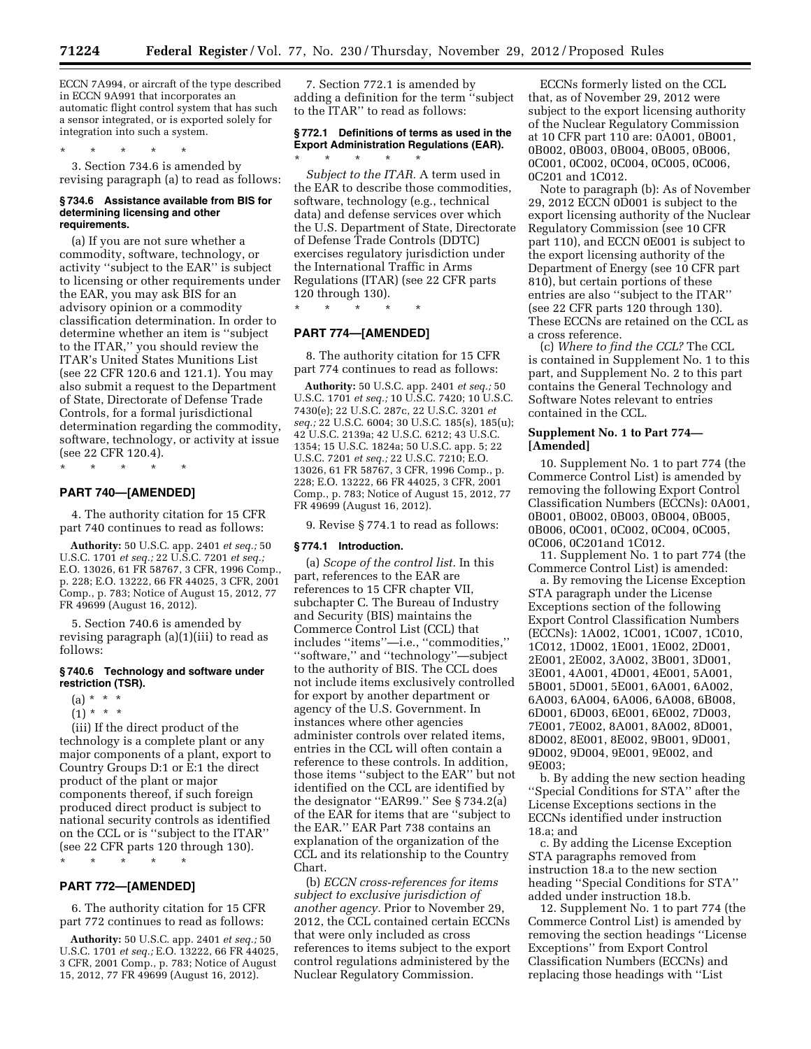ECCN 7A994, or aircraft of the type described in ECCN 9A991 that incorporates an automatic flight control system that has such a sensor integrated, or is exported solely for integration into such a system.

\* \* \* \* \*

3. Section 734.6 is amended by revising paragraph (a) to read as follows:

#### § 734.6 Assistance available from BIS for determining licensing and other requirements.

(a) If you are not sure whether a commodity, software, technology, or activity "subject to the EAR" is subject to licensing or other requirements under the EAR, you may ask BIS for an advisory opinion or a commodity classification determination. In order to determine whether an item is "subject to the ITAR," you should review the ITAR's United States Munitions List (see 22 CFR 120.6 and 121.1). You may also submit a request to the Department of State, Directorate of Defense Trade Controls, for a formal jurisdictional determination regarding the commodity, software, technology, or activity at issue (see 22 CFR 120.4).

\* \* \* \* \*

### PART 740—[AMENDED]

4. The authority citation for 15 CFR part 740 continues to read as follows:

**Authority:** 50 U.S.C. app. 2401 *et seq.;* 50 U.S.C. 1701 *et seq.;* 22 U.S.C. 7201 *et seq.;* E.O. 13026, 61 FR 58767, 3 CFR, 1996 Comp., p. 228; E.O. 13222, 66 FR 44025, 3 CFR, 2001 Comp., p. 783; Notice of August 15, 2012, 77 FR 49699 (August 16, 2012).

5. Section 740.6 is amended by revising paragraph (a)(1)(iii) to read as follows:

#### § 740.6 Technology and software under restriction (TSR).

(a) \* \* \*

(1) \* \* \*

(iii) If the direct product of the technology is a complete plant or any major components of a plant, export to Country Groups D:1 or E:1 the direct product of the plant or major components thereof, if such foreign produced direct product is subject to national security controls as identified on the CCL or is "subject to the ITAR" (see 22 CFR parts 120 through 130).

\* \* \* \* \*

### PART 772—[AMENDED]

6. The authority citation for 15 CFR part 772 continues to read as follows:

**Authority:** 50 U.S.C. app. 2401 *et seq.;* 50 U.S.C. 1701 *et seq.;* E.O. 13222, 66 FR 44025, 3 CFR, 2001 Comp., p. 783; Notice of August 15, 2012, 77 FR 49699 (August 16, 2012).

7. Section 772.1 is amended by adding a definition for the term "subject to the ITAR" to read as follows:

#### § 772.1 Definitions of terms as used in the Export Administration Regulations (EAR).

\* \* \* \* \*

*Subject to the ITAR.* A term used in the EAR to describe those commodities, software, technology (e.g., technical data) and defense services over which the U.S. Department of State, Directorate of Defense Trade Controls (DDTC) exercises regulatory jurisdiction under the International Traffic in Arms Regulations (ITAR) (see 22 CFR parts 120 through 130).

\* \* \* \* \*

### PART 774—[AMENDED]

8. The authority citation for 15 CFR part 774 continues to read as follows:

**Authority:** 50 U.S.C. app. 2401 *et seq.;* 50 U.S.C. 1701 *et seq.;* 10 U.S.C. 7420; 10 U.S.C. 7430(e); 22 U.S.C. 287c, 22 U.S.C. 3201 *et seq.;* 22 U.S.C. 6004; 30 U.S.C. 185(s), 185(u); 42 U.S.C. 2139a; 42 U.S.C. 6212; 43 U.S.C. 1354; 15 U.S.C. 1824a; 50 U.S.C. app. 5; 22 U.S.C. 7201 *et seq.;* 22 U.S.C. 7210; E.O. 13026, 61 FR 58767, 3 CFR, 1996 Comp., p. 228; E.O. 13222, 66 FR 44025, 3 CFR, 2001 Comp., p. 783; Notice of August 15, 2012, 77 FR 49699 (August 16, 2012).

9. Revise § 774.1 to read as follows:

#### § 774.1 Introduction.

(a) *Scope of the control list.* In this part, references to the EAR are references to 15 CFR chapter VII, subchapter C. The Bureau of Industry and Security (BIS) maintains the Commerce Control List (CCL) that includes "items"—i.e., "commodities," "software," and "technology"—subject to the authority of BIS. The CCL does not include items exclusively controlled for export by another department or agency of the U.S. Government. In instances where other agencies administer controls over related items, entries in the CCL will often contain a reference to these controls. In addition, those items "subject to the EAR" but not identified on the CCL are identified by the designator "EAR99." See § 734.2(a) of the EAR for items that are "subject to the EAR." EAR Part 738 contains an explanation of the organization of the CCL and its relationship to the Country Chart.

(b) *ECCN cross-references for items subject to exclusive jurisdiction of another agency.* Prior to November 29, 2012, the CCL contained certain ECCNs that were only included as cross references to items subject to the export control regulations administered by the Nuclear Regulatory Commission.

ECCNs formerly listed on the CCL that, as of November 29, 2012 were subject to the export licensing authority of the Nuclear Regulatory Commission at 10 CFR part 110 are: 0A001, 0B001, 0B002, 0B003, 0B004, 0B005, 0B006, 0C001, 0C002, 0C004, 0C005, 0C006, 0C201 and 1C012.

Note to paragraph (b): As of November 29, 2012 ECCN 0D001 is subject to the export licensing authority of the Nuclear Regulatory Commission (see 10 CFR part 110), and ECCN 0E001 is subject to the export licensing authority of the Department of Energy (see 10 CFR part 810), but certain portions of these entries are also "subject to the ITAR" (see 22 CFR parts 120 through 130). These ECCNs are retained on the CCL as a cross reference.

(c) *Where to find the CCL?* The CCL is contained in Supplement No. 1 to this part, and Supplement No. 2 to this part contains the General Technology and Software Notes relevant to entries contained in the CCL.

### Supplement No. 1 to Part 774—[Amended]

10. Supplement No. 1 to part 774 (the Commerce Control List) is amended by removing the following Export Control Classification Numbers (ECCNs): 0A001, 0B001, 0B002, 0B003, 0B004, 0B005, 0B006, 0C001, 0C002, 0C004, 0C005, 0C006, 0C201and 1C012.

11. Supplement No. 1 to part 774 (the Commerce Control List) is amended:

a. By removing the License Exception STA paragraph under the License Exceptions section of the following Export Control Classification Numbers (ECCNs): 1A002, 1C001, 1C007, 1C010, 1C012, 1D002, 1E001, 1E002, 2D001, 2E001, 2E002, 3A002, 3B001, 3D001, 3E001, 4A001, 4D001, 4E001, 5A001, 5B001, 5D001, 5E001, 6A001, 6A002, 6A003, 6A004, 6A006, 6A008, 6B008, 6D001, 6D003, 6E001, 6E002, 7D003, 7E001, 7E002, 8A001, 8A002, 8D001, 8D002, 8E001, 8E002, 9B001, 9D001, 9D002, 9D004, 9E001, 9E002, and 9E003;

b. By adding the new section heading "Special Conditions for STA" after the License Exceptions sections in the ECCNs identified under instruction 18.a; and

c. By adding the License Exception STA paragraphs removed from instruction 18.a to the new section heading "Special Conditions for STA" added under instruction 18.b.

12. Supplement No. 1 to part 774 (the Commerce Control List) is amended by removing the section headings "License Exceptions" from Export Control Classification Numbers (ECCNs) and replacing those headings with "List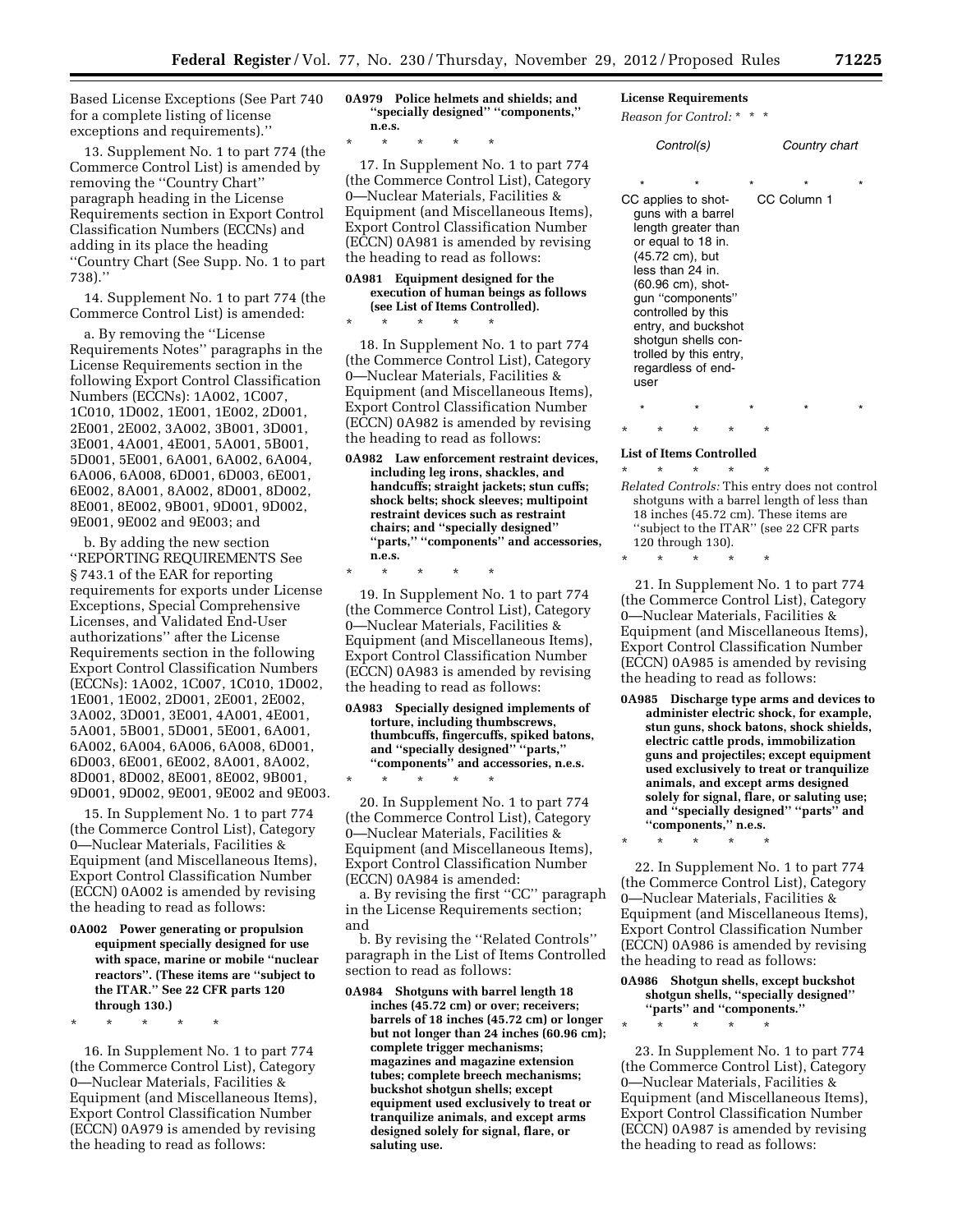Based License Exceptions (See Part 740 for a complete listing of license exceptions and requirements).''

13. Supplement No. 1 to part 774 (the Commerce Control List) is amended by removing the ''Country Chart'' paragraph heading in the License Requirements section in Export Control Classification Numbers (ECCNs) and adding in its place the heading ''Country Chart (See Supp. No. 1 to part 738).''

14. Supplement No. 1 to part 774 (the Commerce Control List) is amended:

a. By removing the ''License Requirements Notes'' paragraphs in the License Requirements section in the following Export Control Classification Numbers (ECCNs): 1A002, 1C007, 1C010, 1D002, 1E001, 1E002, 2D001, 2E001, 2E002, 3A002, 3B001, 3D001, 3E001, 4A001, 4E001, 5A001, 5B001, 5D001, 5E001, 6A001, 6A002, 6A004, 6A006, 6A008, 6D001, 6D003, 6E001, 6E002, 8A001, 8A002, 8D001, 8D002, 8E001, 8E002, 9B001, 9D001, 9D002, 9E001, 9E002 and 9E003; and

b. By adding the new section ''REPORTING REQUIREMENTS See § 743.1 of the EAR for reporting requirements for exports under License Exceptions, Special Comprehensive Licenses, and Validated End-User authorizations'' after the License Requirements section in the following Export Control Classification Numbers (ECCNs): 1A002, 1C007, 1C010, 1D002, 1E001, 1E002, 2D001, 2E001, 2E002, 3A002, 3D001, 3E001, 4A001, 4E001, 5A001, 5B001, 5D001, 5E001, 6A001, 6A002, 6A004, 6A006, 6A008, 6D001, 6D003, 6E001, 6E002, 8A001, 8A002, 8D001, 8D002, 8E001, 8E002, 9B001, 9D001, 9D002, 9E001, 9E002 and 9E003.

15. In Supplement No. 1 to part 774 (the Commerce Control List), Category 0—Nuclear Materials, Facilities & Equipment (and Miscellaneous Items), Export Control Classification Number (ECCN) 0A002 is amended by revising the heading to read as follows:

**0A002 Power generating or propulsion equipment specially designed for use with space, marine or mobile ''nuclear reactors''. (These items are ''subject to the ITAR.'' See 22 CFR parts 120 through 130.)**

\* \* \* \* \*

16. In Supplement No. 1 to part 774 (the Commerce Control List), Category 0—Nuclear Materials, Facilities & Equipment (and Miscellaneous Items), Export Control Classification Number (ECCN) 0A979 is amended by revising the heading to read as follows:

**0A979 Police helmets and shields; and ''specially designed'' ''components,'' n.e.s.**

\* \* \* \* \*

17. In Supplement No. 1 to part 774 (the Commerce Control List), Category 0—Nuclear Materials, Facilities & Equipment (and Miscellaneous Items), Export Control Classification Number (ECCN) 0A981 is amended by revising the heading to read as follows:

**0A981 Equipment designed for the execution of human beings as follows (see List of Items Controlled).**

\* \* \* \* \*

18. In Supplement No. 1 to part 774 (the Commerce Control List), Category 0—Nuclear Materials, Facilities & Equipment (and Miscellaneous Items), Export Control Classification Number (ECCN) 0A982 is amended by revising the heading to read as follows:

**0A982 Law enforcement restraint devices, including leg irons, shackles, and handcuffs; straight jackets; stun cuffs; shock belts; shock sleeves; multipoint restraint devices such as restraint chairs; and ''specially designed'' ''parts,'' ''components'' and accessories, n.e.s.**

\* \* \* \* \*

19. In Supplement No. 1 to part 774 (the Commerce Control List), Category 0—Nuclear Materials, Facilities & Equipment (and Miscellaneous Items), Export Control Classification Number (ECCN) 0A983 is amended by revising the heading to read as follows:

**0A983 Specially designed implements of torture, including thumbscrews, thumbcuffs, fingercuffs, spiked batons, and ''specially designed'' ''parts,'' ''components'' and accessories, n.e.s.**

\* \* \* \* \*

20. In Supplement No. 1 to part 774 (the Commerce Control List), Category 0—Nuclear Materials, Facilities & Equipment (and Miscellaneous Items), Export Control Classification Number (ECCN) 0A984 is amended:

a. By revising the first ''CC'' paragraph in the License Requirements section; and

b. By revising the ''Related Controls'' paragraph in the List of Items Controlled section to read as follows:

**0A984 Shotguns with barrel length 18 inches (45.72 cm) or over; receivers; barrels of 18 inches (45.72 cm) or longer but not longer than 24 inches (60.96 cm); complete trigger mechanisms; magazines and magazine extension tubes; complete breech mechanisms; buckshot shotgun shells; except equipment used exclusively to treat or tranquilize animals, and except arms designed solely for signal, flare, or saluting use.**

**License Requirements**

*Reason for Control:* \* \* \*

| Control(s) | Country chart |
|---|---|
| \* \* \* | \* \* |
| CC applies to shotguns with a barrel length greater than or equal to 18 in. (45.72 cm), but less than 24 in. (60.96 cm), shotgun ''components'' controlled by this entry, and buckshot shotgun shells controlled by this entry, regardless of end-user | CC Column 1 |
| \* \* \* | \* \* |

\* \* \* \* \*

**List of Items Controlled**

\* \* \* \* \*

*Related Controls:* This entry does not control shotguns with a barrel length of less than 18 inches (45.72 cm). These items are ''subject to the ITAR'' (see 22 CFR parts 120 through 130).

\* \* \* \* \*

21. In Supplement No. 1 to part 774 (the Commerce Control List), Category 0—Nuclear Materials, Facilities & Equipment (and Miscellaneous Items), Export Control Classification Number (ECCN) 0A985 is amended by revising the heading to read as follows:

**0A985 Discharge type arms and devices to administer electric shock, for example, stun guns, shock batons, shock shields, electric cattle prods, immobilization guns and projectiles; except equipment used exclusively to treat or tranquilize animals, and except arms designed solely for signal, flare, or saluting use; and ''specially designed'' ''parts'' and ''components,'' n.e.s.**

\* \* \* \* \*

22. In Supplement No. 1 to part 774 (the Commerce Control List), Category 0—Nuclear Materials, Facilities & Equipment (and Miscellaneous Items), Export Control Classification Number (ECCN) 0A986 is amended by revising the heading to read as follows:

**0A986 Shotgun shells, except buckshot shotgun shells, ''specially designed'' ''parts'' and ''components.''**

\* \* \* \* \*

23. In Supplement No. 1 to part 774 (the Commerce Control List), Category 0—Nuclear Materials, Facilities & Equipment (and Miscellaneous Items), Export Control Classification Number (ECCN) 0A987 is amended by revising the heading to read as follows: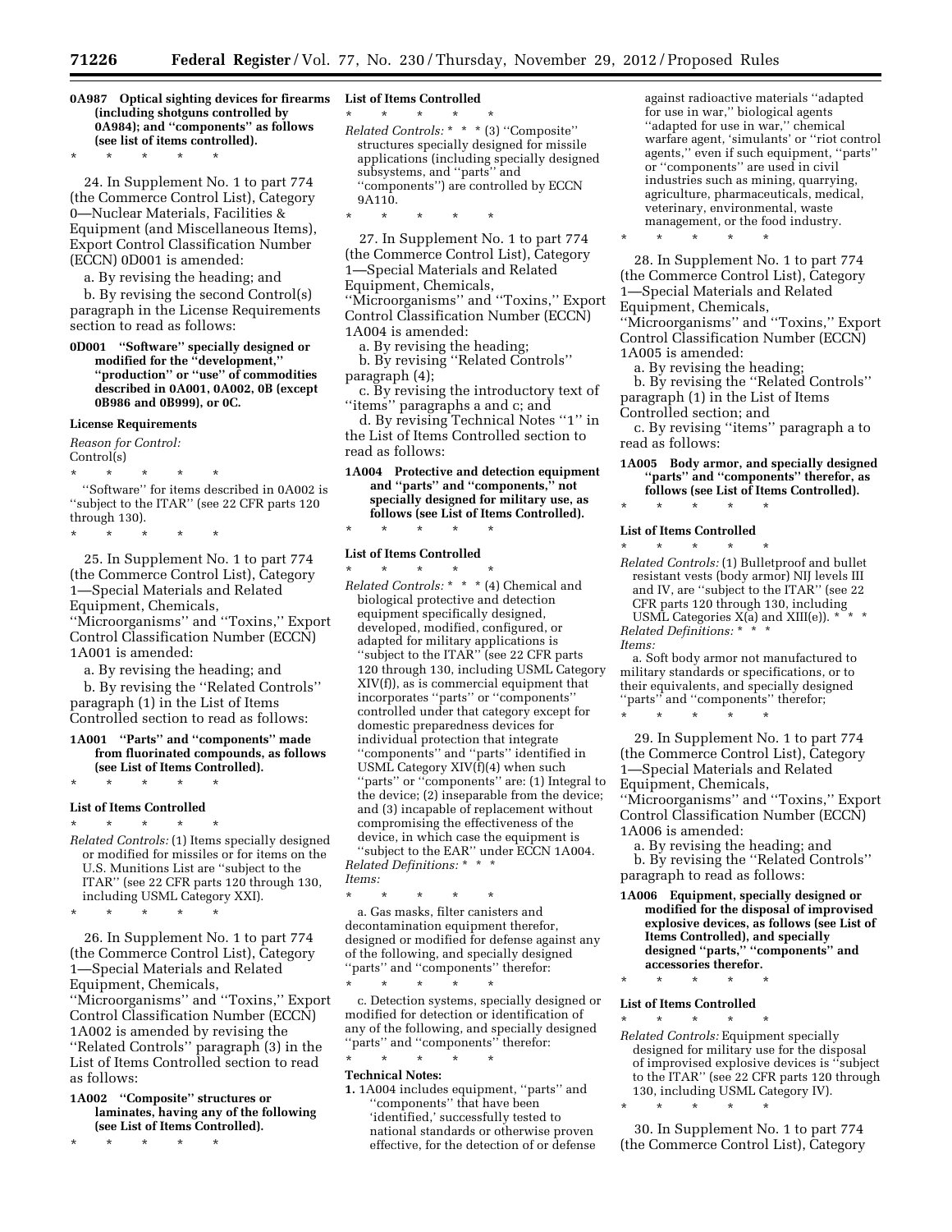**0A987 Optical sighting devices for firearms (including shotguns controlled by 0A984); and "components" as follows (see list of items controlled).**

\* \* \* \* \*

24. In Supplement No. 1 to part 774 (the Commerce Control List), Category 0—Nuclear Materials, Facilities & Equipment (and Miscellaneous Items), Export Control Classification Number (ECCN) 0D001 is amended:

a. By revising the heading; and

b. By revising the second Control(s) paragraph in the License Requirements section to read as follows:

**0D001 "Software" specially designed or modified for the "development," "production" or "use" of commodities described in 0A001, 0A002, 0B (except 0B986 and 0B999), or 0C.**

**License Requirements**

*Reason for Control:*
Control(s)

\* \* \* \* \*

"Software" for items described in 0A002 is "subject to the ITAR" (see 22 CFR parts 120 through 130).

\* \* \* \* \*

25. In Supplement No. 1 to part 774 (the Commerce Control List), Category 1—Special Materials and Related Equipment, Chemicals, "Microorganisms" and "Toxins," Export Control Classification Number (ECCN) 1A001 is amended:

a. By revising the heading; and

b. By revising the "Related Controls" paragraph (1) in the List of Items Controlled section to read as follows:

**1A001 "Parts" and "components" made from fluorinated compounds, as follows (see List of Items Controlled).**

\* \* \* \* \*

**List of Items Controlled**

\* \* \* \* \*

*Related Controls:* (1) Items specially designed or modified for missiles or for items on the U.S. Munitions List are "subject to the ITAR" (see 22 CFR parts 120 through 130, including USML Category XXI).

\* \* \* \* \*

26. In Supplement No. 1 to part 774 (the Commerce Control List), Category 1—Special Materials and Related Equipment, Chemicals, "Microorganisms" and "Toxins," Export Control Classification Number (ECCN) 1A002 is amended by revising the "Related Controls" paragraph (3) in the List of Items Controlled section to read as follows:

**1A002 "Composite" structures or laminates, having any of the following (see List of Items Controlled).**

\* \* \* \* \*

**List of Items Controlled**

\* \* \* \* \*

*Related Controls:* \* \* \* (3) "Composite" structures specially designed for missile applications (including specially designed subsystems, and "parts" and "components") are controlled by ECCN 9A110.

\* \* \* \* \*

27. In Supplement No. 1 to part 774 (the Commerce Control List), Category 1—Special Materials and Related Equipment, Chemicals, "Microorganisms" and "Toxins," Export Control Classification Number (ECCN) 1A004 is amended:

a. By revising the heading;

b. By revising "Related Controls" paragraph (4);

c. By revising the introductory text of "items" paragraphs a and c; and

d. By revising Technical Notes "1" in the List of Items Controlled section to read as follows:

**1A004 Protective and detection equipment and "parts" and "components," not specially designed for military use, as follows (see List of Items Controlled).**

\* \* \* \* \*

**List of Items Controlled**

\* \* \* \* \*

*Related Controls:* \* \* \* (4) Chemical and biological protective and detection equipment specially designed, developed, modified, configured, or adapted for military applications is "subject to the ITAR" (see 22 CFR parts 120 through 130, including USML Category XIV(f)), as is commercial equipment that incorporates "parts" or "components" controlled under that category except for domestic preparedness devices for individual protection that integrate "components" and "parts" identified in USML Category XIV(f)(4) when such "parts" or "components" are: (1) Integral to the device; (2) inseparable from the device; and (3) incapable of replacement without compromising the effectiveness of the device, in which case the equipment is "subject to the EAR" under ECCN 1A004.
*Related Definitions:* \* \* \*
*Items:*

\* \* \* \* \*

a. Gas masks, filter canisters and decontamination equipment therefor, designed or modified for defense against any of the following, and specially designed "parts" and "components" therefor:

\* \* \* \* \*

c. Detection systems, specially designed or modified for detection or identification of any of the following, and specially designed "parts" and "components" therefor:

\* \* \* \* \*

**Technical Notes:**

**1.** 1A004 includes equipment, "parts" and "components" that have been 'identified,' successfully tested to national standards or otherwise proven effective, for the detection of or defense against radioactive materials "adapted for use in war," biological agents "adapted for use in war," chemical warfare agent, 'simulants' or "riot control agents," even if such equipment, "parts" or "components" are used in civil industries such as mining, quarrying, agriculture, pharmaceuticals, medical, veterinary, environmental, waste management, or the food industry.

\* \* \* \* \*

28. In Supplement No. 1 to part 774 (the Commerce Control List), Category 1—Special Materials and Related Equipment, Chemicals, "Microorganisms" and "Toxins," Export Control Classification Number (ECCN) 1A005 is amended:

a. By revising the heading;

b. By revising the "Related Controls" paragraph (1) in the List of Items Controlled section; and

c. By revising "items" paragraph a to read as follows:

**1A005 Body armor, and specially designed "parts" and "components" therefor, as follows (see List of Items Controlled).**

\* \* \* \* \*

**List of Items Controlled**

\* \* \* \* \*

*Related Controls:* (1) Bulletproof and bullet resistant vests (body armor) NIJ levels III and IV, are "subject to the ITAR" (see 22 CFR parts 120 through 130, including USML Categories X(a) and XIII(e)). \* \* \*
*Related Definitions:* \* \* \*
*Items:*

a. Soft body armor not manufactured to military standards or specifications, or to their equivalents, and specially designed "parts" and "components" therefor;

\* \* \* \* \*

29. In Supplement No. 1 to part 774 (the Commerce Control List), Category 1—Special Materials and Related Equipment, Chemicals, "Microorganisms" and "Toxins," Export Control Classification Number (ECCN) 1A006 is amended:

a. By revising the heading; and

b. By revising the "Related Controls" paragraph to read as follows:

**1A006 Equipment, specially designed or modified for the disposal of improvised explosive devices, as follows (see List of Items Controlled), and specially designed "parts," "components" and accessories therefor.**

\* \* \* \* \*

**List of Items Controlled**

\* \* \* \* \*

*Related Controls:* Equipment specially designed for military use for the disposal of improvised explosive devices is "subject to the ITAR" (see 22 CFR parts 120 through 130, including USML Category IV).

\* \* \* \* \*

30. In Supplement No. 1 to part 774 (the Commerce Control List), Category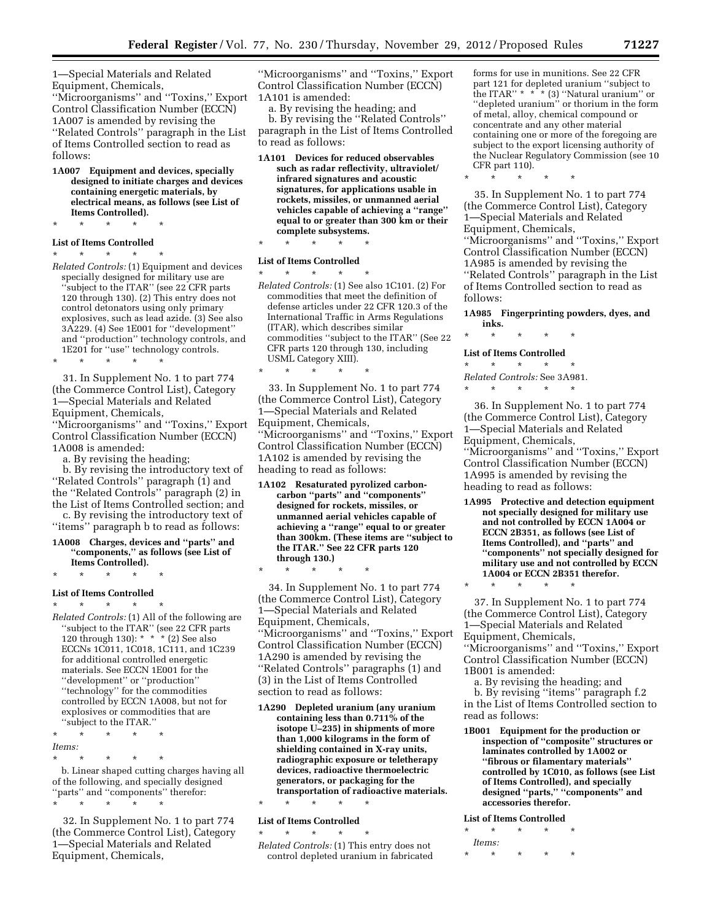1—Special Materials and Related Equipment, Chemicals, ''Microorganisms'' and ''Toxins,'' Export Control Classification Number (ECCN) 1A007 is amended by revising the ''Related Controls'' paragraph in the List of Items Controlled section to read as follows:

**1A007 Equipment and devices, specially designed to initiate charges and devices containing energetic materials, by electrical means, as follows (see List of Items Controlled).**

\* \* \* \* \*

**List of Items Controlled**

\* \* \* \* \*

*Related Controls:* (1) Equipment and devices specially designed for military use are ''subject to the ITAR'' (see 22 CFR parts 120 through 130). (2) This entry does not control detonators using only primary explosives, such as lead azide. (3) See also 3A229. (4) See 1E001 for ''development'' and ''production'' technology controls, and 1E201 for ''use'' technology controls.

\* \* \* \* \*

31. In Supplement No. 1 to part 774 (the Commerce Control List), Category 1—Special Materials and Related Equipment, Chemicals, ''Microorganisms'' and ''Toxins,'' Export Control Classification Number (ECCN) 1A008 is amended:

a. By revising the heading;

b. By revising the introductory text of ''Related Controls'' paragraph (1) and the ''Related Controls'' paragraph (2) in the List of Items Controlled section; and

c. By revising the introductory text of ''items'' paragraph b to read as follows:

**1A008 Charges, devices and ''parts'' and ''components,'' as follows (see List of Items Controlled).**

\* \* \* \* \*

**List of Items Controlled**

\* \* \* \* \*

*Related Controls:* (1) All of the following are ''subject to the ITAR'' (see 22 CFR parts 120 through 130): \* \* \* (2) See also ECCNs 1C011, 1C018, 1C111, and 1C239 for additional controlled energetic materials. See ECCN 1E001 for the ''development'' or ''production'' ''technology'' for the commodities controlled by ECCN 1A008, but not for explosives or commodities that are ''subject to the ITAR.''

\* \* \* \* \*

*Items:*

\* \* \* \* \*

b. Linear shaped cutting charges having all of the following, and specially designed ''parts'' and ''components'' therefor:

\* \* \* \* \*

32. In Supplement No. 1 to part 774 (the Commerce Control List), Category 1—Special Materials and Related Equipment, Chemicals, ''Microorganisms'' and ''Toxins,'' Export Control Classification Number (ECCN) 1A101 is amended:

a. By revising the heading; and

b. By revising the ''Related Controls'' paragraph in the List of Items Controlled to read as follows:

**1A101 Devices for reduced observables such as radar reflectivity, ultraviolet/infrared signatures and acoustic signatures, for applications usable in rockets, missiles, or unmanned aerial vehicles capable of achieving a ''range'' equal to or greater than 300 km or their complete subsystems.**

\* \* \* \* \*

**List of Items Controlled**

\* \* \* \* \*

*Related Controls:* (1) See also 1C101. (2) For commodities that meet the definition of defense articles under 22 CFR 120.3 of the International Traffic in Arms Regulations (ITAR), which describes similar commodities ''subject to the ITAR'' (See 22 CFR parts 120 through 130, including USML Category XIII).

\* \* \* \* \*

33. In Supplement No. 1 to part 774 (the Commerce Control List), Category 1—Special Materials and Related Equipment, Chemicals, ''Microorganisms'' and ''Toxins,'' Export Control Classification Number (ECCN) 1A102 is amended by revising the heading to read as follows:

**1A102 Resaturated pyrolized carbon-carbon ''parts'' and ''components'' designed for rockets, missiles, or unmanned aerial vehicles capable of achieving a ''range'' equal to or greater than 300km. (These items are ''subject to the ITAR.'' See 22 CFR parts 120 through 130.)**

\* \* \* \* \*

34. In Supplement No. 1 to part 774 (the Commerce Control List), Category 1—Special Materials and Related Equipment, Chemicals, ''Microorganisms'' and ''Toxins,'' Export Control Classification Number (ECCN) 1A290 is amended by revising the ''Related Controls'' paragraphs (1) and (3) in the List of Items Controlled section to read as follows:

**1A290 Depleted uranium (any uranium containing less than 0.711% of the isotope U–235) in shipments of more than 1,000 kilograms in the form of shielding contained in X-ray units, radiographic exposure or teletherapy devices, radioactive thermoelectric generators, or packaging for the transportation of radioactive materials.**

\* \* \* \* \*

**List of Items Controlled**

\* \* \* \* \*

*Related Controls:* (1) This entry does not control depleted uranium in fabricated forms for use in munitions. See 22 CFR part 121 for depleted uranium ''subject to the ITAR'' \* \* \* (3) ''Natural uranium'' or ''depleted uranium'' or thorium in the form of metal, alloy, chemical compound or concentrate and any other material containing one or more of the foregoing are subject to the export licensing authority of the Nuclear Regulatory Commission (see 10 CFR part 110).

\* \* \* \* \*

35. In Supplement No. 1 to part 774 (the Commerce Control List), Category 1—Special Materials and Related Equipment, Chemicals, ''Microorganisms'' and ''Toxins,'' Export Control Classification Number (ECCN) 1A985 is amended by revising the ''Related Controls'' paragraph in the List of Items Controlled section to read as follows:

**1A985 Fingerprinting powders, dyes, and inks.**

\* \* \* \* \*

**List of Items Controlled**

\* \* \* \* \*

*Related Controls:* See 3A981.

\* \* \* \* \*

36. In Supplement No. 1 to part 774 (the Commerce Control List), Category 1—Special Materials and Related Equipment, Chemicals, ''Microorganisms'' and ''Toxins,'' Export Control Classification Number (ECCN) 1A995 is amended by revising the heading to read as follows:

**1A995 Protective and detection equipment not specially designed for military use and not controlled by ECCN 1A004 or ECCN 2B351, as follows (see List of Items Controlled), and ''parts'' and ''components'' not specially designed for military use and not controlled by ECCN 1A004 or ECCN 2B351 therefor.**

\* \* \* \* \*

37. In Supplement No. 1 to part 774 (the Commerce Control List), Category 1—Special Materials and Related Equipment, Chemicals, ''Microorganisms'' and ''Toxins,'' Export Control Classification Number (ECCN) 1B001 is amended:

a. By revising the heading; and

b. By revising ''items'' paragraph f.2 in the List of Items Controlled section to read as follows:

**1B001 Equipment for the production or inspection of ''composite'' structures or laminates controlled by 1A002 or ''fibrous or filamentary materials'' controlled by 1C010, as follows (see List of Items Controlled), and specially designed ''parts,'' ''components'' and accessories therefor.**

**List of Items Controlled**

\* \* \* \* \*

*Items:*

\* \* \* \* \*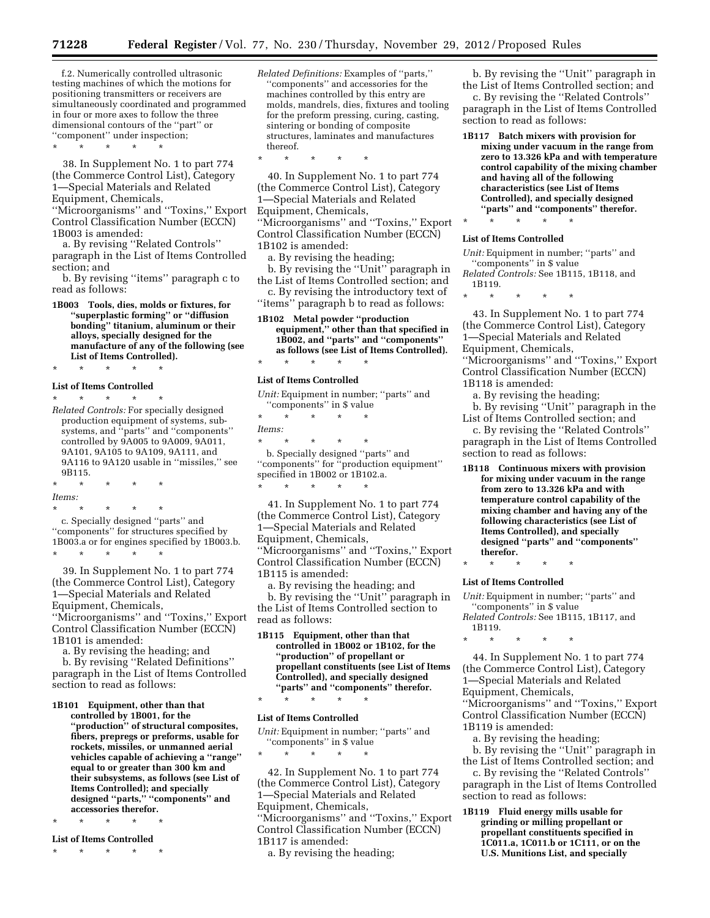f.2. Numerically controlled ultrasonic testing machines of which the motions for positioning transmitters or receivers are simultaneously coordinated and programmed in four or more axes to follow the three dimensional contours of the ''part'' or ''component'' under inspection;

\* \* \* \* \*

38. In Supplement No. 1 to part 774 (the Commerce Control List), Category 1—Special Materials and Related Equipment, Chemicals, ''Microorganisms'' and ''Toxins,'' Export Control Classification Number (ECCN) 1B003 is amended:

a. By revising ''Related Controls'' paragraph in the List of Items Controlled section; and

b. By revising ''items'' paragraph c to read as follows:

**1B003 Tools, dies, molds or fixtures, for ''superplastic forming'' or ''diffusion bonding'' titanium, aluminum or their alloys, specially designed for the manufacture of any of the following (see List of Items Controlled).**

\* \* \* \* \*

**List of Items Controlled**

\* \* \* \* \*

*Related Controls:* For specially designed production equipment of systems, sub-systems, and ''parts'' and ''components'' controlled by 9A005 to 9A009, 9A011, 9A101, 9A105 to 9A109, 9A111, and 9A116 to 9A120 usable in ''missiles,'' see 9B115.

\* \* \* \* \*

*Items:*

\* \* \* \* \*

c. Specially designed ''parts'' and ''components'' for structures specified by 1B003.a or for engines specified by 1B003.b.

\* \* \* \* \*

39. In Supplement No. 1 to part 774 (the Commerce Control List), Category 1—Special Materials and Related Equipment, Chemicals, ''Microorganisms'' and ''Toxins,'' Export Control Classification Number (ECCN) 1B101 is amended:

a. By revising the heading; and

b. By revising ''Related Definitions'' paragraph in the List of Items Controlled section to read as follows:

**1B101 Equipment, other than that controlled by 1B001, for the ''production'' of structural composites, fibers, prepregs or preforms, usable for rockets, missiles, or unmanned aerial vehicles capable of achieving a ''range'' equal to or greater than 300 km and their subsystems, as follows (see List of Items Controlled); and specially designed ''parts,'' ''components'' and accessories therefor.**

\* \* \* \* \*

**List of Items Controlled**

\* \* \* \* \*

*Related Definitions:* Examples of ''parts,'' ''components'' and accessories for the machines controlled by this entry are molds, mandrels, dies, fixtures and tooling for the preform pressing, curing, casting, sintering or bonding of composite structures, laminates and manufactures thereof.

\* \* \* \* \*

40. In Supplement No. 1 to part 774 (the Commerce Control List), Category 1—Special Materials and Related Equipment, Chemicals, ''Microorganisms'' and ''Toxins,'' Export Control Classification Number (ECCN) 1B102 is amended:

a. By revising the heading;

b. By revising the ''Unit'' paragraph in the List of Items Controlled section; and

c. By revising the introductory text of ''items'' paragraph b to read as follows:

**1B102 Metal powder ''production equipment,'' other than that specified in 1B002, and ''parts'' and ''components'' as follows (see List of Items Controlled).**

\* \* \* \* \*

**List of Items Controlled**

*Unit:* Equipment in number; ''parts'' and ''components'' in $ value

\* \* \* \* \*

*Items:*

\* \* \* \* \*

b. Specially designed ''parts'' and ''components'' for ''production equipment'' specified in 1B002 or 1B102.a.

\* \* \* \* \*

41. In Supplement No. 1 to part 774 (the Commerce Control List), Category 1—Special Materials and Related Equipment, Chemicals, ''Microorganisms'' and ''Toxins,'' Export Control Classification Number (ECCN) 1B115 is amended:

a. By revising the heading; and

b. By revising the ''Unit'' paragraph in the List of Items Controlled section to read as follows:

**1B115 Equipment, other than that controlled in 1B002 or 1B102, for the ''production'' of propellant or propellant constituents (see List of Items Controlled), and specially designed ''parts'' and ''components'' therefor.**

\* \* \* \* \*

**List of Items Controlled**

*Unit:* Equipment in number; ''parts'' and ''components'' in $ value

\* \* \* \* \*

42. In Supplement No. 1 to part 774 (the Commerce Control List), Category 1—Special Materials and Related Equipment, Chemicals, ''Microorganisms'' and ''Toxins,'' Export Control Classification Number (ECCN) 1B117 is amended:

a. By revising the heading;

b. By revising the ''Unit'' paragraph in the List of Items Controlled section; and

c. By revising the ''Related Controls'' paragraph in the List of Items Controlled section to read as follows:

**1B117 Batch mixers with provision for mixing under vacuum in the range from zero to 13.326 kPa and with temperature control capability of the mixing chamber and having all of the following characteristics (see List of Items Controlled), and specially designed ''parts'' and ''components'' therefor.**

\* \* \* \* \*

**List of Items Controlled**

*Unit:* Equipment in number; ''parts'' and ''components'' in $ value

*Related Controls:* See 1B115, 1B118, and 1B119.

\* \* \* \* \*

43. In Supplement No. 1 to part 774 (the Commerce Control List), Category 1—Special Materials and Related Equipment, Chemicals, ''Microorganisms'' and ''Toxins,'' Export Control Classification Number (ECCN) 1B118 is amended:

a. By revising the heading;

b. By revising ''Unit'' paragraph in the List of Items Controlled section; and

c. By revising the ''Related Controls'' paragraph in the List of Items Controlled section to read as follows:

**1B118 Continuous mixers with provision for mixing under vacuum in the range from zero to 13.326 kPa and with temperature control capability of the mixing chamber and having any of the following characteristics (see List of Items Controlled), and specially designed ''parts'' and ''components'' therefor.**

\* \* \* \* \*

**List of Items Controlled**

*Unit:* Equipment in number; ''parts'' and ''components'' in $ value

*Related Controls:* See 1B115, 1B117, and 1B119.

\* \* \* \* \*

44. In Supplement No. 1 to part 774 (the Commerce Control List), Category 1—Special Materials and Related Equipment, Chemicals, ''Microorganisms'' and ''Toxins,'' Export Control Classification Number (ECCN) 1B119 is amended:

a. By revising the heading;

b. By revising the ''Unit'' paragraph in the List of Items Controlled section; and

c. By revising the ''Related Controls'' paragraph in the List of Items Controlled section to read as follows:

**1B119 Fluid energy mills usable for grinding or milling propellant or propellant constituents specified in 1C011.a, 1C011.b or 1C111, or on the U.S. Munitions List, and specially**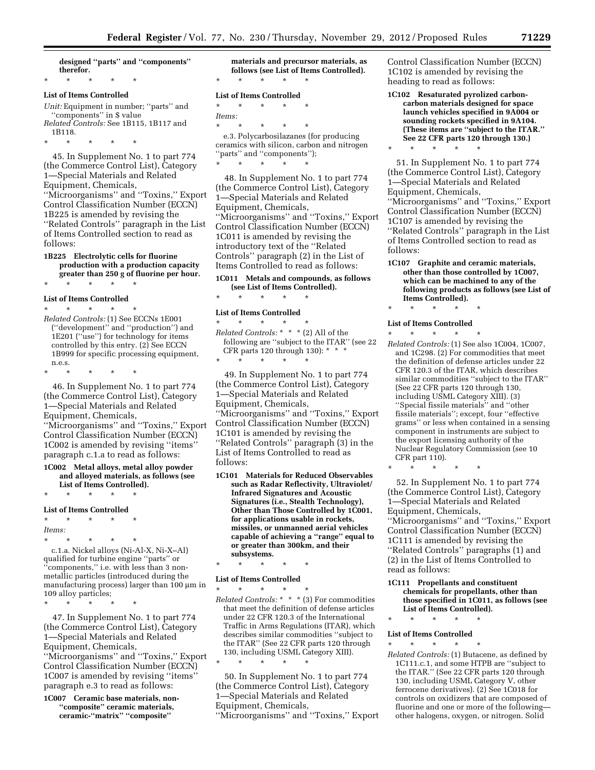**designed "parts" and "components" therefor.**

\* \* \* \* \*

**List of Items Controlled**

*Unit:* Equipment in number; "parts" and "components" in $ value

*Related Controls:* See 1B115, 1B117 and 1B118.

\* \* \* \* \*

45. In Supplement No. 1 to part 774 (the Commerce Control List), Category 1—Special Materials and Related Equipment, Chemicals, "Microorganisms" and "Toxins," Export Control Classification Number (ECCN) 1B225 is amended by revising the "Related Controls" paragraph in the List of Items Controlled section to read as follows:

**1B225 Electrolytic cells for fluorine production with a production capacity greater than 250 g of fluorine per hour.**

\* \* \* \* \*

**List of Items Controlled**

\* \* \* \* \*

*Related Controls:* (1) See ECCNs 1E001 ("development" and "production") and 1E201 ("use") for technology for items controlled by this entry. (2) See ECCN 1B999 for specific processing equipment, n.e.s.

\* \* \* \* \*

46. In Supplement No. 1 to part 774 (the Commerce Control List), Category 1—Special Materials and Related Equipment, Chemicals, "Microorganisms" and "Toxins," Export Control Classification Number (ECCN) 1C002 is amended by revising "items" paragraph c.1.a to read as follows:

**1C002 Metal alloys, metal alloy powder and alloyed materials, as follows (see List of Items Controlled).**

\* \* \* \* \*

**List of Items Controlled**

\* \* \* \* \*

*Items:*

\* \* \* \* \*

c.1.a. Nickel alloys (Ni-Al-X, Ni-X–Al) qualified for turbine engine "parts" or "components," i.e. with less than 3 non-metallic particles (introduced during the manufacturing process) larger than 100 μm in $10^9$ alloy particles;

\* \* \* \* \*

47. In Supplement No. 1 to part 774 (the Commerce Control List), Category 1—Special Materials and Related Equipment, Chemicals, "Microorganisms" and "Toxins," Export Control Classification Number (ECCN) 1C007 is amended by revising "items" paragraph e.3 to read as follows:

**1C007 Ceramic base materials, non-"composite" ceramic materials, ceramic-"matrix" "composite" materials and precursor materials, as follows (see List of Items Controlled).**

\* \* \* \* \*

**List of Items Controlled**

\* \* \* \* \*

*Items:*

\* \* \* \* \*

e.3. Polycarbosilazanes (for producing ceramics with silicon, carbon and nitrogen "parts" and "components");

\* \* \* \* \*

48. In Supplement No. 1 to part 774 (the Commerce Control List), Category 1—Special Materials and Related Equipment, Chemicals, "Microorganisms" and "Toxins," Export Control Classification Number (ECCN) 1C011 is amended by revising the introductory text of the "Related Controls" paragraph (2) in the List of Items Controlled to read as follows:

**1C011 Metals and compounds, as follows (see List of Items Controlled).**

\* \* \* \* \*

**List of Items Controlled**

\* \* \* \* \*

*Related Controls:* \* \* \* (2) All of the following are "subject to the ITAR" (see 22 CFR parts 120 through 130): \* \* \*

\* \* \* \* \*

49. In Supplement No. 1 to part 774 (the Commerce Control List), Category 1—Special Materials and Related Equipment, Chemicals, "Microorganisms" and "Toxins," Export Control Classification Number (ECCN) 1C101 is amended by revising the "Related Controls" paragraph (3) in the List of Items Controlled to read as follows:

**1C101 Materials for Reduced Observables such as Radar Reflectivity, Ultraviolet/Infrared Signatures and Acoustic Signatures (i.e., Stealth Technology), Other than Those Controlled by 1C001, for applications usable in rockets, missiles, or unmanned aerial vehicles capable of achieving a "range" equal to or greater than 300km, and their subsystems.**

\* \* \* \* \*

**List of Items Controlled**

\* \* \* \* \*

*Related Controls:* \* \* \* (3) For commodities that meet the definition of defense articles under 22 CFR 120.3 of the International Traffic in Arms Regulations (ITAR), which describes similar commodities "subject to the ITAR" (See 22 CFR parts 120 through 130, including USML Category XIII).

\* \* \* \* \*

50. In Supplement No. 1 to part 774 (the Commerce Control List), Category 1—Special Materials and Related Equipment, Chemicals, "Microorganisms" and "Toxins," Export Control Classification Number (ECCN) 1C102 is amended by revising the heading to read as follows:

**1C102 Resaturated pyrolized carbon-carbon materials designed for space launch vehicles specified in 9A004 or sounding rockets specified in 9A104. (These items are "subject to the ITAR." See 22 CFR parts 120 through 130.)**

\* \* \* \* \*

51. In Supplement No. 1 to part 774 (the Commerce Control List), Category 1—Special Materials and Related Equipment, Chemicals, "Microorganisms" and "Toxins," Export Control Classification Number (ECCN) 1C107 is amended by revising the "Related Controls" paragraph in the List of Items Controlled section to read as follows:

**1C107 Graphite and ceramic materials, other than those controlled by 1C007, which can be machined to any of the following products as follows (see List of Items Controlled).**

\* \* \* \* \*

**List of Items Controlled**

\* \* \* \* \*

*Related Controls:* (1) See also 1C004, 1C007, and 1C298. (2) For commodities that meet the definition of defense articles under 22 CFR 120.3 of the ITAR, which describes similar commodities "subject to the ITAR" (See 22 CFR parts 120 through 130, including USML Category XIII). (3) "Special fissile materials" and "other fissile materials"; except, four "effective grams" or less when contained in a sensing component in instruments are subject to the export licensing authority of the Nuclear Regulatory Commission (see 10 CFR part 110).

\* \* \* \* \*

52. In Supplement No. 1 to part 774 (the Commerce Control List), Category 1—Special Materials and Related Equipment, Chemicals, "Microorganisms" and "Toxins," Export Control Classification Number (ECCN) 1C111 is amended by revising the "Related Controls" paragraphs (1) and (2) in the List of Items Controlled to read as follows:

**1C111 Propellants and constituent chemicals for propellants, other than those specified in 1C011, as follows (see List of Items Controlled).**

\* \* \* \* \*

**List of Items Controlled**

\* \* \* \* \*

*Related Controls:* (1) Butacene, as defined by 1C111.c.1, and some HTPB are "subject to the ITAR." (See 22 CFR parts 120 through 130, including USML Category V, other ferrocene derivatives). (2) See 1C018 for controls on oxidizers that are composed of fluorine and one or more of the following—other halogens, oxygen, or nitrogen. Solid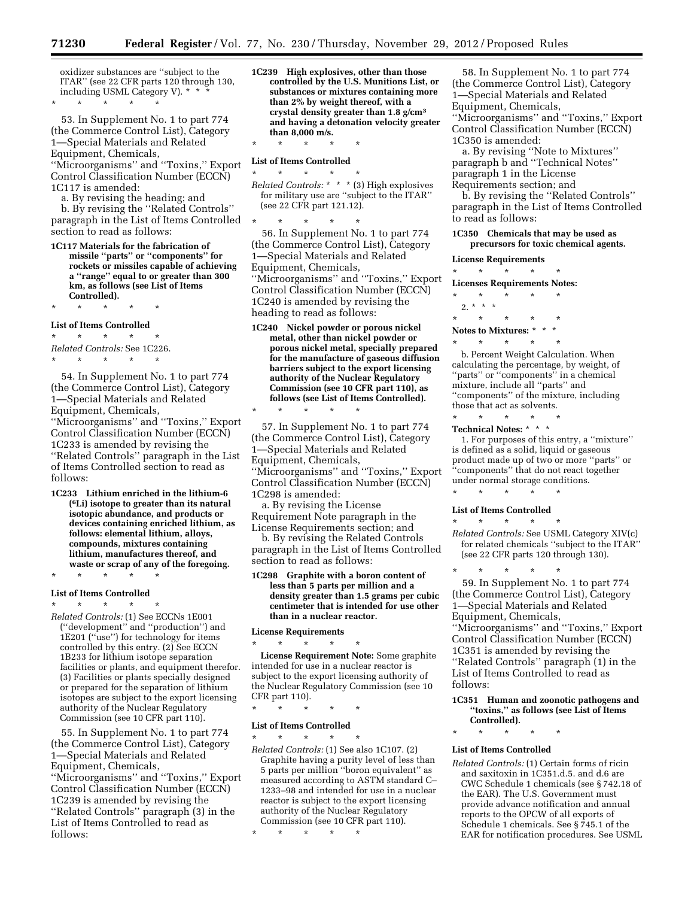oxidizer substances are "subject to the ITAR" (see 22 CFR parts 120 through 130, including USML Category V). * * *

\* \* \* \* \*

53. In Supplement No. 1 to part 774 (the Commerce Control List), Category 1—Special Materials and Related Equipment, Chemicals, "Microorganisms" and "Toxins," Export Control Classification Number (ECCN) 1C117 is amended:

a. By revising the heading; and

b. By revising the "Related Controls" paragraph in the List of Items Controlled section to read as follows:

**1C117 Materials for the fabrication of missile "parts" or "components" for rockets or missiles capable of achieving a "range" equal to or greater than 300 km, as follows (see List of Items Controlled).**

\* \* \* \* \*

**List of Items Controlled**

\* \* \* \* \*

*Related Controls:* See 1C226.

\* \* \* \* \*

54. In Supplement No. 1 to part 774 (the Commerce Control List), Category 1—Special Materials and Related Equipment, Chemicals, "Microorganisms" and "Toxins," Export Control Classification Number (ECCN) 1C233 is amended by revising the "Related Controls" paragraph in the List of Items Controlled section to read as follows:

**1C233 Lithium enriched in the lithium-6 ($^6$Li) isotope to greater than its natural isotopic abundance, and products or devices containing enriched lithium, as follows: elemental lithium, alloys, compounds, mixtures containing lithium, manufactures thereof, and waste or scrap of any of the foregoing.**

\* \* \* \* \*

**List of Items Controlled**

\* \* \* \* \*

*Related Controls:* (1) See ECCNs 1E001 ("development" and "production") and 1E201 ("use") for technology for items controlled by this entry. (2) See ECCN 1B233 for lithium isotope separation facilities or plants, and equipment therefor. (3) Facilities or plants specially designed or prepared for the separation of lithium isotopes are subject to the export licensing authority of the Nuclear Regulatory Commission (see 10 CFR part 110).

55. In Supplement No. 1 to part 774 (the Commerce Control List), Category 1—Special Materials and Related Equipment, Chemicals, "Microorganisms" and "Toxins," Export Control Classification Number (ECCN) 1C239 is amended by revising the "Related Controls" paragraph (3) in the List of Items Controlled to read as follows:

**1C239 High explosives, other than those controlled by the U.S. Munitions List, or substances or mixtures containing more than 2% by weight thereof, with a crystal density greater than 1.8 g/cm$^3$ and having a detonation velocity greater than 8,000 m/s.**

\* \* \* \* \*

**List of Items Controlled**

\* \* \* \* \*

*Related Controls:* \* \* \* (3) High explosives for military use are "subject to the ITAR" (see 22 CFR part 121.12).

\* \* \* \* \*

56. In Supplement No. 1 to part 774 (the Commerce Control List), Category 1—Special Materials and Related Equipment, Chemicals, "Microorganisms" and "Toxins," Export Control Classification Number (ECCN) 1C240 is amended by revising the heading to read as follows:

**1C240 Nickel powder or porous nickel metal, other than nickel powder or porous nickel metal, specially prepared for the manufacture of gaseous diffusion barriers subject to the export licensing authority of the Nuclear Regulatory Commission (see 10 CFR part 110), as follows (see List of Items Controlled).**

\* \* \* \* \*

57. In Supplement No. 1 to part 774 (the Commerce Control List), Category 1—Special Materials and Related Equipment, Chemicals, "Microorganisms" and "Toxins," Export Control Classification Number (ECCN) 1C298 is amended:

a. By revising the License Requirement Note paragraph in the License Requirements section; and

b. By revising the Related Controls paragraph in the List of Items Controlled section to read as follows:

**1C298 Graphite with a boron content of less than 5 parts per million and a density greater than 1.5 grams per cubic centimeter that is intended for use other than in a nuclear reactor.**

**License Requirements**

\* \* \* \* \*

**License Requirement Note:** Some graphite intended for use in a nuclear reactor is subject to the export licensing authority of the Nuclear Regulatory Commission (see 10 CFR part 110).

\* \* \* \* \*

**List of Items Controlled**

\* \* \* \* \*

*Related Controls:* (1) See also 1C107. (2) Graphite having a purity level of less than 5 parts per million "boron equivalent" as measured according to ASTM standard C–1233–98 and intended for use in a nuclear reactor is subject to the export licensing authority of the Nuclear Regulatory Commission (see 10 CFR part 110).

\* \* \* \* \*

58. In Supplement No. 1 to part 774 (the Commerce Control List), Category 1—Special Materials and Related Equipment, Chemicals, "Microorganisms" and "Toxins," Export Control Classification Number (ECCN) 1C350 is amended:

a. By revising "Note to Mixtures" paragraph b and "Technical Notes" paragraph 1 in the License Requirements section; and

b. By revising the "Related Controls" paragraph in the List of Items Controlled to read as follows:

**1C350 Chemicals that may be used as precursors for toxic chemical agents.**

**License Requirements**

\* \* \* \* \*

**Licenses Requirements Notes:**

\* \* \* \* \*

2. \* \* \*

\* \* \* \* \*

**Notes to Mixtures:** \* \* \*

\* \* \* \* \*

b. Percent Weight Calculation. When calculating the percentage, by weight, of "parts" or "components" in a chemical mixture, include all "parts" and "components" of the mixture, including those that act as solvents.

\* \* \* \* \*

**Technical Notes:** \* \* \*

1. For purposes of this entry, a "mixture" is defined as a solid, liquid or gaseous product made up of two or more "parts" or "components" that do not react together under normal storage conditions.

\* \* \* \* \*

**List of Items Controlled**

\* \* \* \* \*

*Related Controls:* See USML Category XIV(c) for related chemicals "subject to the ITAR" (see 22 CFR parts 120 through 130).

\* \* \* \* \*

59. In Supplement No. 1 to part 774 (the Commerce Control List), Category 1—Special Materials and Related Equipment, Chemicals, "Microorganisms" and "Toxins," Export Control Classification Number (ECCN) 1C351 is amended by revising the "Related Controls" paragraph (1) in the List of Items Controlled to read as follows:

**1C351 Human and zoonotic pathogens and "toxins," as follows (see List of Items Controlled).**

\* \* \* \* \*

**List of Items Controlled**

*Related Controls:* (1) Certain forms of ricin and saxitoxin in 1C351.d.5. and d.6 are CWC Schedule 1 chemicals (see § 742.18 of the EAR). The U.S. Government must provide advance notification and annual reports to the OPCW of all exports of Schedule 1 chemicals. See § 745.1 of the EAR for notification procedures. See USML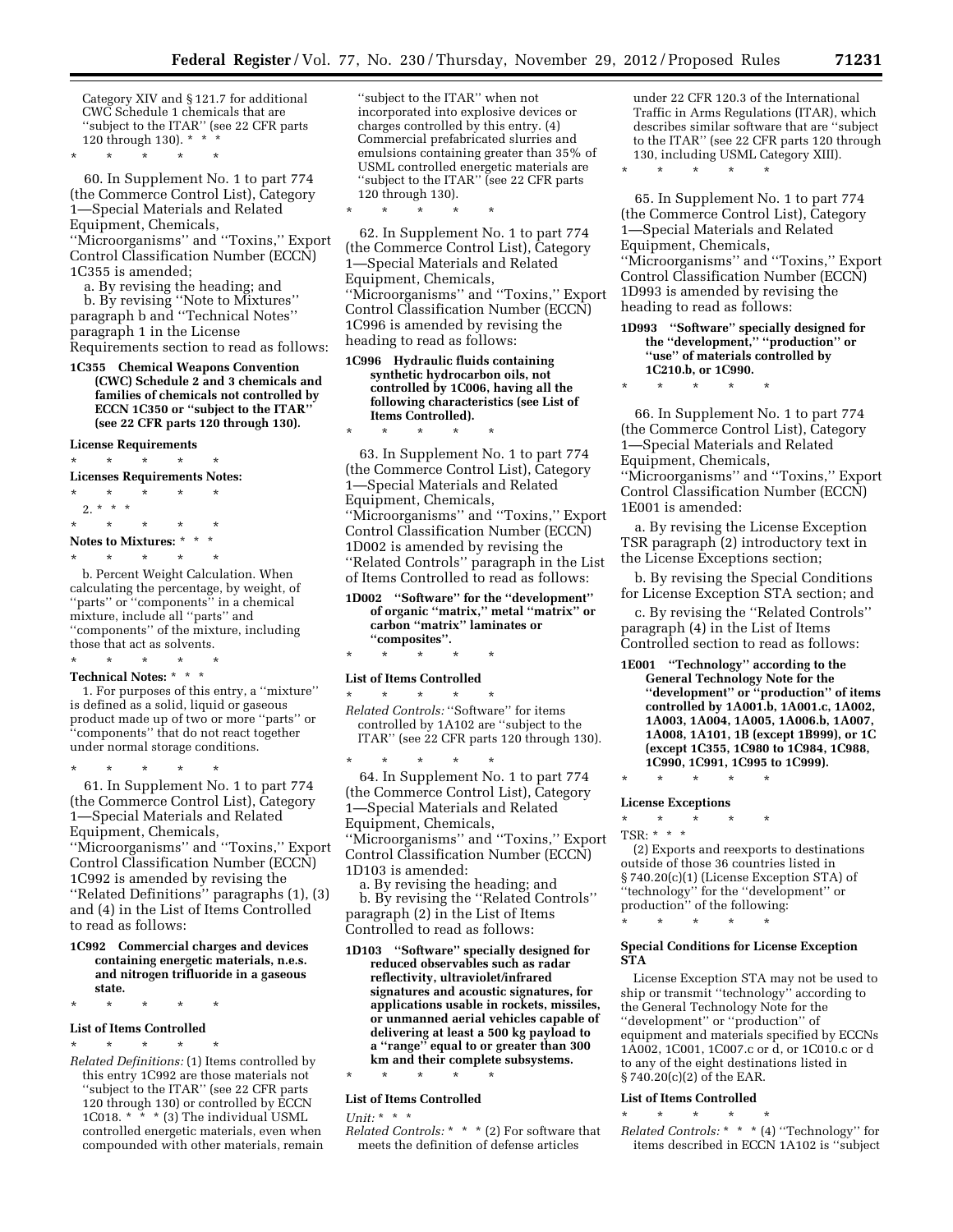Category XIV and § 121.7 for additional CWC Schedule 1 chemicals that are ''subject to the ITAR'' (see 22 CFR parts 120 through 130). * * *

\* \* \* \* \*

60. In Supplement No. 1 to part 774 (the Commerce Control List), Category 1—Special Materials and Related Equipment, Chemicals, ''Microorganisms'' and ''Toxins,'' Export Control Classification Number (ECCN) 1C355 is amended;

a. By revising the heading; and

b. By revising ''Note to Mixtures'' paragraph b and ''Technical Notes'' paragraph 1 in the License Requirements section to read as follows:

**1C355 Chemical Weapons Convention (CWC) Schedule 2 and 3 chemicals and families of chemicals not controlled by ECCN 1C350 or ''subject to the ITAR'' (see 22 CFR parts 120 through 130).**

**License Requirements**

\* \* \* \* \*

**Licenses Requirements Notes:**

\* \* \* \* \*

2. * * *

\* \* \* \* \*

**Notes to Mixtures:** * * *

\* \* \* \* \*

b. Percent Weight Calculation. When calculating the percentage, by weight, of ''parts'' or ''components'' in a chemical mixture, include all ''parts'' and ''components'' of the mixture, including those that act as solvents.

\* \* \* \* \*

**Technical Notes:** * * *

1. For purposes of this entry, a ''mixture'' is defined as a solid, liquid or gaseous product made up of two or more ''parts'' or ''components'' that do not react together under normal storage conditions.

\* \* \* \* \*

61. In Supplement No. 1 to part 774 (the Commerce Control List), Category 1—Special Materials and Related Equipment, Chemicals, ''Microorganisms'' and ''Toxins,'' Export Control Classification Number (ECCN) 1C992 is amended by revising the ''Related Definitions'' paragraphs (1), (3) and (4) in the List of Items Controlled to read as follows:

**1C992 Commercial charges and devices containing energetic materials, n.e.s. and nitrogen trifluoride in a gaseous state.**

\* \* \* \* \*

**List of Items Controlled**

\* \* \* \* \*

*Related Definitions:* (1) Items controlled by this entry 1C992 are those materials not ''subject to the ITAR'' (see 22 CFR parts 120 through 130) or controlled by ECCN 1C018. * * * (3) The individual USML controlled energetic materials, even when compounded with other materials, remain ''subject to the ITAR'' when not incorporated into explosive devices or charges controlled by this entry. (4) Commercial prefabricated slurries and emulsions containing greater than 35% of USML controlled energetic materials are ''subject to the ITAR'' (see 22 CFR parts 120 through 130).

\* \* \* \* \*

62. In Supplement No. 1 to part 774 (the Commerce Control List), Category 1—Special Materials and Related Equipment, Chemicals, ''Microorganisms'' and ''Toxins,'' Export Control Classification Number (ECCN) 1C996 is amended by revising the heading to read as follows:

**1C996 Hydraulic fluids containing synthetic hydrocarbon oils, not controlled by 1C006, having all the following characteristics (see List of Items Controlled).**

\* \* \* \* \*

63. In Supplement No. 1 to part 774 (the Commerce Control List), Category 1—Special Materials and Related Equipment, Chemicals, ''Microorganisms'' and ''Toxins,'' Export Control Classification Number (ECCN) 1D002 is amended by revising the ''Related Controls'' paragraph in the List of Items Controlled to read as follows:

**1D002 ''Software'' for the ''development'' of organic ''matrix,'' metal ''matrix'' or carbon ''matrix'' laminates or ''composites''.**

\* \* \* \* \*

**List of Items Controlled**

\* \* \* \* \*

*Related Controls:* ''Software'' for items controlled by 1A102 are ''subject to the ITAR'' (see 22 CFR parts 120 through 130).

\* \* \* \* \*

64. In Supplement No. 1 to part 774 (the Commerce Control List), Category 1—Special Materials and Related Equipment, Chemicals, ''Microorganisms'' and ''Toxins,'' Export Control Classification Number (ECCN) 1D103 is amended:

a. By revising the heading; and

b. By revising the ''Related Controls'' paragraph (2) in the List of Items Controlled to read as follows:

**1D103 ''Software'' specially designed for reduced observables such as radar reflectivity, ultraviolet/infrared signatures and acoustic signatures, for applications usable in rockets, missiles, or unmanned aerial vehicles capable of delivering at least a 500 kg payload to a ''range'' equal to or greater than 300 km and their complete subsystems.**

\* \* \* \* \*

**List of Items Controlled**

*Unit:* * * *

*Related Controls:* * * * (2) For software that meets the definition of defense articles under 22 CFR 120.3 of the International Traffic in Arms Regulations (ITAR), which describes similar software that are ''subject to the ITAR'' (see 22 CFR parts 120 through 130, including USML Category XIII).

\* \* \* \* \*

65. In Supplement No. 1 to part 774 (the Commerce Control List), Category 1—Special Materials and Related Equipment, Chemicals, ''Microorganisms'' and ''Toxins,'' Export Control Classification Number (ECCN) 1D993 is amended by revising the heading to read as follows:

**1D993 ''Software'' specially designed for the ''development,'' ''production'' or ''use'' of materials controlled by 1C210.b, or 1C990.**

\* \* \* \* \*

66. In Supplement No. 1 to part 774 (the Commerce Control List), Category 1—Special Materials and Related Equipment, Chemicals, ''Microorganisms'' and ''Toxins,'' Export Control Classification Number (ECCN) 1E001 is amended:

a. By revising the License Exception TSR paragraph (2) introductory text in the License Exceptions section;

b. By revising the Special Conditions for License Exception STA section; and

c. By revising the ''Related Controls'' paragraph (4) in the List of Items Controlled section to read as follows:

**1E001 ''Technology'' according to the General Technology Note for the ''development'' or ''production'' of items controlled by 1A001.b, 1A001.c, 1A002, 1A003, 1A004, 1A005, 1A006.b, 1A007, 1A008, 1A101, 1B (except 1B999), or 1C (except 1C355, 1C980 to 1C984, 1C988, 1C990, 1C991, 1C995 to 1C999).**

\* \* \* \* \*

**License Exceptions**

\* \* \* \* \*

TSR: * * *

(2) Exports and reexports to destinations outside of those 36 countries listed in § 740.20(c)(1) (License Exception STA) of ''technology'' for the ''development'' or production'' of the following:

\* \* \* \* \*

**Special Conditions for License Exception STA**

License Exception STA may not be used to ship or transmit ''technology'' according to the General Technology Note for the ''development'' or ''production'' of equipment and materials specified by ECCNs 1A002, 1C001, 1C007.c or d, or 1C010.c or d to any of the eight destinations listed in § 740.20(c)(2) of the EAR.

**List of Items Controlled**

\* \* \* \* \*

*Related Controls:* * * * (4) ''Technology'' for items described in ECCN 1A102 is ''subject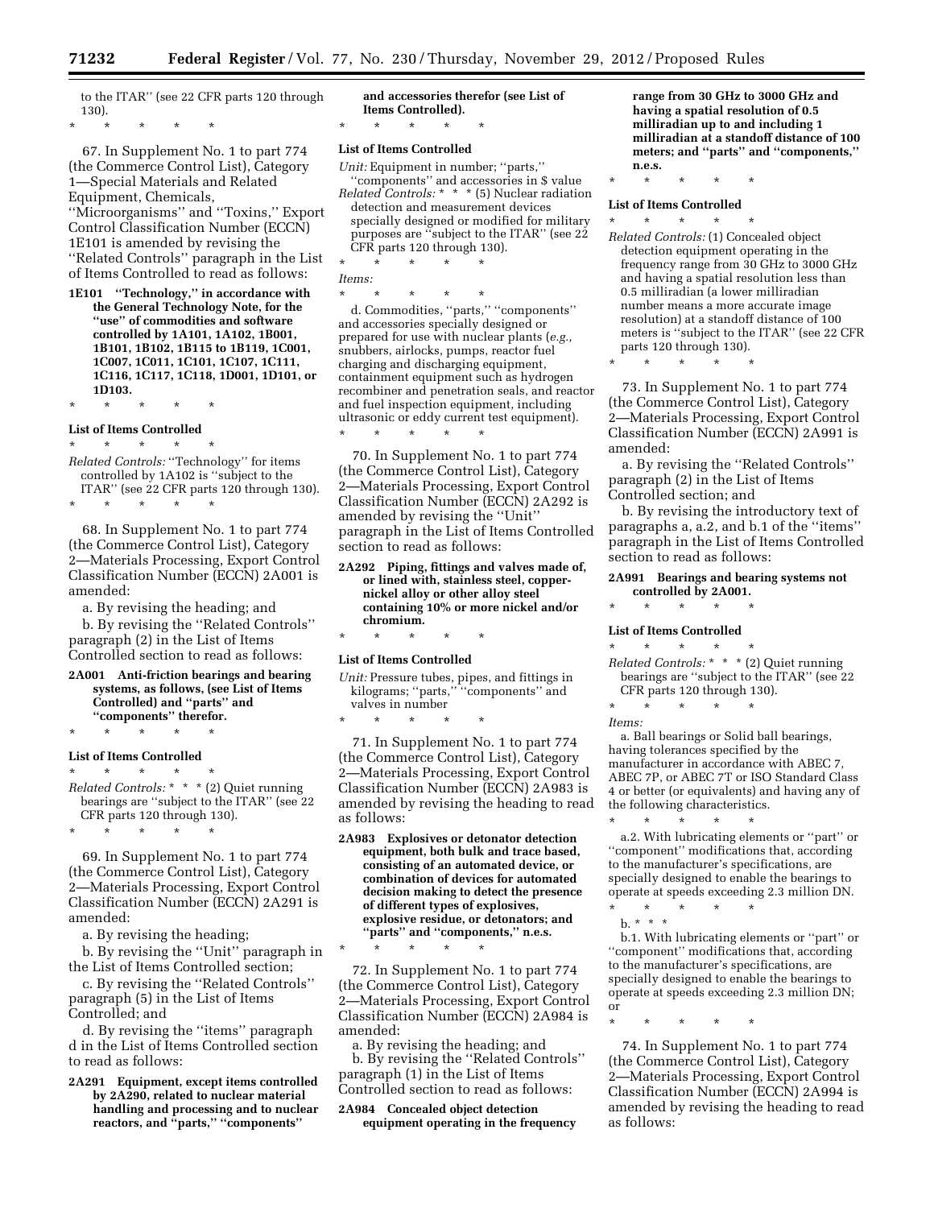to the ITAR'' (see 22 CFR parts 120 through 130).

\* \* \* \* \*

67. In Supplement No. 1 to part 774 (the Commerce Control List), Category 1—Special Materials and Related Equipment, Chemicals, ''Microorganisms'' and ''Toxins,'' Export Control Classification Number (ECCN) 1E101 is amended by revising the ''Related Controls'' paragraph in the List of Items Controlled to read as follows:

**1E101 ''Technology,'' in accordance with the General Technology Note, for the ''use'' of commodities and software controlled by 1A101, 1A102, 1B001, 1B101, 1B102, 1B115 to 1B119, 1C001, 1C007, 1C011, 1C101, 1C107, 1C111, 1C116, 1C117, 1C118, 1D001, 1D101, or 1D103.**

\* \* \* \* \*

**List of Items Controlled**

\* \* \* \* \*

*Related Controls:* ''Technology'' for items controlled by 1A102 is ''subject to the ITAR'' (see 22 CFR parts 120 through 130).

\* \* \* \* \*

68. In Supplement No. 1 to part 774 (the Commerce Control List), Category 2—Materials Processing, Export Control Classification Number (ECCN) 2A001 is amended:

a. By revising the heading; and

b. By revising the ''Related Controls'' paragraph (2) in the List of Items Controlled section to read as follows:

**2A001 Anti-friction bearings and bearing systems, as follows, (see List of Items Controlled) and ''parts'' and ''components'' therefor.**

\* \* \* \* \*

**List of Items Controlled**

\* \* \* \* \*

*Related Controls:* \* \* \* (2) Quiet running bearings are ''subject to the ITAR'' (see 22 CFR parts 120 through 130).

\* \* \* \* \*

69. In Supplement No. 1 to part 774 (the Commerce Control List), Category 2—Materials Processing, Export Control Classification Number (ECCN) 2A291 is amended:

a. By revising the heading;

b. By revising the ''Unit'' paragraph in the List of Items Controlled section;

c. By revising the ''Related Controls'' paragraph (5) in the List of Items Controlled; and

d. By revising the ''items'' paragraph d in the List of Items Controlled section to read as follows:

**2A291 Equipment, except items controlled by 2A290, related to nuclear material handling and processing and to nuclear reactors, and ''parts,'' ''components'' and accessories therefor (see List of Items Controlled).**

\* \* \* \* \*

**List of Items Controlled**

*Unit:* Equipment in number; ''parts,'' ''components'' and accessories in $ value

*Related Controls:* \* \* \* (5) Nuclear radiation detection and measurement devices specially designed or modified for military purposes are ''subject to the ITAR'' (see 22 CFR parts 120 through 130).

\* \* \* \* \*

*Items:*

\* \* \* \* \*

d. Commodities, ''parts,'' ''components'' and accessories specially designed or prepared for use with nuclear plants (*e.g.,* snubbers, airlocks, pumps, reactor fuel charging and discharging equipment, containment equipment such as hydrogen recombiner and penetration seals, and reactor and fuel inspection equipment, including ultrasonic or eddy current test equipment).

\* \* \* \* \*

70. In Supplement No. 1 to part 774 (the Commerce Control List), Category 2—Materials Processing, Export Control Classification Number (ECCN) 2A292 is amended by revising the ''Unit'' paragraph in the List of Items Controlled section to read as follows:

**2A292 Piping, fittings and valves made of, or lined with, stainless steel, copper-nickel alloy or other alloy steel containing 10% or more nickel and/or chromium.**

\* \* \* \* \*

**List of Items Controlled**

*Unit:* Pressure tubes, pipes, and fittings in kilograms; ''parts,'' ''components'' and valves in number

\* \* \* \* \*

71. In Supplement No. 1 to part 774 (the Commerce Control List), Category 2—Materials Processing, Export Control Classification Number (ECCN) 2A983 is amended by revising the heading to read as follows:

**2A983 Explosives or detonator detection equipment, both bulk and trace based, consisting of an automated device, or combination of devices for automated decision making to detect the presence of different types of explosives, explosive residue, or detonators; and ''parts'' and ''components,'' n.e.s.**

\* \* \* \* \*

72. In Supplement No. 1 to part 774 (the Commerce Control List), Category 2—Materials Processing, Export Control Classification Number (ECCN) 2A984 is amended:

a. By revising the heading; and

b. By revising the ''Related Controls'' paragraph (1) in the List of Items Controlled section to read as follows:

**2A984 Concealed object detection equipment operating in the frequency range from 30 GHz to 3000 GHz and having a spatial resolution of 0.5 milliradian up to and including 1 milliradian at a standoff distance of 100 meters; and ''parts'' and ''components,'' n.e.s.**

\* \* \* \* \*

**List of Items Controlled**

\* \* \* \* \*

*Related Controls:* (1) Concealed object detection equipment operating in the frequency range from 30 GHz to 3000 GHz and having a spatial resolution less than 0.5 milliradian (a lower milliradian number means a more accurate image resolution) at a standoff distance of 100 meters is ''subject to the ITAR'' (see 22 CFR parts 120 through 130).

\* \* \* \* \*

73. In Supplement No. 1 to part 774 (the Commerce Control List), Category 2—Materials Processing, Export Control Classification Number (ECCN) 2A991 is amended:

a. By revising the ''Related Controls'' paragraph (2) in the List of Items Controlled section; and

b. By revising the introductory text of paragraphs a, a.2, and b.1 of the ''items'' paragraph in the List of Items Controlled section to read as follows:

**2A991 Bearings and bearing systems not controlled by 2A001.**

\* \* \* \* \*

**List of Items Controlled**

\* \* \* \* \*

*Related Controls:* \* \* \* (2) Quiet running bearings are ''subject to the ITAR'' (see 22 CFR parts 120 through 130).

\* \* \* \* \*

*Items:*

a. Ball bearings or Solid ball bearings, having tolerances specified by the manufacturer in accordance with ABEC 7, ABEC 7P, or ABEC 7T or ISO Standard Class 4 or better (or equivalents) and having any of the following characteristics.

\* \* \* \* \*

a.2. With lubricating elements or ''part'' or ''component'' modifications that, according to the manufacturer's specifications, are specially designed to enable the bearings to operate at speeds exceeding 2.3 million DN.

\* \* \* \* \*

b. \* \* \*

b.1. With lubricating elements or ''part'' or ''component'' modifications that, according to the manufacturer's specifications, are specially designed to enable the bearings to operate at speeds exceeding 2.3 million DN; or

\* \* \* \* \*

74. In Supplement No. 1 to part 774 (the Commerce Control List), Category 2—Materials Processing, Export Control Classification Number (ECCN) 2A994 is amended by revising the heading to read as follows: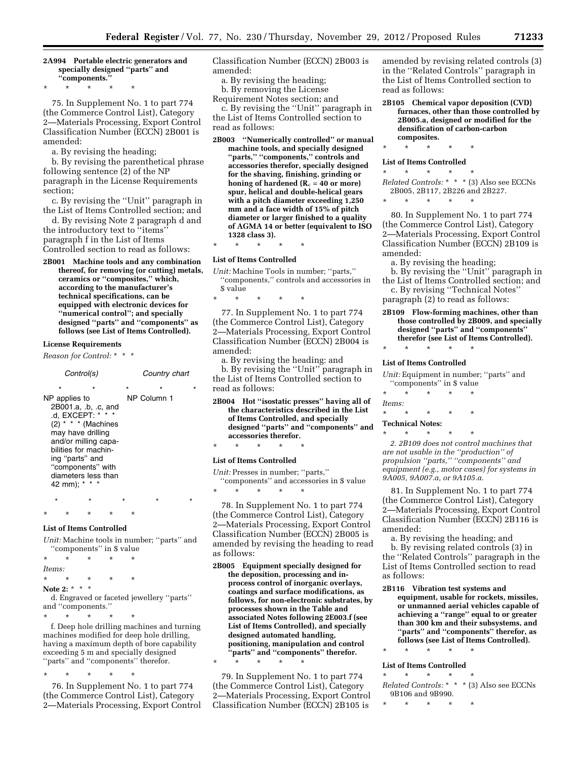**2A994 Portable electric generators and specially designed "parts" and "components."**

\* \* \* \* \*

75. In Supplement No. 1 to part 774 (the Commerce Control List), Category 2—Materials Processing, Export Control Classification Number (ECCN) 2B001 is amended:

a. By revising the heading;

b. By revising the parenthetical phrase following sentence (2) of the NP paragraph in the License Requirements section;

c. By revising the "Unit" paragraph in the List of Items Controlled section; and

d. By revising Note 2 paragraph d and the introductory text to "items" paragraph f in the List of Items Controlled section to read as follows:

**2B001 Machine tools and any combination thereof, for removing (or cutting) metals, ceramics or "composites," which, according to the manufacturer's technical specifications, can be equipped with electronic devices for "numerical control"; and specially designed "parts" and "components" as follows (see List of Items Controlled).**

**License Requirements**

*Reason for Control:* \* \* \*

| Control(s) | Country chart |
|---|---|
| \* \* \* | \* \* |
| NP applies to 2B001.a, .b, .c, and .d, EXCEPT: \* \* \* (2) \* \* \* (Machines may have drilling and/or milling capabilities for machining "parts" and "components" with diameters less than 42 mm); \* \* \* | NP Column 1 |
| \* \* \* | \* \* |

\* \* \* \* \*

**List of Items Controlled**

*Unit:* Machine tools in number; "parts" and "components" in $ value

\* \* \* \* \*

*Items:*

\* \* \* \* \*

**Note 2:** \* \* \*

d. Engraved or faceted jewellery "parts" and "components."

\* \* \* \* \*

f. Deep hole drilling machines and turning machines modified for deep hole drilling, having a maximum depth of bore capability exceeding 5 m and specially designed "parts" and "components" therefor.

\* \* \* \* \*

76. In Supplement No. 1 to part 774 (the Commerce Control List), Category 2—Materials Processing, Export Control Classification Number (ECCN) 2B003 is amended:

a. By revising the heading;

b. By removing the License Requirement Notes section; and

c. By revising the "Unit" paragraph in the List of Items Controlled section to read as follows:

**2B003 "Numerically controlled" or manual machine tools, and specially designed "parts," "components," controls and accessories therefor, specially designed for the shaving, finishing, grinding or honing of hardened ($R_c$ = 40 or more) spur, helical and double-helical gears with a pitch diameter exceeding 1,250 mm and a face width of 15% of pitch diameter or larger finished to a quality of AGMA 14 or better (equivalent to ISO 1328 class 3).**

\* \* \* \* \*

**List of Items Controlled**

*Unit:* Machine Tools in number; "parts," "components," controls and accessories in $ value

\* \* \* \* \*

77. In Supplement No. 1 to part 774 (the Commerce Control List), Category 2—Materials Processing, Export Control Classification Number (ECCN) 2B004 is amended:

a. By revising the heading: and

b. By revising the "Unit" paragraph in the List of Items Controlled section to read as follows:

**2B004 Hot "isostatic presses" having all of the characteristics described in the List of Items Controlled, and specially designed "parts" and "components" and accessories therefor.**

\* \* \* \* \*

**List of Items Controlled**

*Unit:* Presses in number; "parts," "components" and accessories in $ value

\* \* \* \* \*

78. In Supplement No. 1 to part 774 (the Commerce Control List), Category 2—Materials Processing, Export Control Classification Number (ECCN) 2B005 is amended by revising the heading to read as follows:

**2B005 Equipment specially designed for the deposition, processing and in-process control of inorganic overlays, coatings and surface modifications, as follows, for non-electronic substrates, by processes shown in the Table and associated Notes following 2E003.f (see List of Items Controlled), and specially designed automated handling, positioning, manipulation and control "parts" and "components" therefor.**

\* \* \* \* \*

79. In Supplement No. 1 to part 774 (the Commerce Control List), Category 2—Materials Processing, Export Control Classification Number (ECCN) 2B105 is amended by revising related controls (3) in the "Related Controls" paragraph in the List of Items Controlled section to read as follows:

**2B105 Chemical vapor deposition (CVD) furnaces, other than those controlled by 2B005.a, designed or modified for the densification of carbon-carbon composites.**

\* \* \* \* \*

**List of Items Controlled**

\* \* \* \* \*

*Related Controls:* \* \* \* (3) Also see ECCNs 2B005, 2B117, 2B226 and 2B227.

\* \* \* \* \*

80. In Supplement No. 1 to part 774 (the Commerce Control List), Category 2—Materials Processing, Export Control Classification Number (ECCN) 2B109 is amended:

a. By revising the heading;

b. By revising the "Unit" paragraph in the List of Items Controlled section; and

c. By revising "Technical Notes" paragraph (2) to read as follows:

**2B109 Flow-forming machines, other than those controlled by 2B009, and specially designed "parts" and "components" therefor (see List of Items Controlled).**

\* \* \* \* \*

**List of Items Controlled**

*Unit:* Equipment in number; "parts" and "components" in $ value

\* \* \* \* \*

*Items:*

\* \* \* \* \*

**Technical Notes:**

\* \* \* \* \*

*2. 2B109 does not control machines that are not usable in the "production" of propulsion "parts," "components" and equipment (e.g., motor cases) for systems in 9A005, 9A007.a, or 9A105.a.*

81. In Supplement No. 1 to part 774 (the Commerce Control List), Category 2—Materials Processing, Export Control Classification Number (ECCN) 2B116 is amended:

a. By revising the heading; and

b. By revising related controls (3) in the "Related Controls" paragraph in the List of Items Controlled section to read as follows:

**2B116 Vibration test systems and equipment, usable for rockets, missiles, or unmanned aerial vehicles capable of achieving a "range" equal to or greater than 300 km and their subsystems, and "parts" and "components" therefor, as follows (see List of Items Controlled).**

\* \* \* \* \*

**List of Items Controlled**

\* \* \* \* \*

*Related Controls:* \* \* \* (3) Also see ECCNs 9B106 and 9B990.

\* \* \* \* \*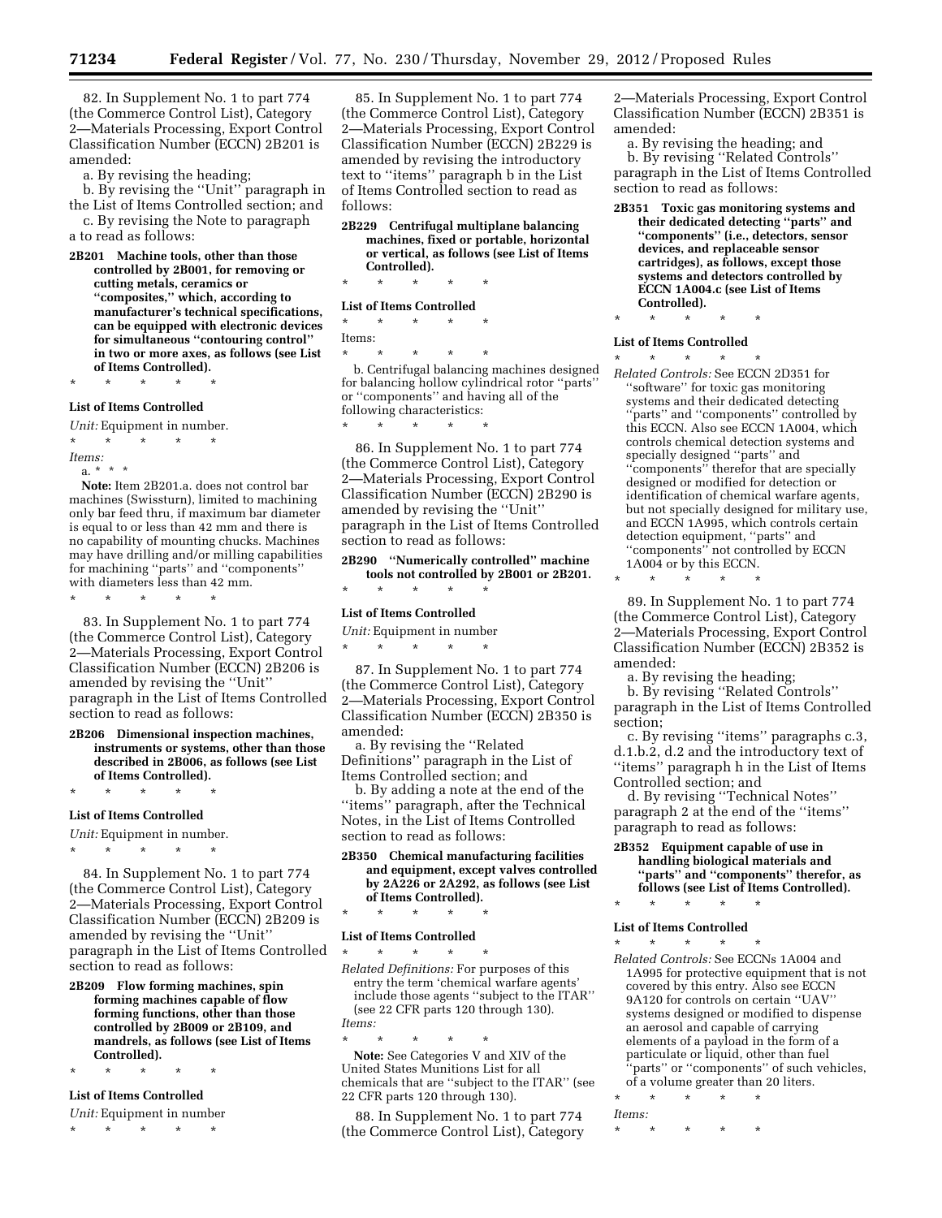82. In Supplement No. 1 to part 774 (the Commerce Control List), Category 2—Materials Processing, Export Control Classification Number (ECCN) 2B201 is amended:

a. By revising the heading;

b. By revising the ''Unit'' paragraph in the List of Items Controlled section; and

c. By revising the Note to paragraph a to read as follows:

**2B201 Machine tools, other than those controlled by 2B001, for removing or cutting metals, ceramics or ''composites,'' which, according to manufacturer's technical specifications, can be equipped with electronic devices for simultaneous ''contouring control'' in two or more axes, as follows (see List of Items Controlled).**

\* \* \* \* \*

**List of Items Controlled**

*Unit:* Equipment in number.

\* \* \* \* \*

*Items:*

a. \* \* \*

**Note:** Item 2B201.a. does not control bar machines (Swissturn), limited to machining only bar feed thru, if maximum bar diameter is equal to or less than 42 mm and there is no capability of mounting chucks. Machines may have drilling and/or milling capabilities for machining ''parts'' and ''components'' with diameters less than 42 mm.

\* \* \* \* \*

83. In Supplement No. 1 to part 774 (the Commerce Control List), Category 2—Materials Processing, Export Control Classification Number (ECCN) 2B206 is amended by revising the ''Unit'' paragraph in the List of Items Controlled section to read as follows:

**2B206 Dimensional inspection machines, instruments or systems, other than those described in 2B006, as follows (see List of Items Controlled).**

\* \* \* \* \*

**List of Items Controlled**

*Unit:* Equipment in number.

\* \* \* \* \*

84. In Supplement No. 1 to part 774 (the Commerce Control List), Category 2—Materials Processing, Export Control Classification Number (ECCN) 2B209 is amended by revising the ''Unit'' paragraph in the List of Items Controlled section to read as follows:

**2B209 Flow forming machines, spin forming machines capable of flow forming functions, other than those controlled by 2B009 or 2B109, and mandrels, as follows (see List of Items Controlled).**

\* \* \* \* \*

**List of Items Controlled**

*Unit:* Equipment in number

\* \* \* \* \*

85. In Supplement No. 1 to part 774 (the Commerce Control List), Category 2—Materials Processing, Export Control Classification Number (ECCN) 2B229 is amended by revising the introductory text to ''items'' paragraph b in the List of Items Controlled section to read as follows:

**2B229 Centrifugal multiplane balancing machines, fixed or portable, horizontal or vertical, as follows (see List of Items Controlled).**

\* \* \* \* \*

**List of Items Controlled**

\* \* \* \* \*

Items:

\* \* \* \* \*

b. Centrifugal balancing machines designed for balancing hollow cylindrical rotor ''parts'' or ''components'' and having all of the following characteristics:

\* \* \* \* \*

86. In Supplement No. 1 to part 774 (the Commerce Control List), Category 2—Materials Processing, Export Control Classification Number (ECCN) 2B290 is amended by revising the ''Unit'' paragraph in the List of Items Controlled section to read as follows:

**2B290 ''Numerically controlled'' machine tools not controlled by 2B001 or 2B201.**

\* \* \* \* \*

**List of Items Controlled**

*Unit:* Equipment in number

\* \* \* \* \*

87. In Supplement No. 1 to part 774 (the Commerce Control List), Category 2—Materials Processing, Export Control Classification Number (ECCN) 2B350 is amended:

a. By revising the ''Related Definitions'' paragraph in the List of Items Controlled section; and

b. By adding a note at the end of the ''items'' paragraph, after the Technical Notes, in the List of Items Controlled section to read as follows:

**2B350 Chemical manufacturing facilities and equipment, except valves controlled by 2A226 or 2A292, as follows (see List of Items Controlled).**

\* \* \* \* \*

**List of Items Controlled**

\* \* \* \* \*

*Related Definitions:* For purposes of this entry the term 'chemical warfare agents' include those agents ''subject to the ITAR'' (see 22 CFR parts 120 through 130).

*Items:*

\* \* \* \* \*

**Note:** See Categories V and XIV of the United States Munitions List for all chemicals that are ''subject to the ITAR'' (see 22 CFR parts 120 through 130).

88. In Supplement No. 1 to part 774 (the Commerce Control List), Category 2—Materials Processing, Export Control Classification Number (ECCN) 2B351 is amended:

a. By revising the heading; and

b. By revising ''Related Controls'' paragraph in the List of Items Controlled section to read as follows:

**2B351 Toxic gas monitoring systems and their dedicated detecting ''parts'' and ''components'' (i.e., detectors, sensor devices, and replaceable sensor cartridges), as follows, except those systems and detectors controlled by ECCN 1A004.c (see List of Items Controlled).**

\* \* \* \* \*

**List of Items Controlled**

\* \* \* \* \*

*Related Controls:* See ECCN 2D351 for ''software'' for toxic gas monitoring systems and their dedicated detecting ''parts'' and ''components'' controlled by this ECCN. Also see ECCN 1A004, which controls chemical detection systems and specially designed ''parts'' and ''components'' therefor that are specially designed or modified for detection or identification of chemical warfare agents, but not specially designed for military use, and ECCN 1A995, which controls certain detection equipment, ''parts'' and ''components'' not controlled by ECCN 1A004 or by this ECCN.

\* \* \* \* \*

89. In Supplement No. 1 to part 774 (the Commerce Control List), Category 2—Materials Processing, Export Control Classification Number (ECCN) 2B352 is amended:

a. By revising the heading;

b. By revising ''Related Controls'' paragraph in the List of Items Controlled section;

c. By revising ''items'' paragraphs c.3, d.1.b.2, d.2 and the introductory text of ''items'' paragraph h in the List of Items Controlled section; and

d. By revising ''Technical Notes'' paragraph 2 at the end of the ''items'' paragraph to read as follows:

**2B352 Equipment capable of use in handling biological materials and ''parts'' and ''components'' therefor, as follows (see List of Items Controlled).**

\* \* \* \* \*

**List of Items Controlled**

\* \* \* \* \*

*Related Controls:* See ECCNs 1A004 and 1A995 for protective equipment that is not covered by this entry. Also see ECCN 9A120 for controls on certain ''UAV'' systems designed or modified to dispense an aerosol and capable of carrying elements of a payload in the form of a particulate or liquid, other than fuel ''parts'' or ''components'' of such vehicles, of a volume greater than 20 liters.

\* \* \* \* \*

*Items:*

\* \* \* \* \*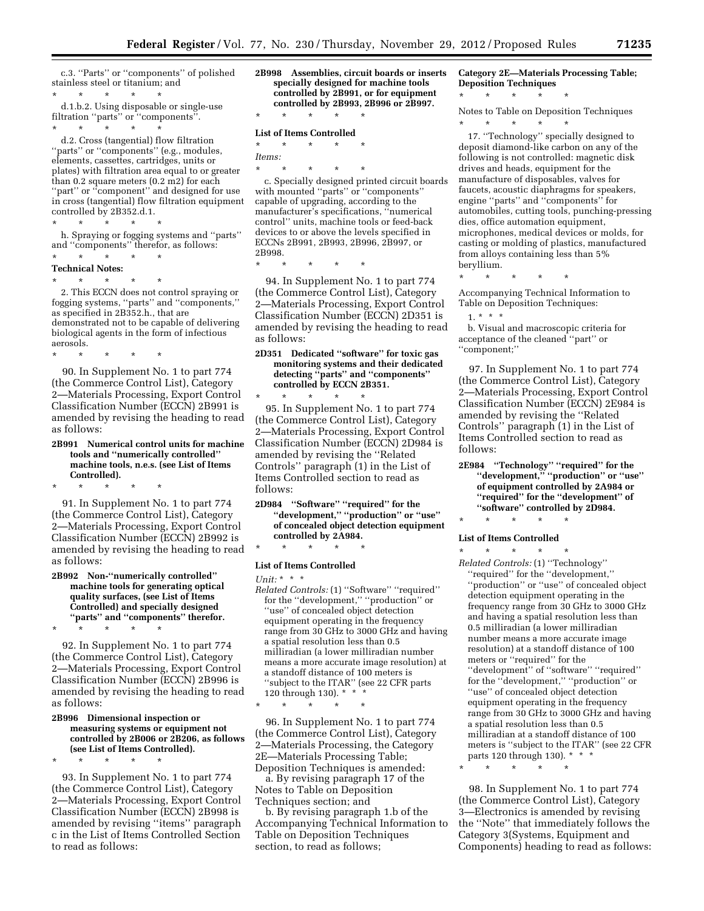c.3. ''Parts'' or ''components'' of polished stainless steel or titanium; and

\* \* \* \* \*

d.1.b.2. Using disposable or single-use filtration ''parts'' or ''components''.

\* \* \* \* \*

d.2. Cross (tangential) flow filtration ''parts'' or ''components'' (e.g., modules, elements, cassettes, cartridges, units or plates) with filtration area equal to or greater than 0.2 square meters (0.2 m2) for each ''part'' or ''component'' and designed for use in cross (tangential) flow filtration equipment controlled by 2B352.d.1.

\* \* \* \* \*

h. Spraying or fogging systems and ''parts'' and ''components'' therefor, as follows:

\* \* \* \* \*

**Technical Notes:**

\* \* \* \* \*

2. This ECCN does not control spraying or fogging systems, ''parts'' and ''components,'' as specified in 2B352.h., that are demonstrated not to be capable of delivering biological agents in the form of infectious aerosols.

\* \* \* \* \*

90. In Supplement No. 1 to part 774 (the Commerce Control List), Category 2—Materials Processing, Export Control Classification Number (ECCN) 2B991 is amended by revising the heading to read as follows:

**2B991 Numerical control units for machine tools and ''numerically controlled'' machine tools, n.e.s. (see List of Items Controlled).**

\* \* \* \* \*

91. In Supplement No. 1 to part 774 (the Commerce Control List), Category 2—Materials Processing, Export Control Classification Number (ECCN) 2B992 is amended by revising the heading to read as follows:

**2B992 Non-''numerically controlled'' machine tools for generating optical quality surfaces, (see List of Items Controlled) and specially designed ''parts'' and ''components'' therefor.**

\* \* \* \* \*

92. In Supplement No. 1 to part 774 (the Commerce Control List), Category 2—Materials Processing, Export Control Classification Number (ECCN) 2B996 is amended by revising the heading to read as follows:

**2B996 Dimensional inspection or measuring systems or equipment not controlled by 2B006 or 2B206, as follows (see List of Items Controlled).**

\* \* \* \* \*

93. In Supplement No. 1 to part 774 (the Commerce Control List), Category 2—Materials Processing, Export Control Classification Number (ECCN) 2B998 is amended by revising ''items'' paragraph c in the List of Items Controlled Section to read as follows:

**2B998 Assemblies, circuit boards or inserts specially designed for machine tools controlled by 2B991, or for equipment controlled by 2B993, 2B996 or 2B997.**

\* \* \* \* \*

**List of Items Controlled**

\* \* \* \* \*

*Items:*

\* \* \* \* \*

c. Specially designed printed circuit boards with mounted ''parts'' or ''components'' capable of upgrading, according to the manufacturer's specifications, ''numerical control'' units, machine tools or feed-back devices to or above the levels specified in ECCNs 2B991, 2B993, 2B996, 2B997, or 2B998.

\* \* \* \* \*

94. In Supplement No. 1 to part 774 (the Commerce Control List), Category 2—Materials Processing, Export Control Classification Number (ECCN) 2D351 is amended by revising the heading to read as follows:

**2D351 Dedicated ''software'' for toxic gas monitoring systems and their dedicated detecting ''parts'' and ''components'' controlled by ECCN 2B351.**

\* \* \* \* \*

95. In Supplement No. 1 to part 774 (the Commerce Control List), Category 2—Materials Processing, Export Control Classification Number (ECCN) 2D984 is amended by revising the ''Related Controls'' paragraph (1) in the List of Items Controlled section to read as follows:

**2D984 ''Software'' ''required'' for the ''development,'' ''production'' or ''use'' of concealed object detection equipment controlled by 2A984.**

\* \* \* \* \*

**List of Items Controlled**

*Unit:* \* \* \*

*Related Controls:* (1) ''Software'' ''required'' for the ''development,'' ''production'' or ''use'' of concealed object detection equipment operating in the frequency range from 30 GHz to 3000 GHz and having a spatial resolution less than 0.5 milliradian (a lower milliradian number means a more accurate image resolution) at a standoff distance of 100 meters is ''subject to the ITAR'' (see 22 CFR parts 120 through 130). \* \* \*

\* \* \* \* \*

96. In Supplement No. 1 to part 774 (the Commerce Control List), Category 2—Materials Processing, the Category 2E—Materials Processing Table; Deposition Techniques is amended:

a. By revising paragraph 17 of the Notes to Table on Deposition Techniques section; and

b. By revising paragraph 1.b of the Accompanying Technical Information to Table on Deposition Techniques section, to read as follows;

**Category 2E—Materials Processing Table; Deposition Techniques**

\* \* \* \* \*

Notes to Table on Deposition Techniques

\* \* \* \* \*

17. ''Technology'' specially designed to deposit diamond-like carbon on any of the following is not controlled: magnetic disk drives and heads, equipment for the manufacture of disposables, valves for faucets, acoustic diaphragms for speakers, engine ''parts'' and ''components'' for automobiles, cutting tools, punching-pressing dies, office automation equipment, microphones, medical devices or molds, for casting or molding of plastics, manufactured from alloys containing less than 5% beryllium.

\* \* \* \* \*

Accompanying Technical Information to Table on Deposition Techniques:

1. \* \* \*

b. Visual and macroscopic criteria for acceptance of the cleaned ''part'' or ''component;''

97. In Supplement No. 1 to part 774 (the Commerce Control List), Category 2—Materials Processing, Export Control Classification Number (ECCN) 2E984 is amended by revising the ''Related Controls'' paragraph (1) in the List of Items Controlled section to read as follows:

**2E984 ''Technology'' ''required'' for the ''development,'' ''production'' or ''use'' of equipment controlled by 2A984 or ''required'' for the ''development'' of ''software'' controlled by 2D984.**

\* \* \* \* \*

**List of Items Controlled**

\* \* \* \* \*

*Related Controls:* (1) ''Technology'' ''required'' for the ''development,'' ''production'' or ''use'' of concealed object detection equipment operating in the frequency range from 30 GHz to 3000 GHz and having a spatial resolution less than 0.5 milliradian (a lower milliradian number means a more accurate image resolution) at a standoff distance of 100 meters or ''required'' for the ''development'' of ''software'' ''required'' for the ''development,'' ''production'' or ''use'' of concealed object detection equipment operating in the frequency range from 30 GHz to 3000 GHz and having a spatial resolution less than 0.5 milliradian at a standoff distance of 100 meters is ''subject to the ITAR'' (see 22 CFR parts 120 through 130). \* \* \*

\* \* \* \* \*

98. In Supplement No. 1 to part 774 (the Commerce Control List), Category 3—Electronics is amended by revising the ''Note'' that immediately follows the Category 3(Systems, Equipment and Components) heading to read as follows: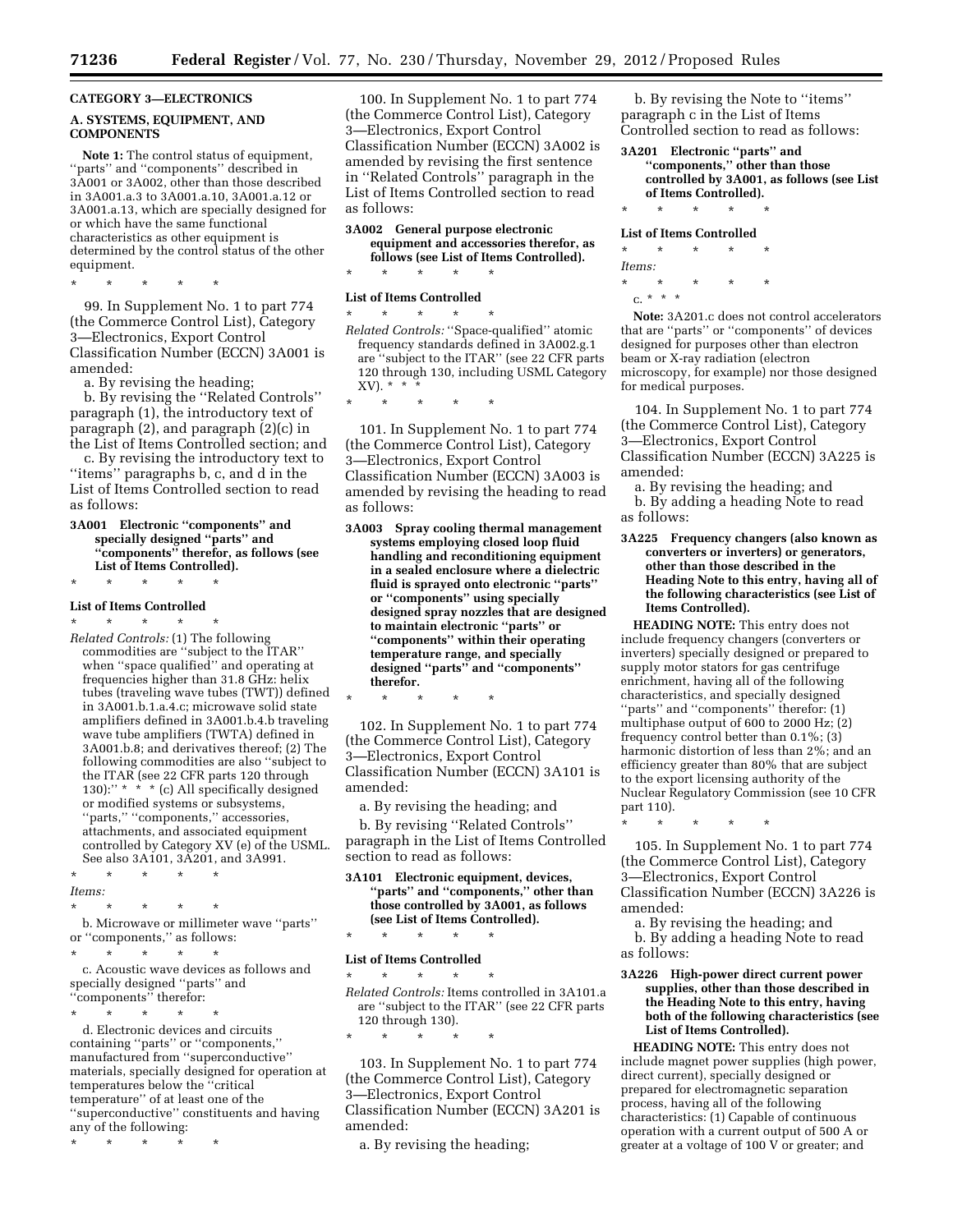**CATEGORY 3—ELECTRONICS**

**A. SYSTEMS, EQUIPMENT, AND COMPONENTS**

**Note 1:** The control status of equipment, ''parts'' and ''components'' described in 3A001 or 3A002, other than those described in 3A001.a.3 to 3A001.a.10, 3A001.a.12 or 3A001.a.13, which are specially designed for or which have the same functional characteristics as other equipment is determined by the control status of the other equipment.

\* \* \* \* \*

99. In Supplement No. 1 to part 774 (the Commerce Control List), Category 3—Electronics, Export Control Classification Number (ECCN) 3A001 is amended:

a. By revising the heading;

b. By revising the ''Related Controls'' paragraph (1), the introductory text of paragraph (2), and paragraph (2)(c) in the List of Items Controlled section; and

c. By revising the introductory text to ''items'' paragraphs b, c, and d in the List of Items Controlled section to read as follows:

**3A001 Electronic ''components'' and specially designed ''parts'' and ''components'' therefor, as follows (see List of Items Controlled).**

\* \* \* \* \*

**List of Items Controlled**

\* \* \* \* \*

*Related Controls:* (1) The following commodities are ''subject to the ITAR'' when ''space qualified'' and operating at frequencies higher than 31.8 GHz: helix tubes (traveling wave tubes (TWT)) defined in 3A001.b.1.a.4.c; microwave solid state amplifiers defined in 3A001.b.4.b traveling wave tube amplifiers (TWTA) defined in 3A001.b.8; and derivatives thereof; (2) The following commodities are also ''subject to the ITAR (see 22 CFR parts 120 through 130):'' \* \* \* (c) All specifically designed or modified systems or subsystems, ''parts,'' ''components,'' accessories, attachments, and associated equipment controlled by Category XV (e) of the USML. See also 3A101, 3A201, and 3A991.

\* \* \* \* \*

*Items:*

\* \* \* \* \*

b. Microwave or millimeter wave ''parts'' or ''components,'' as follows:

\* \* \* \* \*

c. Acoustic wave devices as follows and specially designed ''parts'' and ''components'' therefor:

\* \* \* \* \*

d. Electronic devices and circuits containing ''parts'' or ''components,'' manufactured from ''superconductive'' materials, specially designed for operation at temperatures below the ''critical temperature'' of at least one of the ''superconductive'' constituents and having any of the following:

\* \* \* \* \*

100. In Supplement No. 1 to part 774 (the Commerce Control List), Category 3—Electronics, Export Control Classification Number (ECCN) 3A002 is amended by revising the first sentence in ''Related Controls'' paragraph in the List of Items Controlled section to read as follows:

**3A002 General purpose electronic equipment and accessories therefor, as follows (see List of Items Controlled).**

\* \* \* \* \*

**List of Items Controlled**

\* \* \* \* \*

*Related Controls:* ''Space-qualified'' atomic frequency standards defined in 3A002.g.1 are ''subject to the ITAR'' (see 22 CFR parts 120 through 130, including USML Category XV). \* \* \*

\* \* \* \* \*

101. In Supplement No. 1 to part 774 (the Commerce Control List), Category 3—Electronics, Export Control Classification Number (ECCN) 3A003 is amended by revising the heading to read as follows:

**3A003 Spray cooling thermal management systems employing closed loop fluid handling and reconditioning equipment in a sealed enclosure where a dielectric fluid is sprayed onto electronic ''parts'' or ''components'' using specially designed spray nozzles that are designed to maintain electronic ''parts'' or ''components'' within their operating temperature range, and specially designed ''parts'' and ''components'' therefor.**

\* \* \* \* \*

102. In Supplement No. 1 to part 774 (the Commerce Control List), Category 3—Electronics, Export Control Classification Number (ECCN) 3A101 is amended:

a. By revising the heading; and

b. By revising ''Related Controls'' paragraph in the List of Items Controlled section to read as follows:

**3A101 Electronic equipment, devices, ''parts'' and ''components,'' other than those controlled by 3A001, as follows (see List of Items Controlled).**

\* \* \* \* \*

**List of Items Controlled**

\* \* \* \* \*

*Related Controls:* Items controlled in 3A101.a are ''subject to the ITAR'' (see 22 CFR parts 120 through 130).

\* \* \* \* \*

103. In Supplement No. 1 to part 774 (the Commerce Control List), Category 3—Electronics, Export Control Classification Number (ECCN) 3A201 is amended:

a. By revising the heading;

b. By revising the Note to ''items'' paragraph c in the List of Items Controlled section to read as follows:

**3A201 Electronic ''parts'' and ''components,'' other than those controlled by 3A001, as follows (see List of Items Controlled).**

\* \* \* \* \*

**List of Items Controlled**

\* \* \* \* \*

*Items:*

\* \* \* \* \*

c. \* \* \*

**Note:** 3A201.c does not control accelerators that are ''parts'' or ''components'' of devices designed for purposes other than electron beam or X-ray radiation (electron microscopy, for example) nor those designed for medical purposes.

104. In Supplement No. 1 to part 774 (the Commerce Control List), Category 3—Electronics, Export Control Classification Number (ECCN) 3A225 is amended:

a. By revising the heading; and

b. By adding a heading Note to read as follows:

**3A225 Frequency changers (also known as converters or inverters) or generators, other than those described in the Heading Note to this entry, having all of the following characteristics (see List of Items Controlled).**

**HEADING NOTE:** This entry does not include frequency changers (converters or inverters) specially designed or prepared to supply motor stators for gas centrifuge enrichment, having all of the following characteristics, and specially designed ''parts'' and ''components'' therefor: (1) multiphase output of 600 to 2000 Hz; (2) frequency control better than 0.1%; (3) harmonic distortion of less than 2%; and an efficiency greater than 80% that are subject to the export licensing authority of the Nuclear Regulatory Commission (see 10 CFR part 110).

\* \* \* \* \*

105. In Supplement No. 1 to part 774 (the Commerce Control List), Category 3—Electronics, Export Control Classification Number (ECCN) 3A226 is amended:

a. By revising the heading; and

b. By adding a heading Note to read as follows:

**3A226 High-power direct current power supplies, other than those described in the Heading Note to this entry, having both of the following characteristics (see List of Items Controlled).**

**HEADING NOTE:** This entry does not include magnet power supplies (high power, direct current), specially designed or prepared for electromagnetic separation process, having all of the following characteristics: (1) Capable of continuous operation with a current output of 500 A or greater at a voltage of 100 V or greater; and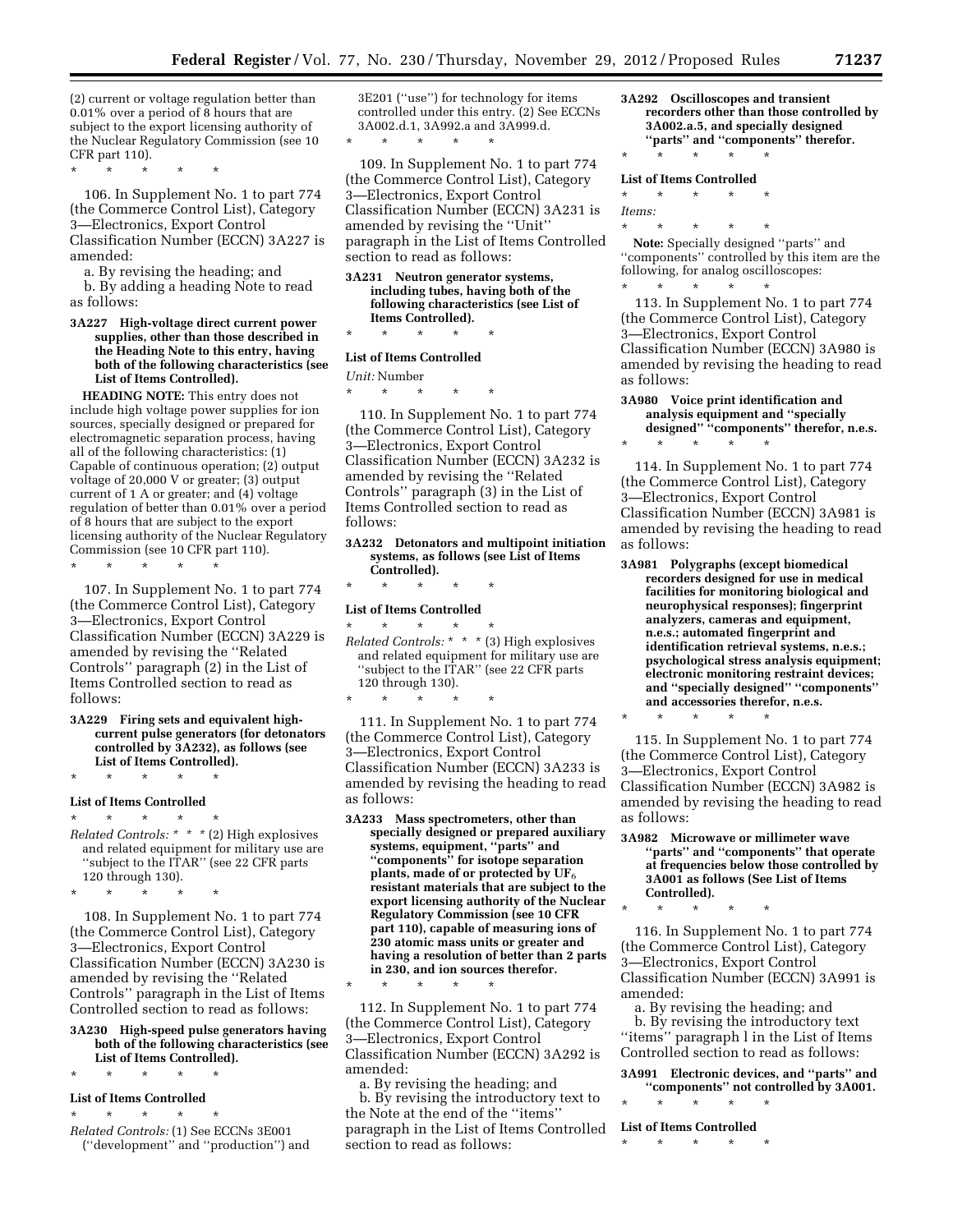(2) current or voltage regulation better than 0.01% over a period of 8 hours that are subject to the export licensing authority of the Nuclear Regulatory Commission (see 10 CFR part 110).

\* \* \* \* \*

106. In Supplement No. 1 to part 774 (the Commerce Control List), Category 3—Electronics, Export Control Classification Number (ECCN) 3A227 is amended:

a. By revising the heading; and

b. By adding a heading Note to read as follows:

**3A227 High-voltage direct current power supplies, other than those described in the Heading Note to this entry, having both of the following characteristics (see List of Items Controlled).**

**HEADING NOTE:** This entry does not include high voltage power supplies for ion sources, specially designed or prepared for electromagnetic separation process, having all of the following characteristics: (1) Capable of continuous operation; (2) output voltage of 20,000 V or greater; (3) output current of 1 A or greater; and (4) voltage regulation of better than 0.01% over a period of 8 hours that are subject to the export licensing authority of the Nuclear Regulatory Commission (see 10 CFR part 110).

\* \* \* \* \*

107. In Supplement No. 1 to part 774 (the Commerce Control List), Category 3—Electronics, Export Control Classification Number (ECCN) 3A229 is amended by revising the ''Related Controls'' paragraph (2) in the List of Items Controlled section to read as follows:

**3A229 Firing sets and equivalent high-current pulse generators (for detonators controlled by 3A232), as follows (see List of Items Controlled).**

\* \* \* \* \*

**List of Items Controlled**

\* \* \* \* \*

*Related Controls:* \* \* \* (2) High explosives and related equipment for military use are ''subject to the ITAR'' (see 22 CFR parts 120 through 130).

\* \* \* \* \*

108. In Supplement No. 1 to part 774 (the Commerce Control List), Category 3—Electronics, Export Control Classification Number (ECCN) 3A230 is amended by revising the ''Related Controls'' paragraph in the List of Items Controlled section to read as follows:

**3A230 High-speed pulse generators having both of the following characteristics (see List of Items Controlled).**

\* \* \* \* \*

**List of Items Controlled**

\* \* \* \* \*

*Related Controls:* (1) See ECCNs 3E001 (''development'' and ''production'') and 3E201 (''use'') for technology for items controlled under this entry. (2) See ECCNs 3A002.d.1, 3A992.a and 3A999.d.

\* \* \* \* \*

109. In Supplement No. 1 to part 774 (the Commerce Control List), Category 3—Electronics, Export Control Classification Number (ECCN) 3A231 is amended by revising the ''Unit'' paragraph in the List of Items Controlled section to read as follows:

**3A231 Neutron generator systems, including tubes, having both of the following characteristics (see List of Items Controlled).**

\* \* \* \* \*

**List of Items Controlled**

*Unit:* Number

\* \* \* \* \*

110. In Supplement No. 1 to part 774 (the Commerce Control List), Category 3—Electronics, Export Control Classification Number (ECCN) 3A232 is amended by revising the ''Related Controls'' paragraph (3) in the List of Items Controlled section to read as follows:

**3A232 Detonators and multipoint initiation systems, as follows (see List of Items Controlled).**

\* \* \* \* \*

**List of Items Controlled**

\* \* \* \* \*

*Related Controls:* \* \* \* (3) High explosives and related equipment for military use are ''subject to the ITAR'' (see 22 CFR parts 120 through 130).

\* \* \* \* \*

111. In Supplement No. 1 to part 774 (the Commerce Control List), Category 3—Electronics, Export Control Classification Number (ECCN) 3A233 is amended by revising the heading to read as follows:

**3A233 Mass spectrometers, other than specially designed or prepared auxiliary systems, equipment, ''parts'' and ''components'' for isotope separation plants, made of or protected by $UF_6$ resistant materials that are subject to the export licensing authority of the Nuclear Regulatory Commission (see 10 CFR part 110), capable of measuring ions of 230 atomic mass units or greater and having a resolution of better than 2 parts in 230, and ion sources therefor.**

\* \* \* \* \*

112. In Supplement No. 1 to part 774 (the Commerce Control List), Category 3—Electronics, Export Control Classification Number (ECCN) 3A292 is amended:

a. By revising the heading; and

b. By revising the introductory text to the Note at the end of the ''items'' paragraph in the List of Items Controlled section to read as follows:

**3A292 Oscilloscopes and transient recorders other than those controlled by 3A002.a.5, and specially designed ''parts'' and ''components'' therefor.**

\* \* \* \* \*

**List of Items Controlled**

\* \* \* \* \*

*Items:*

\* \* \* \* \*

**Note:** Specially designed ''parts'' and ''components'' controlled by this item are the following, for analog oscilloscopes:

\* \* \* \* \*

113. In Supplement No. 1 to part 774 (the Commerce Control List), Category 3—Electronics, Export Control Classification Number (ECCN) 3A980 is amended by revising the heading to read as follows:

**3A980 Voice print identification and analysis equipment and ''specially designed'' ''components'' therefor, n.e.s.**

\* \* \* \* \*

114. In Supplement No. 1 to part 774 (the Commerce Control List), Category 3—Electronics, Export Control Classification Number (ECCN) 3A981 is amended by revising the heading to read as follows:

**3A981 Polygraphs (except biomedical recorders designed for use in medical facilities for monitoring biological and neurophysical responses); fingerprint analyzers, cameras and equipment, n.e.s.; automated fingerprint and identification retrieval systems, n.e.s.; psychological stress analysis equipment; electronic monitoring restraint devices; and ''specially designed'' ''components'' and accessories therefor, n.e.s.**

\* \* \* \* \*

115. In Supplement No. 1 to part 774 (the Commerce Control List), Category 3—Electronics, Export Control Classification Number (ECCN) 3A982 is amended by revising the heading to read as follows:

**3A982 Microwave or millimeter wave ''parts'' and ''components'' that operate at frequencies below those controlled by 3A001 as follows (See List of Items Controlled).**

\* \* \* \* \*

116. In Supplement No. 1 to part 774 (the Commerce Control List), Category 3—Electronics, Export Control Classification Number (ECCN) 3A991 is amended:

a. By revising the heading; and

b. By revising the introductory text ''items'' paragraph l in the List of Items Controlled section to read as follows:

**3A991 Electronic devices, and ''parts'' and ''components'' not controlled by 3A001.**

\* \* \* \* \*

**List of Items Controlled**

\* \* \* \* \*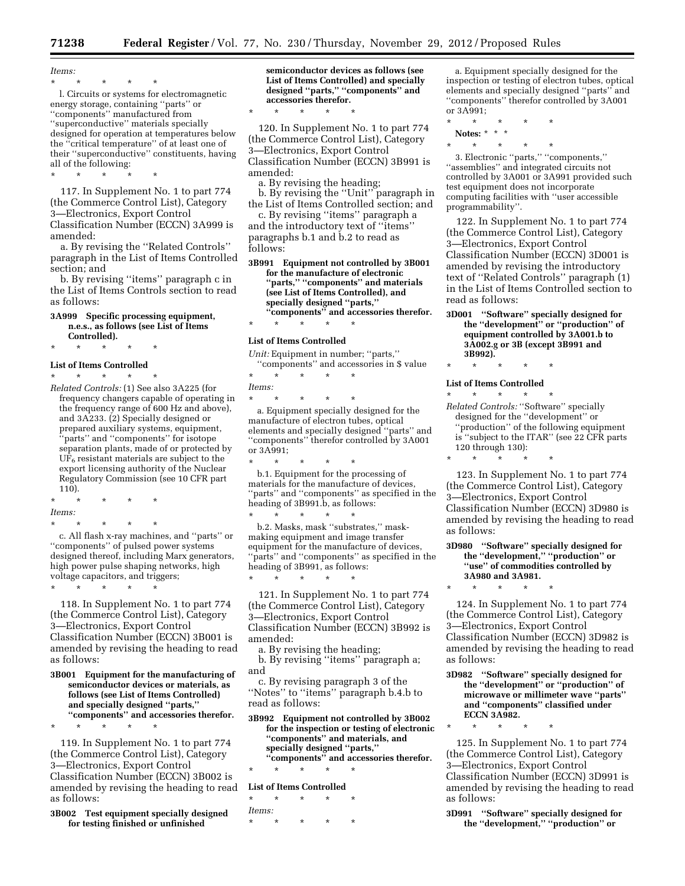*Items:*

\* \* \* \* \*

l. Circuits or systems for electromagnetic energy storage, containing ''parts'' or ''components'' manufactured from ''superconductive'' materials specially designed for operation at temperatures below the ''critical temperature'' of at least one of their ''superconductive'' constituents, having all of the following:

\* \* \* \* \*

117. In Supplement No. 1 to part 774 (the Commerce Control List), Category 3—Electronics, Export Control Classification Number (ECCN) 3A999 is amended:

a. By revising the ''Related Controls'' paragraph in the List of Items Controlled section; and

b. By revising ''items'' paragraph c in the List of Items Controls section to read as follows:

**3A999 Specific processing equipment, n.e.s., as follows (see List of Items Controlled).**

\* \* \* \* \*

**List of Items Controlled**

\* \* \* \* \*

*Related Controls:* (1) See also 3A225 (for frequency changers capable of operating in the frequency range of 600 Hz and above), and 3A233. (2) Specially designed or prepared auxiliary systems, equipment, ''parts'' and ''components'' for isotope separation plants, made of or protected by $UF_6$ resistant materials are subject to the export licensing authority of the Nuclear Regulatory Commission (see 10 CFR part 110).

\* \* \* \* \*

*Items:*

\* \* \* \* \*

c. All flash x-ray machines, and ''parts'' or ''components'' of pulsed power systems designed thereof, including Marx generators, high power pulse shaping networks, high voltage capacitors, and triggers;

\* \* \* \* \*

118. In Supplement No. 1 to part 774 (the Commerce Control List), Category 3—Electronics, Export Control Classification Number (ECCN) 3B001 is amended by revising the heading to read as follows:

**3B001 Equipment for the manufacturing of semiconductor devices or materials, as follows (see List of Items Controlled) and specially designed ''parts,'' ''components'' and accessories therefor.**

\* \* \* \* \*

119. In Supplement No. 1 to part 774 (the Commerce Control List), Category 3—Electronics, Export Control Classification Number (ECCN) 3B002 is amended by revising the heading to read as follows:

**3B002 Test equipment specially designed for testing finished or unfinished semiconductor devices as follows (see List of Items Controlled) and specially designed ''parts,'' ''components'' and accessories therefor.**

\* \* \* \* \*

120. In Supplement No. 1 to part 774 (the Commerce Control List), Category 3—Electronics, Export Control Classification Number (ECCN) 3B991 is amended:

a. By revising the heading;

b. By revising the ''Unit'' paragraph in the List of Items Controlled section; and

c. By revising ''items'' paragraph a and the introductory text of ''items'' paragraphs b.1 and b.2 to read as follows:

**3B991 Equipment not controlled by 3B001 for the manufacture of electronic ''parts,'' ''components'' and materials (see List of Items Controlled), and specially designed ''parts,'' ''components'' and accessories therefor.**

\* \* \* \* \*

**List of Items Controlled**

*Unit:* Equipment in number; ''parts,'' ''components'' and accessories in $ value

\* \* \* \* \*

*Items:*

\* \* \* \* \*

a. Equipment specially designed for the manufacture of electron tubes, optical elements and specially designed ''parts'' and ''components'' therefor controlled by 3A001 or 3A991;

\* \* \* \* \*

b.1. Equipment for the processing of materials for the manufacture of devices, ''parts'' and ''components'' as specified in the heading of 3B991.b, as follows:

\* \* \* \* \*

b.2. Masks, mask ''substrates,'' mask-making equipment and image transfer equipment for the manufacture of devices, ''parts'' and ''components'' as specified in the heading of 3B991, as follows:

\* \* \* \* \*

121. In Supplement No. 1 to part 774 (the Commerce Control List), Category 3—Electronics, Export Control Classification Number (ECCN) 3B992 is amended:

a. By revising the heading;

b. By revising ''items'' paragraph a; and

c. By revising paragraph 3 of the ''Notes'' to ''items'' paragraph b.4.b to read as follows:

**3B992 Equipment not controlled by 3B002 for the inspection or testing of electronic ''components'' and materials, and specially designed ''parts,'' ''components'' and accessories therefor.**

\* \* \* \* \*

**List of Items Controlled**

\* \* \* \* \*

*Items:*

\* \* \* \* \*

a. Equipment specially designed for the inspection or testing of electron tubes, optical elements and specially designed ''parts'' and ''components'' therefor controlled by 3A001 or 3A991;

\* \* \* \* \*

**Notes:** \* \* \*

\* \* \* \* \*

3. Electronic ''parts,'' ''components,'' ''assemblies'' and integrated circuits not controlled by 3A001 or 3A991 provided such test equipment does not incorporate computing facilities with ''user accessible programmability''.

122. In Supplement No. 1 to part 774 (the Commerce Control List), Category 3—Electronics, Export Control Classification Number (ECCN) 3D001 is amended by revising the introductory text of ''Related Controls'' paragraph (1) in the List of Items Controlled section to read as follows:

**3D001 ''Software'' specially designed for the ''development'' or ''production'' of equipment controlled by 3A001.b to 3A002.g or 3B (except 3B991 and 3B992).**

\* \* \* \* \*

**List of Items Controlled**

\* \* \* \* \*

*Related Controls:* ''Software'' specially designed for the ''development'' or ''production'' of the following equipment is ''subject to the ITAR'' (see 22 CFR parts 120 through 130):

\* \* \* \* \*

123. In Supplement No. 1 to part 774 (the Commerce Control List), Category 3—Electronics, Export Control Classification Number (ECCN) 3D980 is amended by revising the heading to read as follows:

**3D980 ''Software'' specially designed for the ''development,'' ''production'' or ''use'' of commodities controlled by 3A980 and 3A981.**

\* \* \* \* \*

124. In Supplement No. 1 to part 774 (the Commerce Control List), Category 3—Electronics, Export Control Classification Number (ECCN) 3D982 is amended by revising the heading to read as follows:

**3D982 ''Software'' specially designed for the ''development'' or ''production'' of microwave or millimeter wave ''parts'' and ''components'' classified under ECCN 3A982.**

\* \* \* \* \*

125. In Supplement No. 1 to part 774 (the Commerce Control List), Category 3—Electronics, Export Control Classification Number (ECCN) 3D991 is amended by revising the heading to read as follows:

**3D991 ''Software'' specially designed for the ''development,'' ''production'' or**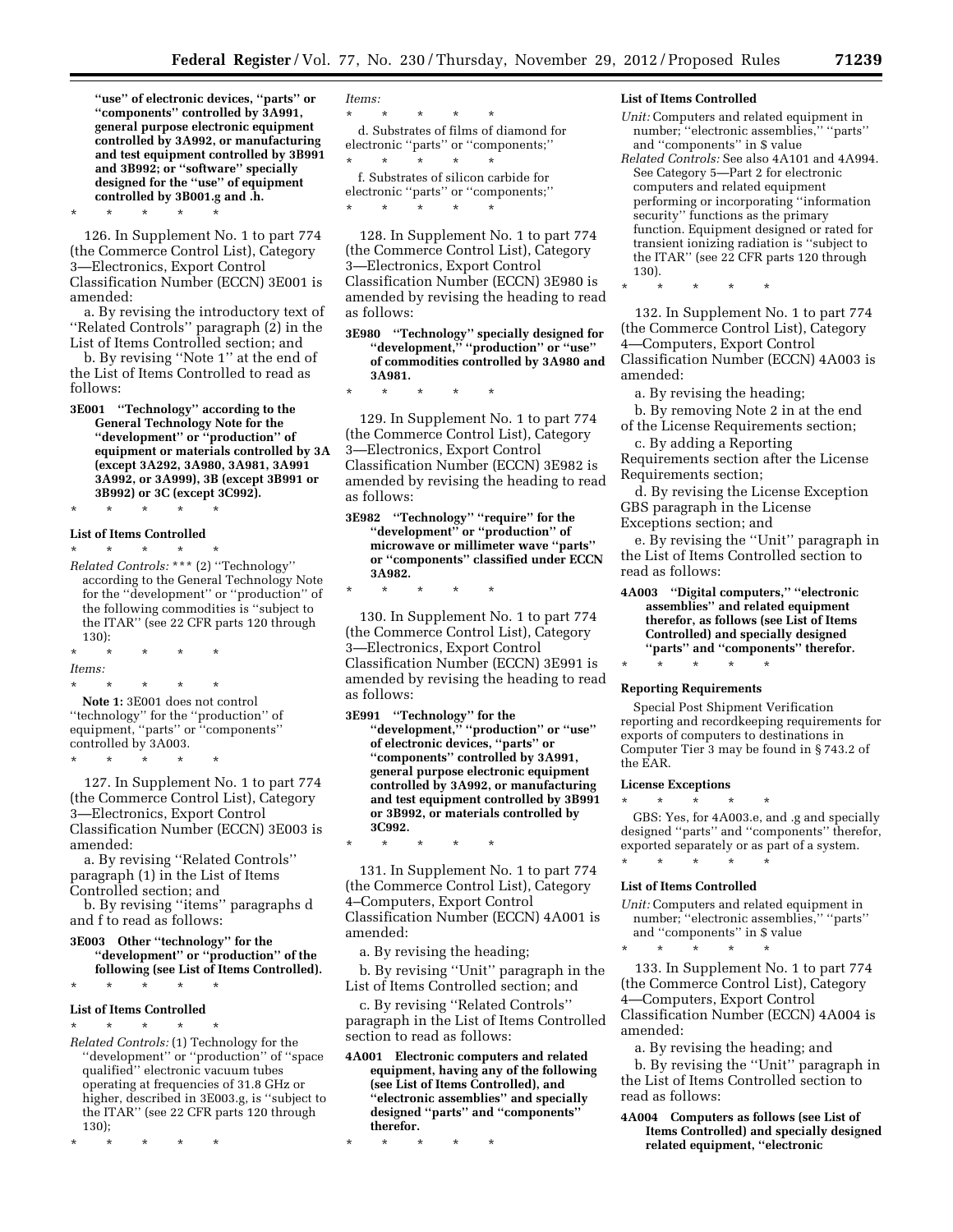**"use" of electronic devices, "parts" or "components" controlled by 3A991, general purpose electronic equipment controlled by 3A992, or manufacturing and test equipment controlled by 3B991 and 3B992; or "software" specially designed for the "use" of equipment controlled by 3B001.g and .h.**

\* \* \* \* \*

126. In Supplement No. 1 to part 774 (the Commerce Control List), Category 3—Electronics, Export Control Classification Number (ECCN) 3E001 is amended:

a. By revising the introductory text of "Related Controls" paragraph (2) in the List of Items Controlled section; and

b. By revising "Note 1" at the end of the List of Items Controlled to read as follows:

**3E001 "Technology" according to the General Technology Note for the "development" or "production" of equipment or materials controlled by 3A (except 3A292, 3A980, 3A981, 3A991 3A992, or 3A999), 3B (except 3B991 or 3B992) or 3C (except 3C992).**

\* \* \* \* \*

**List of Items Controlled**

\* \* \* \* \*

*Related Controls:* \*\*\* (2) "Technology" according to the General Technology Note for the "development" or "production" of the following commodities is "subject to the ITAR" (see 22 CFR parts 120 through 130):

\* \* \* \* \*

*Items:*

\* \* \* \* \*

**Note 1:** 3E001 does not control "technology" for the "production" of equipment, "parts" or "components" controlled by 3A003.

\* \* \* \* \*

127. In Supplement No. 1 to part 774 (the Commerce Control List), Category 3—Electronics, Export Control Classification Number (ECCN) 3E003 is amended:

a. By revising "Related Controls" paragraph (1) in the List of Items Controlled section; and

b. By revising "items" paragraphs d and f to read as follows:

**3E003 Other "technology" for the "development" or "production" of the following (see List of Items Controlled).**

\* \* \* \* \*

**List of Items Controlled**

\* \* \* \* \*

*Related Controls:* (1) Technology for the "development" or "production" of "space qualified" electronic vacuum tubes operating at frequencies of 31.8 GHz or higher, described in 3E003.g, is "subject to the ITAR" (see 22 CFR parts 120 through 130);

\* \* \* \* \*

*Items:*

\* \* \* \* \*

d. Substrates of films of diamond for electronic "parts" or "components;"

\* \* \* \* \*

f. Substrates of silicon carbide for electronic "parts" or "components;"

\* \* \* \* \*

128. In Supplement No. 1 to part 774 (the Commerce Control List), Category 3—Electronics, Export Control Classification Number (ECCN) 3E980 is amended by revising the heading to read as follows:

**3E980 "Technology" specially designed for "development," "production" or "use" of commodities controlled by 3A980 and 3A981.**

\* \* \* \* \*

129. In Supplement No. 1 to part 774 (the Commerce Control List), Category 3—Electronics, Export Control Classification Number (ECCN) 3E982 is amended by revising the heading to read as follows:

**3E982 "Technology" "require" for the "development" or "production" of microwave or millimeter wave "parts" or "components" classified under ECCN 3A982.**

\* \* \* \* \*

130. In Supplement No. 1 to part 774 (the Commerce Control List), Category 3—Electronics, Export Control Classification Number (ECCN) 3E991 is amended by revising the heading to read as follows:

**3E991 "Technology" for the "development," "production" or "use" of electronic devices, "parts" or "components" controlled by 3A991, general purpose electronic equipment controlled by 3A992, or manufacturing and test equipment controlled by 3B991 or 3B992, or materials controlled by 3C992.**

\* \* \* \* \*

131. In Supplement No. 1 to part 774 (the Commerce Control List), Category 4–Computers, Export Control Classification Number (ECCN) 4A001 is amended:

a. By revising the heading;

b. By revising "Unit" paragraph in the List of Items Controlled section; and

c. By revising "Related Controls" paragraph in the List of Items Controlled section to read as follows:

**4A001 Electronic computers and related equipment, having any of the following (see List of Items Controlled), and "electronic assemblies" and specially designed "parts" and "components" therefor.**

\* \* \* \* \*

**List of Items Controlled**

*Unit:* Computers and related equipment in number; "electronic assemblies," "parts" and "components" in $ value

*Related Controls:* See also 4A101 and 4A994. See Category 5—Part 2 for electronic computers and related equipment performing or incorporating "information security" functions as the primary function. Equipment designed or rated for transient ionizing radiation is "subject to the ITAR" (see 22 CFR parts 120 through 130).

\* \* \* \* \*

132. In Supplement No. 1 to part 774 (the Commerce Control List), Category 4—Computers, Export Control Classification Number (ECCN) 4A003 is amended:

a. By revising the heading;

b. By removing Note 2 in at the end of the License Requirements section;

c. By adding a Reporting Requirements section after the License Requirements section;

d. By revising the License Exception GBS paragraph in the License Exceptions section; and

e. By revising the "Unit" paragraph in the List of Items Controlled section to read as follows:

**4A003 "Digital computers," "electronic assemblies" and related equipment therefor, as follows (see List of Items Controlled) and specially designed "parts" and "components" therefor.**

\* \* \* \* \*

**Reporting Requirements**

Special Post Shipment Verification reporting and recordkeeping requirements for exports of computers to destinations in Computer Tier 3 may be found in § 743.2 of the EAR.

**License Exceptions**

\* \* \* \* \*

GBS: Yes, for 4A003.e, and .g and specially designed "parts" and "components" therefor, exported separately or as part of a system.

\* \* \* \* \*

**List of Items Controlled**

*Unit:* Computers and related equipment in number; "electronic assemblies," "parts" and "components" in $ value

\* \* \* \* \*

133. In Supplement No. 1 to part 774 (the Commerce Control List), Category 4—Computers, Export Control Classification Number (ECCN) 4A004 is amended:

a. By revising the heading; and

b. By revising the "Unit" paragraph in the List of Items Controlled section to read as follows:

**4A004 Computers as follows (see List of Items Controlled) and specially designed related equipment, "electronic**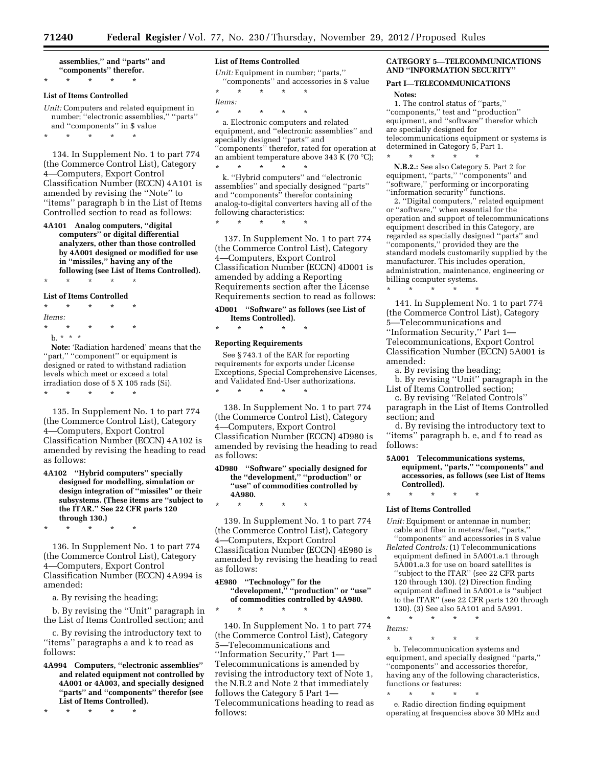**assemblies,'' and ''parts'' and ''components'' therefor.**

\* \* \* \* \*

**List of Items Controlled**

*Unit:* Computers and related equipment in number; ''electronic assemblies,'' ''parts'' and ''components'' in $ value

\* \* \* \* \*

134. In Supplement No. 1 to part 774 (the Commerce Control List), Category 4—Computers, Export Control Classification Number (ECCN) 4A101 is amended by revising the ''Note'' to ''items'' paragraph b in the List of Items Controlled section to read as follows:

**4A101 Analog computers, ''digital computers'' or digital differential analyzers, other than those controlled by 4A001 designed or modified for use in ''missiles,'' having any of the following (see List of Items Controlled).**

\* \* \* \* \*

**List of Items Controlled**

\* \* \* \* \*

*Items:*

\* \* \* \* \*

b. \* \* \*

**Note:** 'Radiation hardened' means that the ''part,'' ''component'' or equipment is designed or rated to withstand radiation levels which meet or exceed a total irradiation dose of 5 X 105 rads (Si).

\* \* \* \* \*

135. In Supplement No. 1 to part 774 (the Commerce Control List), Category 4—Computers, Export Control Classification Number (ECCN) 4A102 is amended by revising the heading to read as follows:

**4A102 ''Hybrid computers'' specially designed for modelling, simulation or design integration of ''missiles'' or their subsystems. (These items are ''subject to the ITAR.'' See 22 CFR parts 120 through 130.)**

\* \* \* \* \*

136. In Supplement No. 1 to part 774 (the Commerce Control List), Category 4—Computers, Export Control Classification Number (ECCN) 4A994 is amended:

a. By revising the heading;

b. By revising the ''Unit'' paragraph in the List of Items Controlled section; and

c. By revising the introductory text to ''items'' paragraphs a and k to read as follows:

**4A994 Computers, ''electronic assemblies'' and related equipment not controlled by 4A001 or 4A003, and specially designed ''parts'' and ''components'' therefor (see List of Items Controlled).**

\* \* \* \* \*

**List of Items Controlled**

*Unit:* Equipment in number; ''parts,'' ''components'' and accessories in $ value

\* \* \* \* \*

*Items:*

\* \* \* \* \*

a. Electronic computers and related equipment, and ''electronic assemblies'' and specially designed ''parts'' and ''components'' therefor, rated for operation at an ambient temperature above 343 K (70 °C);

\* \* \* \* \*

k. ''Hybrid computers'' and ''electronic assemblies'' and specially designed ''parts'' and ''components'' therefor containing analog-to-digital converters having all of the following characteristics:

\* \* \* \* \*

137. In Supplement No. 1 to part 774 (the Commerce Control List), Category 4—Computers, Export Control Classification Number (ECCN) 4D001 is amended by adding a Reporting Requirements section after the License Requirements section to read as follows:

**4D001 ''Software'' as follows (see List of Items Controlled).**

\* \* \* \* \*

**Reporting Requirements**

See § 743.1 of the EAR for reporting requirements for exports under License Exceptions, Special Comprehensive Licenses, and Validated End-User authorizations.

\* \* \* \* \*

138. In Supplement No. 1 to part 774 (the Commerce Control List), Category 4—Computers, Export Control Classification Number (ECCN) 4D980 is amended by revising the heading to read as follows:

**4D980 ''Software'' specially designed for the ''development,'' ''production'' or ''use'' of commodities controlled by 4A980.**

\* \* \* \* \*

139. In Supplement No. 1 to part 774 (the Commerce Control List), Category 4—Computers, Export Control Classification Number (ECCN) 4E980 is amended by revising the heading to read as follows:

**4E980 ''Technology'' for the ''development,'' ''production'' or ''use'' of commodities controlled by 4A980.**

\* \* \* \* \*

140. In Supplement No. 1 to part 774 (the Commerce Control List), Category 5—Telecommunications and ''Information Security,'' Part 1—Telecommunications is amended by revising the introductory text of Note 1, the N.B.2 and Note 2 that immediately follows the Category 5 Part 1—Telecommunications heading to read as follows:

**CATEGORY 5—TELECOMMUNICATIONS AND ''INFORMATION SECURITY''**

**Part I—TELECOMMUNICATIONS**

**Notes:**

1. The control status of ''parts,'' ''components,'' test and ''production'' equipment, and ''software'' therefor which are specially designed for telecommunications equipment or systems is determined in Category 5, Part 1.

\* \* \* \* \*

**N.B.2.:** See also Category 5, Part 2 for equipment, ''parts,'' ''components'' and ''software,'' performing or incorporating ''information security'' functions.

2. ''Digital computers,'' related equipment or ''software,'' when essential for the operation and support of telecommunications equipment described in this Category, are regarded as specially designed ''parts'' and ''components,'' provided they are the standard models customarily supplied by the manufacturer. This includes operation, administration, maintenance, engineering or billing computer systems.

\* \* \* \* \*

141. In Supplement No. 1 to part 774 (the Commerce Control List), Category 5—Telecommunications and ''Information Security,'' Part 1—Telecommunications, Export Control Classification Number (ECCN) 5A001 is amended:

a. By revising the heading;

b. By revising ''Unit'' paragraph in the List of Items Controlled section;

c. By revising ''Related Controls'' paragraph in the List of Items Controlled section; and

d. By revising the introductory text to ''items'' paragraph b, e, and f to read as follows:

**5A001 Telecommunications systems, equipment, ''parts,'' ''components'' and accessories, as follows (see List of Items Controlled).**

\* \* \* \* \*

**List of Items Controlled**

*Unit:* Equipment or antennae in number; cable and fiber in meters/feet, ''parts,'' ''components'' and accessories in $ value

*Related Controls:* (1) Telecommunications equipment defined in 5A001.a.1 through 5A001.a.3 for use on board satellites is ''subject to the ITAR'' (see 22 CFR parts 120 through 130). (2) Direction finding equipment defined in 5A001.e is ''subject to the ITAR'' (see 22 CFR parts 120 through 130). (3) See also 5A101 and 5A991.

\* \* \* \* \*

*Items:*

\* \* \* \* \*

b. Telecommunication systems and equipment, and specially designed ''parts,'' ''components'' and accessories therefor, having any of the following characteristics, functions or features:

\* \* \* \* \*

e. Radio direction finding equipment operating at frequencies above 30 MHz and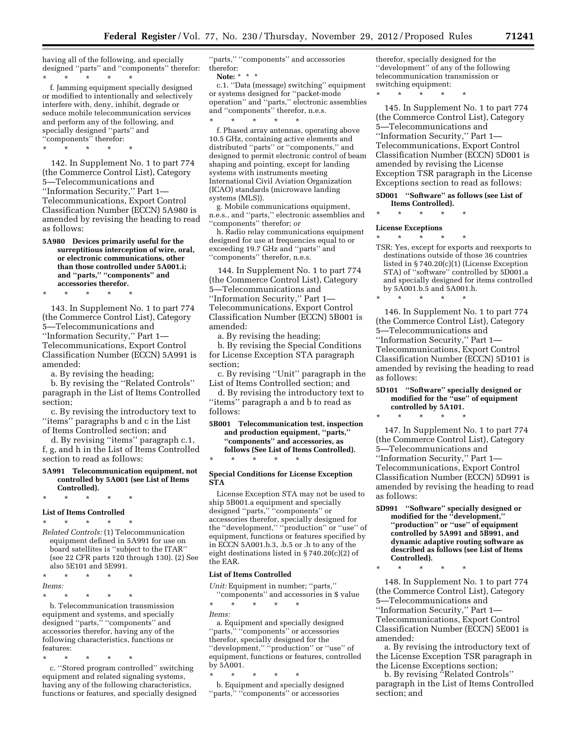having all of the following, and specially designed ''parts'' and ''components'' therefor:

\* \* \* \* \*

f. Jamming equipment specially designed or modified to intentionally and selectively interfere with, deny, inhibit, degrade or seduce mobile telecommunication services and perform any of the following, and specially designed ''parts'' and ''components'' therefor:

\* \* \* \* \*

142. In Supplement No. 1 to part 774 (the Commerce Control List), Category 5—Telecommunications and ''Information Security,'' Part 1—Telecommunications, Export Control Classification Number (ECCN) 5A980 is amended by revising the heading to read as follows:

**5A980 Devices primarily useful for the surreptitious interception of wire, oral, or electronic communications, other than those controlled under 5A001.i; and ''parts,'' ''components'' and accessories therefor.**

\* \* \* \* \*

143. In Supplement No. 1 to part 774 (the Commerce Control List), Category 5—Telecommunications and ''Information Security,'' Part 1—Telecommunications, Export Control Classification Number (ECCN) 5A991 is amended:

a. By revising the heading;

b. By revising the ''Related Controls'' paragraph in the List of Items Controlled section;

c. By revising the introductory text to ''items'' paragraphs b and c in the List of Items Controlled section; and

d. By revising ''items'' paragraph c.1, f, g, and h in the List of Items Controlled section to read as follows:

**5A991 Telecommunication equipment, not controlled by 5A001 (see List of Items Controlled).**

\* \* \* \* \*

**List of Items Controlled**

\* \* \* \* \*

*Related Controls:* (1) Telecommunication equipment defined in 5A991 for use on board satellites is ''subject to the ITAR'' (see 22 CFR parts 120 through 130). (2) See also 5E101 and 5E991.

\* \* \* \* \*

*Items:*

\* \* \* \* \*

b. Telecommunication transmission equipment and systems, and specially designed ''parts,'' ''components'' and accessories therefor, having any of the following characteristics, functions or features:

\* \* \* \* \*

c. ''Stored program controlled'' switching equipment and related signaling systems, having any of the following characteristics, functions or features, and specially designed ''parts,'' ''components'' and accessories therefor:

**Note:** \* \* \*

c.1. ''Data (message) switching'' equipment or systems designed for ''packet-mode operation'' and ''parts,'' electronic assemblies and ''components'' therefor, n.e.s.

\* \* \* \* \*

f. Phased array antennas, operating above 10.5 GHz, containing active elements and distributed ''parts'' or ''components,'' and designed to permit electronic control of beam shaping and pointing, except for landing systems with instruments meeting International Civil Aviation Organization (ICAO) standards (microwave landing systems (MLS)).

g. Mobile communications equipment, n.e.s., and ''parts,'' electronic assemblies and ''components'' therefor; *or*

h. Radio relay communications equipment designed for use at frequencies equal to or exceeding 19.7 GHz and ''parts'' and ''components'' therefor, n.e.s.

144. In Supplement No. 1 to part 774 (the Commerce Control List), Category 5—Telecommunications and ''Information Security,'' Part 1—Telecommunications, Export Control Classification Number (ECCN) 5B001 is amended:

a. By revising the heading;

b. By revising the Special Conditions for License Exception STA paragraph section;

c. By revising ''Unit'' paragraph in the List of Items Controlled section; and

d. By revising the introductory text to ''items'' paragraph a and b to read as follows:

**5B001 Telecommunication test, inspection and production equipment, ''parts,'' ''components'' and accessories, as follows (See List of Items Controlled).**

\* \* \* \* \*

**Special Conditions for License Exception STA**

License Exception STA may not be used to ship 5B001.a equipment and specially designed ''parts,'' ''components'' or accessories therefor, specially designed for the ''development,'' ''production'' or ''use'' of equipment, functions or features specified by in ECCN 5A001.b.3, .b.5 or .h to any of the eight destinations listed in § 740.20(c)(2) of the EAR.

**List of Items Controlled**

*Unit:* Equipment in number; ''parts,'' ''components'' and accessories in $ value

\* \* \* \* \*

*Items:*

a. Equipment and specially designed ''parts,'' ''components'' or accessories therefor, specially designed for the ''development,'' ''production'' or ''use'' of equipment, functions or features, controlled by 5A001.

\* \* \* \* \*

b. Equipment and specially designed ''parts,'' ''components'' or accessories therefor, specially designed for the ''development'' of any of the following telecommunication transmission or switching equipment:

\* \* \* \* \*

145. In Supplement No. 1 to part 774 (the Commerce Control List), Category 5—Telecommunications and ''Information Security,'' Part 1—Telecommunications, Export Control Classification Number 5D001 is amended by revising the License Exception TSR paragraph in the License Exceptions section to read as follows:

**5D001 ''Software'' as follows (see List of Items Controlled).**

\* \* \* \* \*

**License Exceptions**

\* \* \* \* \*

TSR: Yes, except for exports and reexports to destinations outside of those 36 countries listed in § 740.20(c)(1) (License Exception STA) of ''software'' controlled by 5D001.a and specially designed for items controlled by 5A001.b.5 and 5A001.h.

\* \* \* \* \*

146. In Supplement No. 1 to part 774 (the Commerce Control List), Category 5—Telecommunications and ''Information Security,'' Part 1—Telecommunications, Export Control Classification Number (ECCN) 5D101 is amended by revising the heading to read as follows:

**5D101 ''Software'' specially designed or modified for the ''use'' of equipment controlled by 5A101.**

\* \* \* \* \*

147. In Supplement No. 1 to part 774 (the Commerce Control List), Category 5—Telecommunications and ''Information Security,'' Part 1—Telecommunications, Export Control Classification Number (ECCN) 5D991 is amended by revising the heading to read as follows:

**5D991 ''Software'' specially designed or modified for the ''development,'' ''production'' or ''use'' of equipment controlled by 5A991 and 5B991, and dynamic adaptive routing software as described as follows (see List of Items Controlled).**

\* \* \* \* \*

148. In Supplement No. 1 to part 774 (the Commerce Control List), Category 5—Telecommunications and ''Information Security,'' Part 1—Telecommunications, Export Control Classification Number (ECCN) 5E001 is amended:

a. By revising the introductory text of the License Exception TSR paragraph in the License Exceptions section;

b. By revising ''Related Controls'' paragraph in the List of Items Controlled section; and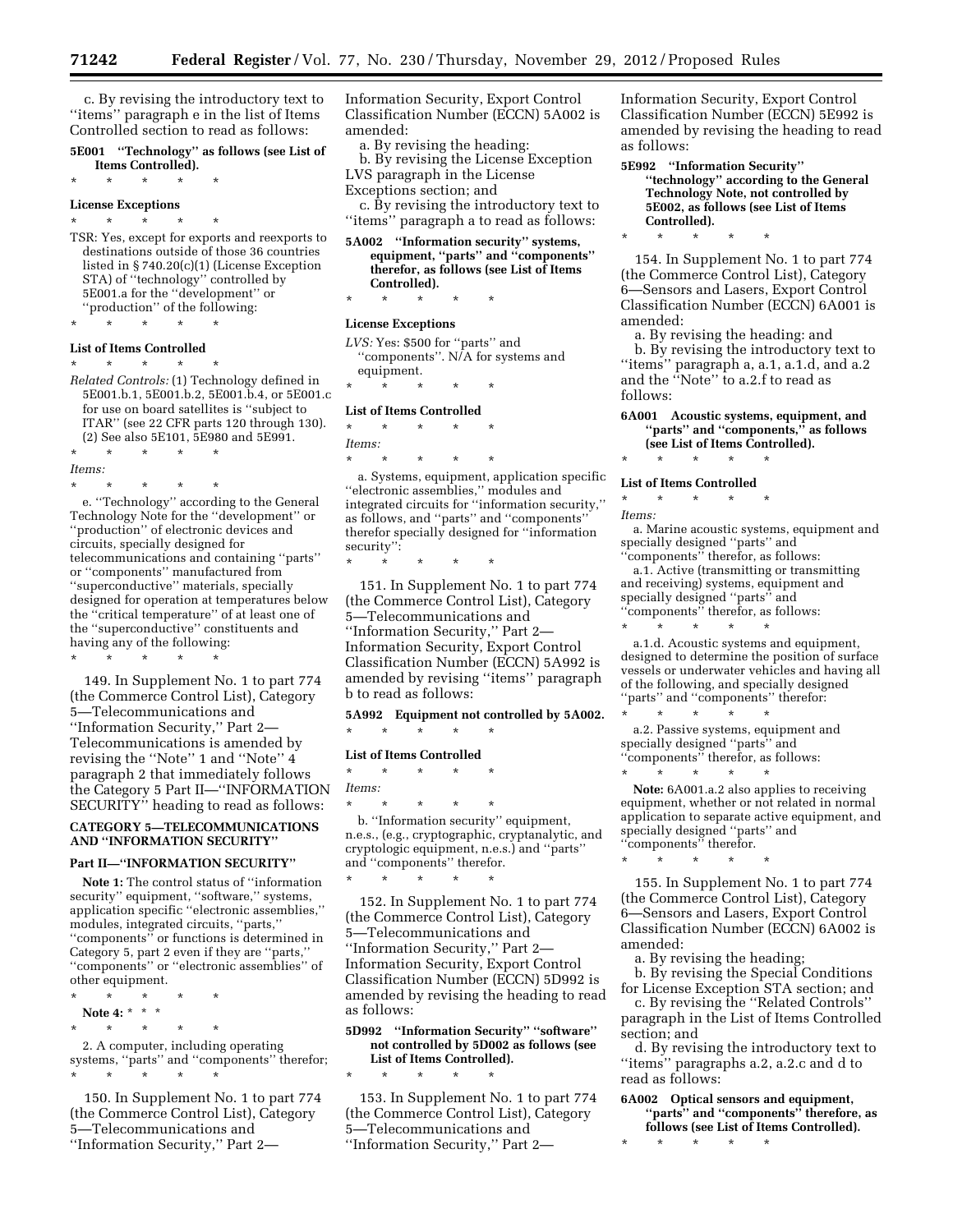c. By revising the introductory text to ''items'' paragraph e in the list of Items Controlled section to read as follows:

**5E001 ''Technology'' as follows (see List of Items Controlled).**

\* \* \* \* \*

**License Exceptions**

\* \* \* \* \*

TSR: Yes, except for exports and reexports to destinations outside of those 36 countries listed in § 740.20(c)(1) (License Exception STA) of ''technology'' controlled by 5E001.a for the ''development'' or ''production'' of the following:

\* \* \* \* \*

**List of Items Controlled**

\* \* \* \* \*

*Related Controls:* (1) Technology defined in 5E001.b.1, 5E001.b.2, 5E001.b.4, or 5E001.c for use on board satellites is ''subject to ITAR'' (see 22 CFR parts 120 through 130). (2) See also 5E101, 5E980 and 5E991.

\* \* \* \* \*

*Items:*

\* \* \* \* \*

e. ''Technology'' according to the General Technology Note for the ''development'' or ''production'' of electronic devices and circuits, specially designed for telecommunications and containing ''parts'' or ''components'' manufactured from ''superconductive'' materials, specially designed for operation at temperatures below the ''critical temperature'' of at least one of the ''superconductive'' constituents and having any of the following:

\* \* \* \* \*

149. In Supplement No. 1 to part 774 (the Commerce Control List), Category 5—Telecommunications and ''Information Security,'' Part 2—Telecommunications is amended by revising the ''Note'' 1 and ''Note'' 4 paragraph 2 that immediately follows the Category 5 Part II—''INFORMATION SECURITY'' heading to read as follows:

**CATEGORY 5—TELECOMMUNICATIONS AND ''INFORMATION SECURITY''**

**Part II—''INFORMATION SECURITY''**

**Note 1:** The control status of ''information security'' equipment, ''software,'' systems, application specific ''electronic assemblies,'' modules, integrated circuits, ''parts,'' ''components'' or functions is determined in Category 5, part 2 even if they are ''parts,'' ''components'' or ''electronic assemblies'' of other equipment.

\* \* \* \* \*

**Note 4:** \* \* \*

\* \* \* \* \*

2. A computer, including operating systems, ''parts'' and ''components'' therefor;

\* \* \* \* \*

150. In Supplement No. 1 to part 774 (the Commerce Control List), Category 5—Telecommunications and ''Information Security,'' Part 2—Information Security, Export Control Classification Number (ECCN) 5A002 is amended:

a. By revising the heading:

b. By revising the License Exception LVS paragraph in the License Exceptions section; and

c. By revising the introductory text to ''items'' paragraph a to read as follows:

**5A002 ''Information security'' systems, equipment, ''parts'' and ''components'' therefor, as follows (see List of Items Controlled).**

\* \* \* \* \*

**License Exceptions**

*LVS:* Yes: $500 for ''parts'' and ''components''. N/A for systems and equipment.

\* \* \* \* \*

**List of Items Controlled**

\* \* \* \* \*

*Items:*

\* \* \* \* \*

a. Systems, equipment, application specific ''electronic assemblies,'' modules and integrated circuits for ''information security,'' as follows, and ''parts'' and ''components'' therefor specially designed for ''information security'':

\* \* \* \* \*

151. In Supplement No. 1 to part 774 (the Commerce Control List), Category 5—Telecommunications and ''Information Security,'' Part 2—Information Security, Export Control Classification Number (ECCN) 5A992 is amended by revising ''items'' paragraph b to read as follows:

**5A992 Equipment not controlled by 5A002.**

\* \* \* \* \*

**List of Items Controlled**

\* \* \* \* \*

*Items:*

\* \* \* \* \*

b. ''Information security'' equipment, n.e.s., (e.g., cryptographic, cryptanalytic, and cryptologic equipment, n.e.s.) and ''parts'' and ''components'' therefor.

\* \* \* \* \*

152. In Supplement No. 1 to part 774 (the Commerce Control List), Category 5—Telecommunications and ''Information Security,'' Part 2—Information Security, Export Control Classification Number (ECCN) 5D992 is amended by revising the heading to read as follows:

**5D992 ''Information Security'' ''software'' not controlled by 5D002 as follows (see List of Items Controlled).**

\* \* \* \* \*

153. In Supplement No. 1 to part 774 (the Commerce Control List), Category 5—Telecommunications and ''Information Security,'' Part 2—Information Security, Export Control Classification Number (ECCN) 5E992 is amended by revising the heading to read as follows:

**5E992 ''Information Security'' ''technology'' according to the General Technology Note, not controlled by 5E002, as follows (see List of Items Controlled).**

\* \* \* \* \*

154. In Supplement No. 1 to part 774 (the Commerce Control List), Category 6—Sensors and Lasers, Export Control Classification Number (ECCN) 6A001 is amended:

a. By revising the heading: and

b. By revising the introductory text to ''items'' paragraph a, a.1, a.1.d, and a.2 and the ''Note'' to a.2.f to read as follows:

**6A001 Acoustic systems, equipment, and ''parts'' and ''components,'' as follows (see List of Items Controlled).**

\* \* \* \* \*

**List of Items Controlled**

\* \* \* \* \*

*Items:*

a. Marine acoustic systems, equipment and specially designed ''parts'' and ''components'' therefor, as follows:

a.1. Active (transmitting or transmitting and receiving) systems, equipment and specially designed ''parts'' and ''components'' therefor, as follows:

\* \* \* \* \*

a.1.d. Acoustic systems and equipment, designed to determine the position of surface vessels or underwater vehicles and having all of the following, and specially designed ''parts'' and ''components'' therefor:

\* \* \* \* \*

a.2. Passive systems, equipment and specially designed ''parts'' and ''components'' therefor, as follows:

\* \* \* \* \*

**Note:** 6A001.a.2 also applies to receiving equipment, whether or not related in normal application to separate active equipment, and specially designed ''parts'' and ''components'' therefor.

\* \* \* \* \*

155. In Supplement No. 1 to part 774 (the Commerce Control List), Category 6—Sensors and Lasers, Export Control Classification Number (ECCN) 6A002 is amended:

a. By revising the heading;

b. By revising the Special Conditions for License Exception STA section; and

c. By revising the ''Related Controls'' paragraph in the List of Items Controlled section; and

d. By revising the introductory text to ''items'' paragraphs a.2, a.2.c and d to read as follows:

**6A002 Optical sensors and equipment, ''parts'' and ''components'' therefore, as follows (see List of Items Controlled).**

\* \* \* \* \*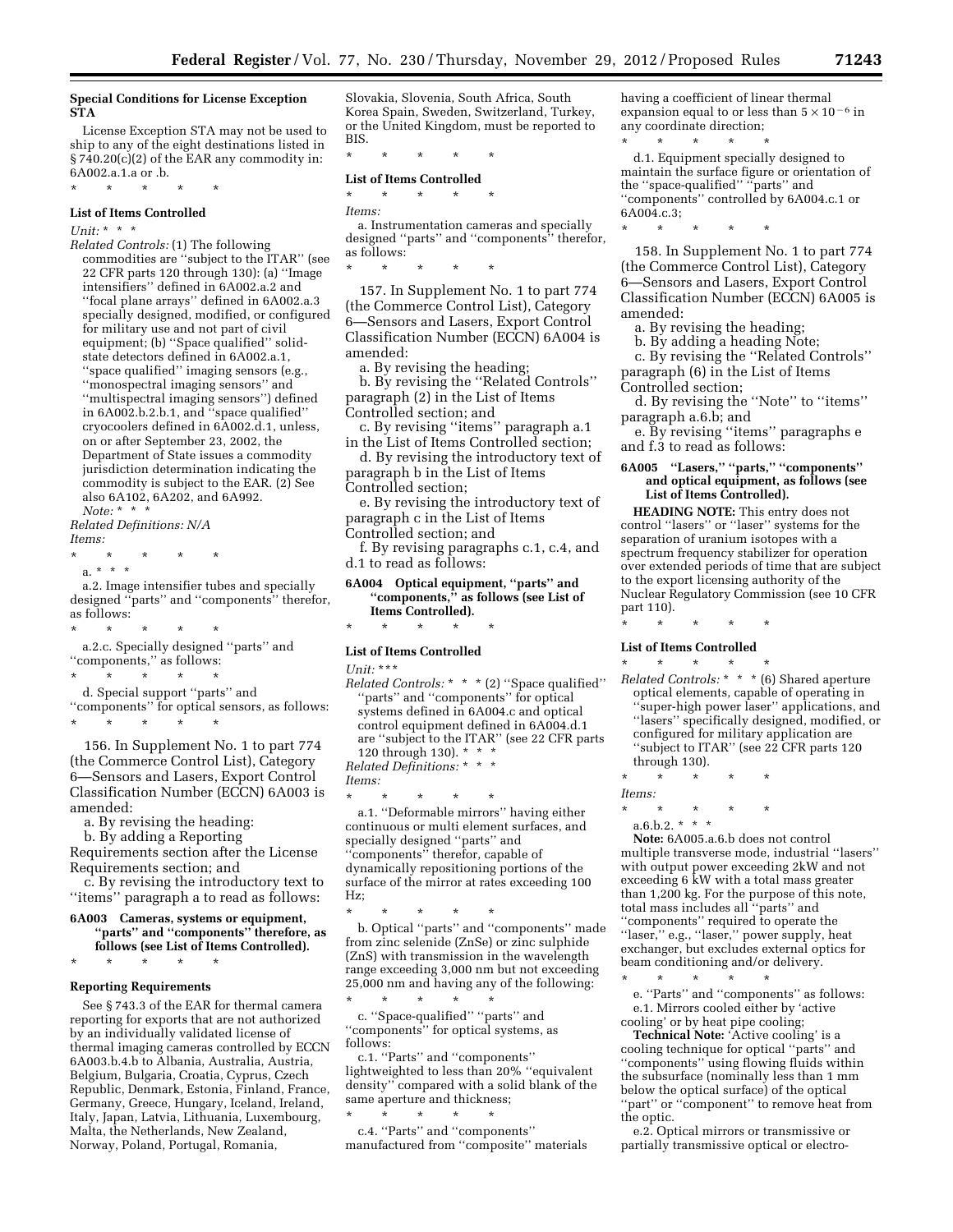**Special Conditions for License Exception STA**

License Exception STA may not be used to ship to any of the eight destinations listed in § 740.20(c)(2) of the EAR any commodity in: 6A002.a.1.a or .b.

\* \* \* \* \*

**List of Items Controlled**

*Unit:* \* \* \*

*Related Controls:* (1) The following commodities are ''subject to the ITAR'' (see 22 CFR parts 120 through 130): (a) ''Image intensifiers'' defined in 6A002.a.2 and ''focal plane arrays'' defined in 6A002.a.3 specially designed, modified, or configured for military use and not part of civil equipment; (b) ''Space qualified'' solid-state detectors defined in 6A002.a.1, ''space qualified'' imaging sensors (e.g., ''monospectral imaging sensors'' and ''multispectral imaging sensors'') defined in 6A002.b.2.b.1, and ''space qualified'' cryocoolers defined in 6A002.d.1, unless, on or after September 23, 2002, the Department of State issues a commodity jurisdiction determination indicating the commodity is subject to the EAR. (2) See also 6A102, 6A202, and 6A992.

*Note:* \* \* \*

*Related Definitions: N/A*

*Items:*

\* \* \* \* \*

a. \* \* \*

a.2. Image intensifier tubes and specially designed ''parts'' and ''components'' therefor, as follows:

\* \* \* \* \*

a.2.c. Specially designed ''parts'' and ''components,'' as follows:

\* \* \* \* \*

d. Special support ''parts'' and ''components'' for optical sensors, as follows:

\* \* \* \* \*

156. In Supplement No. 1 to part 774 (the Commerce Control List), Category 6—Sensors and Lasers, Export Control Classification Number (ECCN) 6A003 is amended:

a. By revising the heading:

b. By adding a Reporting Requirements section after the License Requirements section; and

c. By revising the introductory text to ''items'' paragraph a to read as follows:

**6A003 Cameras, systems or equipment, ''parts'' and ''components'' therefore, as follows (see List of Items Controlled).**

\* \* \* \* \*

**Reporting Requirements**

See § 743.3 of the EAR for thermal camera reporting for exports that are not authorized by an individually validated license of thermal imaging cameras controlled by ECCN 6A003.b.4.b to Albania, Australia, Austria, Belgium, Bulgaria, Croatia, Cyprus, Czech Republic, Denmark, Estonia, Finland, France, Germany, Greece, Hungary, Iceland, Ireland, Italy, Japan, Latvia, Lithuania, Luxembourg, Malta, the Netherlands, New Zealand, Norway, Poland, Portugal, Romania, Slovakia, Slovenia, South Africa, South Korea Spain, Sweden, Switzerland, Turkey, or the United Kingdom, must be reported to BIS.

\* \* \* \* \*

**List of Items Controlled**

\* \* \* \* \*

*Items:*

a. Instrumentation cameras and specially designed ''parts'' and ''components'' therefor, as follows:

\* \* \* \* \*

157. In Supplement No. 1 to part 774 (the Commerce Control List), Category 6—Sensors and Lasers, Export Control Classification Number (ECCN) 6A004 is amended:

a. By revising the heading;

b. By revising the ''Related Controls'' paragraph (2) in the List of Items Controlled section; and

c. By revising ''items'' paragraph a.1 in the List of Items Controlled section;

d. By revising the introductory text of paragraph b in the List of Items Controlled section;

e. By revising the introductory text of paragraph c in the List of Items Controlled section; and

f. By revising paragraphs c.1, c.4, and d.1 to read as follows:

**6A004 Optical equipment, ''parts'' and ''components,'' as follows (see List of Items Controlled).**

\* \* \* \* \*

**List of Items Controlled**

*Unit:* \*\*\*

*Related Controls:* \* \* \* (2) ''Space qualified'' ''parts'' and ''components'' for optical systems defined in 6A004.c and optical control equipment defined in 6A004.d.1 are ''subject to the ITAR'' (see 22 CFR parts 120 through 130). \* \* \*

*Related Definitions:* \* \* \*

*Items:*

\* \* \* \* \*

a.1. ''Deformable mirrors'' having either continuous or multi element surfaces, and specially designed ''parts'' and ''components'' therefor, capable of dynamically repositioning portions of the surface of the mirror at rates exceeding 100 Hz;

\* \* \* \* \*

b. Optical ''parts'' and ''components'' made from zinc selenide (ZnSe) or zinc sulphide (ZnS) with transmission in the wavelength range exceeding 3,000 nm but not exceeding 25,000 nm and having any of the following:

\* \* \* \* \*

c. ''Space-qualified'' ''parts'' and ''components'' for optical systems, as follows:

c.1. ''Parts'' and ''components'' lightweighted to less than 20% ''equivalent density'' compared with a solid blank of the same aperture and thickness;

\* \* \* \* \*

c.4. ''Parts'' and ''components'' manufactured from ''composite'' materials having a coefficient of linear thermal expansion equal to or less than $5 \times 10^{-6}$ in any coordinate direction;

\* \* \* \* \*

d.1. Equipment specially designed to maintain the surface figure or orientation of the ''space-qualified'' ''parts'' and ''components'' controlled by 6A004.c.1 or 6A004.c.3;

\* \* \* \* \*

158. In Supplement No. 1 to part 774 (the Commerce Control List), Category 6—Sensors and Lasers, Export Control Classification Number (ECCN) 6A005 is amended:

a. By revising the heading;

b. By adding a heading Note;

c. By revising the ''Related Controls'' paragraph (6) in the List of Items Controlled section;

d. By revising the ''Note'' to ''items'' paragraph a.6.b; and

e. By revising ''items'' paragraphs e and f.3 to read as follows:

**6A005 ''Lasers,'' ''parts,'' ''components'' and optical equipment, as follows (see List of Items Controlled).**

**HEADING NOTE:** This entry does not control ''lasers'' or ''laser'' systems for the separation of uranium isotopes with a spectrum frequency stabilizer for operation over extended periods of time that are subject to the export licensing authority of the Nuclear Regulatory Commission (see 10 CFR part 110).

\* \* \* \* \*

**List of Items Controlled**

\* \* \* \* \*

*Related Controls:* \* \* \* (6) Shared aperture optical elements, capable of operating in ''super-high power laser'' applications, and ''lasers'' specifically designed, modified, or configured for military application are ''subject to ITAR'' (see 22 CFR parts 120 through 130).

\* \* \* \* \*

*Items:*

\* \* \* \* \*

a.6.b.2. \* \* \*

**Note:** 6A005.a.6.b does not control multiple transverse mode, industrial ''lasers'' with output power exceeding 2kW and not exceeding 6 kW with a total mass greater than 1,200 kg. For the purpose of this note, total mass includes all ''parts'' and ''components'' required to operate the ''laser,'' e.g., ''laser,'' power supply, heat exchanger, but excludes external optics for beam conditioning and/or delivery.

\* \* \* \* \*

e. ''Parts'' and ''components'' as follows:

e.1. Mirrors cooled either by 'active cooling' or by heat pipe cooling;

**Technical Note:** 'Active cooling' is a cooling technique for optical ''parts'' and ''components'' using flowing fluids within the subsurface (nominally less than 1 mm below the optical surface) of the optical ''part'' or ''component'' to remove heat from the optic.

e.2. Optical mirrors or transmissive or partially transmissive optical or electro-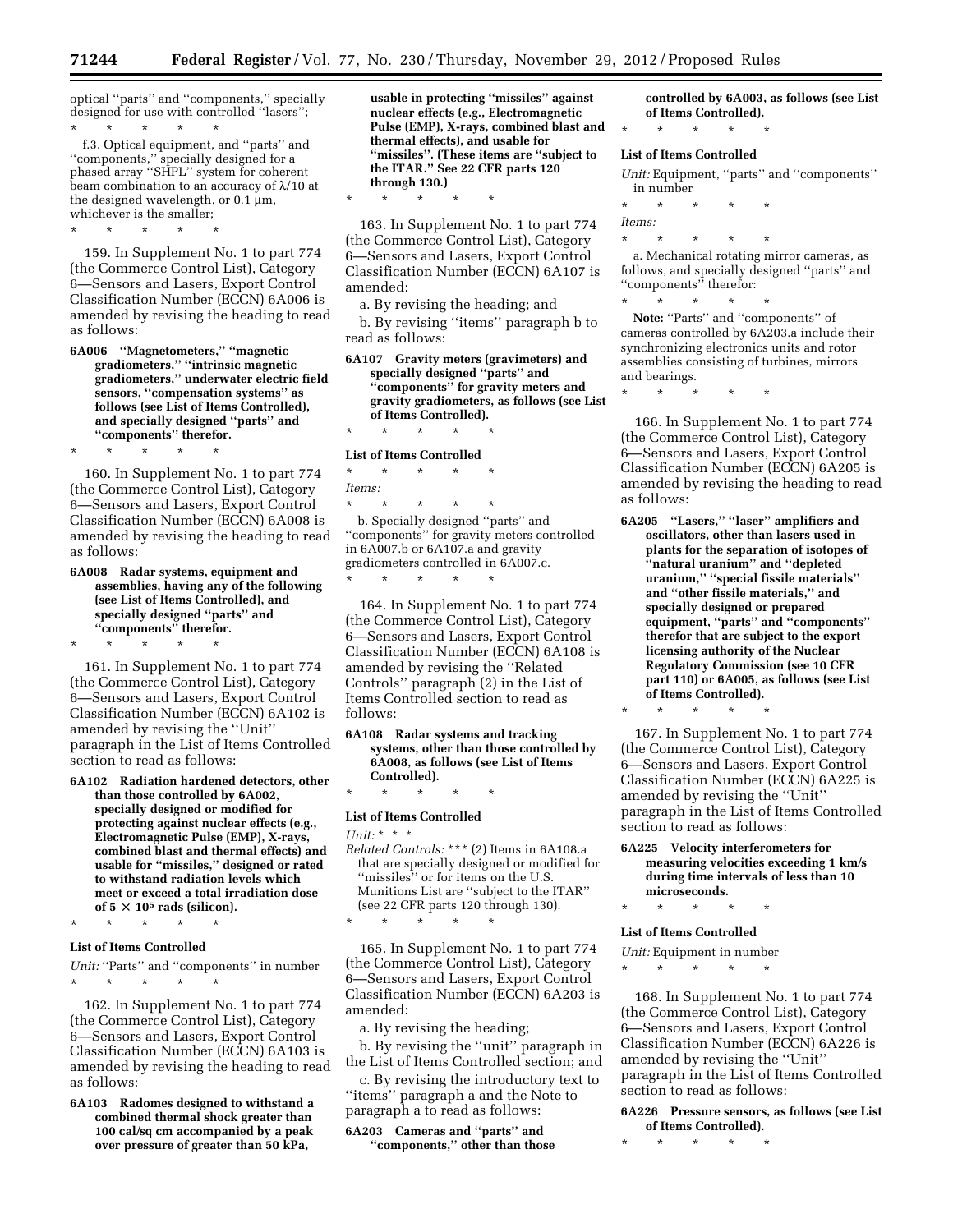optical ''parts'' and ''components,'' specially designed for use with controlled ''lasers'';

\* \* \* \* \*

f.3. Optical equipment, and ''parts'' and ''components,'' specially designed for a phased array ''SHPL'' system for coherent beam combination to an accuracy of $\lambda/10$ at the designed wavelength, or 0.1 µm, whichever is the smaller;

\* \* \* \* \*

159. In Supplement No. 1 to part 774 (the Commerce Control List), Category 6—Sensors and Lasers, Export Control Classification Number (ECCN) 6A006 is amended by revising the heading to read as follows:

**6A006 ''Magnetometers,'' ''magnetic gradiometers,'' ''intrinsic magnetic gradiometers,'' underwater electric field sensors, ''compensation systems'' as follows (see List of Items Controlled), and specially designed ''parts'' and ''components'' therefor.**

\* \* \* \* \*

160. In Supplement No. 1 to part 774 (the Commerce Control List), Category 6—Sensors and Lasers, Export Control Classification Number (ECCN) 6A008 is amended by revising the heading to read as follows:

**6A008 Radar systems, equipment and assemblies, having any of the following (see List of Items Controlled), and specially designed ''parts'' and ''components'' therefor.**

\* \* \* \* \*

161. In Supplement No. 1 to part 774 (the Commerce Control List), Category 6—Sensors and Lasers, Export Control Classification Number (ECCN) 6A102 is amended by revising the ''Unit'' paragraph in the List of Items Controlled section to read as follows:

**6A102 Radiation hardened detectors, other than those controlled by 6A002, specially designed or modified for protecting against nuclear effects (e.g., Electromagnetic Pulse (EMP), X-rays, combined blast and thermal effects) and usable for ''missiles,'' designed or rated to withstand radiation levels which meet or exceed a total irradiation dose of $5 \times 10^5$ rads (silicon).**

\* \* \* \* \*

**List of Items Controlled**

*Unit:* ''Parts'' and ''components'' in number

\* \* \* \* \*

162. In Supplement No. 1 to part 774 (the Commerce Control List), Category 6—Sensors and Lasers, Export Control Classification Number (ECCN) 6A103 is amended by revising the heading to read as follows:

**6A103 Radomes designed to withstand a combined thermal shock greater than 100 cal/sq cm accompanied by a peak over pressure of greater than 50 kPa, usable in protecting ''missiles'' against nuclear effects (e.g., Electromagnetic Pulse (EMP), X-rays, combined blast and thermal effects), and usable for ''missiles''. (These items are ''subject to the ITAR.'' See 22 CFR parts 120 through 130.)**

\* \* \* \* \*

163. In Supplement No. 1 to part 774 (the Commerce Control List), Category 6—Sensors and Lasers, Export Control Classification Number (ECCN) 6A107 is amended:

a. By revising the heading; and

b. By revising ''items'' paragraph b to read as follows:

**6A107 Gravity meters (gravimeters) and specially designed ''parts'' and ''components'' for gravity meters and gravity gradiometers, as follows (see List of Items Controlled).**

\* \* \* \* \*

**List of Items Controlled**

\* \* \* \* \*

*Items:*

\* \* \* \* \*

b. Specially designed ''parts'' and ''components'' for gravity meters controlled in 6A007.b or 6A107.a and gravity gradiometers controlled in 6A007.c.

\* \* \* \* \*

164. In Supplement No. 1 to part 774 (the Commerce Control List), Category 6—Sensors and Lasers, Export Control Classification Number (ECCN) 6A108 is amended by revising the ''Related Controls'' paragraph (2) in the List of Items Controlled section to read as follows:

**6A108 Radar systems and tracking systems, other than those controlled by 6A008, as follows (see List of Items Controlled).**

\* \* \* \* \*

**List of Items Controlled**

*Unit:* \* \* \*

*Related Controls:* \*\*\* (2) Items in 6A108.a that are specially designed or modified for ''missiles'' or for items on the U.S. Munitions List are ''subject to the ITAR'' (see 22 CFR parts 120 through 130).

\* \* \* \* \*

165. In Supplement No. 1 to part 774 (the Commerce Control List), Category 6—Sensors and Lasers, Export Control Classification Number (ECCN) 6A203 is amended:

a. By revising the heading;

b. By revising the ''unit'' paragraph in the List of Items Controlled section; and

c. By revising the introductory text to ''items'' paragraph a and the Note to paragraph a to read as follows:

**6A203 Cameras and ''parts'' and ''components,'' other than those controlled by 6A003, as follows (see List of Items Controlled).**

\* \* \* \* \*

**List of Items Controlled**

*Unit:* Equipment, ''parts'' and ''components'' in number

\* \* \* \* \*

*Items:*

\* \* \* \* \*

a. Mechanical rotating mirror cameras, as follows, and specially designed ''parts'' and ''components'' therefor:

\* \* \* \* \*

**Note:** ''Parts'' and ''components'' of cameras controlled by 6A203.a include their synchronizing electronics units and rotor assemblies consisting of turbines, mirrors and bearings.

\* \* \* \* \*

166. In Supplement No. 1 to part 774 (the Commerce Control List), Category 6—Sensors and Lasers, Export Control Classification Number (ECCN) 6A205 is amended by revising the heading to read as follows:

**6A205 ''Lasers,'' ''laser'' amplifiers and oscillators, other than lasers used in plants for the separation of isotopes of ''natural uranium'' and ''depleted uranium,'' ''special fissile materials'' and ''other fissile materials,'' and specially designed or prepared equipment, ''parts'' and ''components'' therefor that are subject to the export licensing authority of the Nuclear Regulatory Commission (see 10 CFR part 110) or 6A005, as follows (see List of Items Controlled).**

\* \* \* \* \*

167. In Supplement No. 1 to part 774 (the Commerce Control List), Category 6—Sensors and Lasers, Export Control Classification Number (ECCN) 6A225 is amended by revising the ''Unit'' paragraph in the List of Items Controlled section to read as follows:

**6A225 Velocity interferometers for measuring velocities exceeding 1 km/s during time intervals of less than 10 microseconds.**

\* \* \* \* \*

**List of Items Controlled**

*Unit:* Equipment in number

\* \* \* \* \*

168. In Supplement No. 1 to part 774 (the Commerce Control List), Category 6—Sensors and Lasers, Export Control Classification Number (ECCN) 6A226 is amended by revising the ''Unit'' paragraph in the List of Items Controlled section to read as follows:

**6A226 Pressure sensors, as follows (see List of Items Controlled).**

\* \* \* \* \*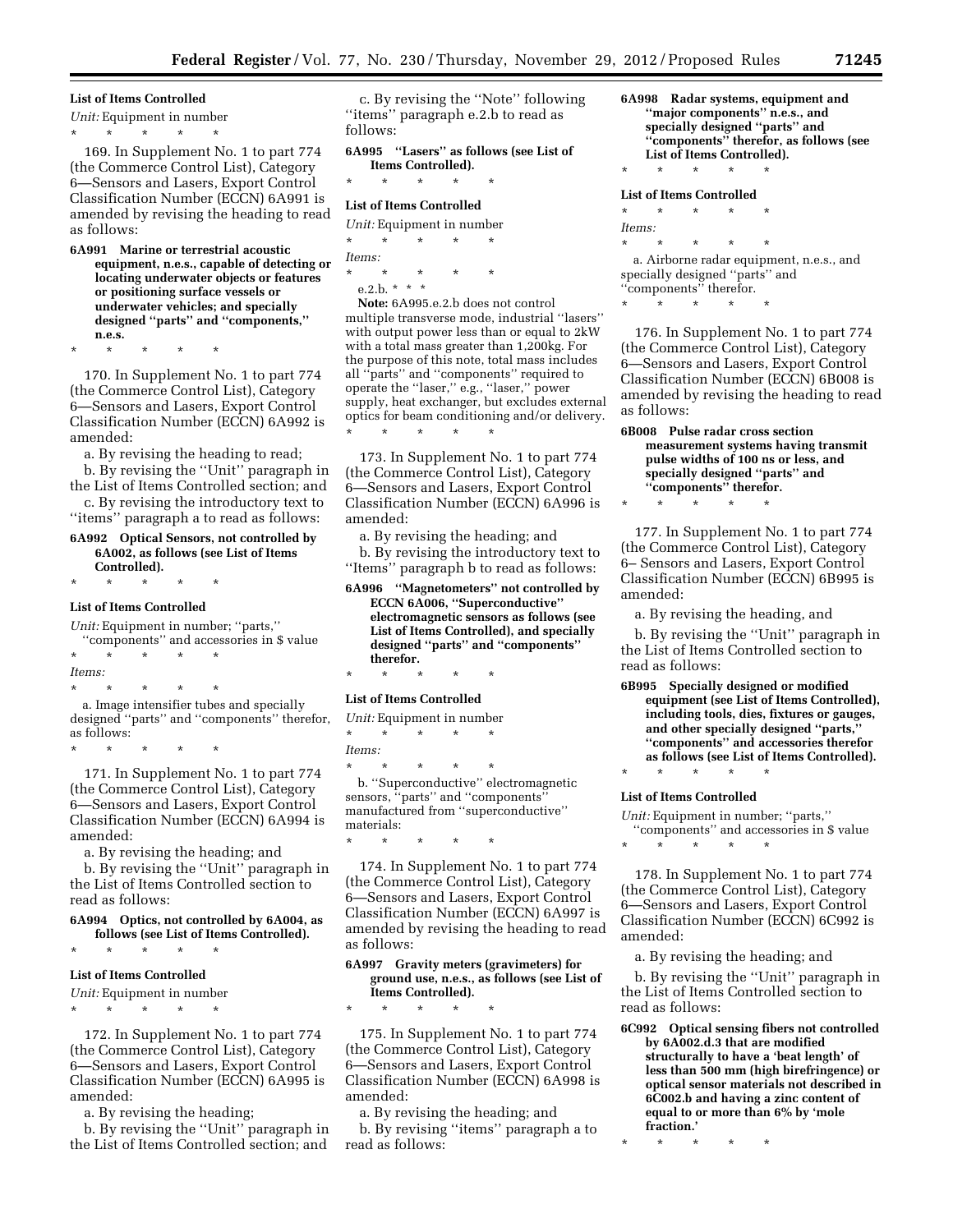**List of Items Controlled**

*Unit:* Equipment in number

\* \* \* \* \*

169. In Supplement No. 1 to part 774 (the Commerce Control List), Category 6—Sensors and Lasers, Export Control Classification Number (ECCN) 6A991 is amended by revising the heading to read as follows:

**6A991 Marine or terrestrial acoustic equipment, n.e.s., capable of detecting or locating underwater objects or features or positioning surface vessels or underwater vehicles; and specially designed ''parts'' and ''components,'' n.e.s.**

\* \* \* \* \*

170. In Supplement No. 1 to part 774 (the Commerce Control List), Category 6—Sensors and Lasers, Export Control Classification Number (ECCN) 6A992 is amended:

a. By revising the heading to read;

b. By revising the ''Unit'' paragraph in the List of Items Controlled section; and

c. By revising the introductory text to ''items'' paragraph a to read as follows:

**6A992 Optical Sensors, not controlled by 6A002, as follows (see List of Items Controlled).**

\* \* \* \* \*

**List of Items Controlled**

*Unit:* Equipment in number; ''parts,'' ''components'' and accessories in $ value

\* \* \* \* \*

*Items:*

\* \* \* \* \*

a. Image intensifier tubes and specially designed ''parts'' and ''components'' therefor, as follows:

\* \* \* \* \*

171. In Supplement No. 1 to part 774 (the Commerce Control List), Category 6—Sensors and Lasers, Export Control Classification Number (ECCN) 6A994 is amended:

a. By revising the heading; and

b. By revising the ''Unit'' paragraph in the List of Items Controlled section to read as follows:

**6A994 Optics, not controlled by 6A004, as follows (see List of Items Controlled).**

\* \* \* \* \*

**List of Items Controlled**

*Unit:* Equipment in number

\* \* \* \* \*

172. In Supplement No. 1 to part 774 (the Commerce Control List), Category 6—Sensors and Lasers, Export Control Classification Number (ECCN) 6A995 is amended:

a. By revising the heading;

b. By revising the ''Unit'' paragraph in the List of Items Controlled section; and

c. By revising the ''Note'' following ''items'' paragraph e.2.b to read as follows:

**6A995 ''Lasers'' as follows (see List of Items Controlled).**

\* \* \* \* \*

**List of Items Controlled**

*Unit:* Equipment in number

\* \* \* \* \*

*Items:*

\* \* \* \* \*

e.2.b. \* \* \*

**Note:** 6A995.e.2.b does not control multiple transverse mode, industrial ''lasers'' with output power less than or equal to 2kW with a total mass greater than 1,200kg. For the purpose of this note, total mass includes all ''parts'' and ''components'' required to operate the ''laser,'' e.g., ''laser,'' power supply, heat exchanger, but excludes external optics for beam conditioning and/or delivery.

\* \* \* \* \*

173. In Supplement No. 1 to part 774 (the Commerce Control List), Category 6—Sensors and Lasers, Export Control Classification Number (ECCN) 6A996 is amended:

a. By revising the heading; and

b. By revising the introductory text to ''Items'' paragraph b to read as follows:

**6A996 ''Magnetometers'' not controlled by ECCN 6A006, ''Superconductive'' electromagnetic sensors as follows (see List of Items Controlled), and specially designed ''parts'' and ''components'' therefor.**

\* \* \* \* \*

**List of Items Controlled**

*Unit:* Equipment in number

\* \* \* \* \*

*Items:*

\* \* \* \* \*

b. ''Superconductive'' electromagnetic sensors, ''parts'' and ''components'' manufactured from ''superconductive'' materials:

\* \* \* \* \*

174. In Supplement No. 1 to part 774 (the Commerce Control List), Category 6—Sensors and Lasers, Export Control Classification Number (ECCN) 6A997 is amended by revising the heading to read as follows:

**6A997 Gravity meters (gravimeters) for ground use, n.e.s., as follows (see List of Items Controlled).**

\* \* \* \* \*

175. In Supplement No. 1 to part 774 (the Commerce Control List), Category 6—Sensors and Lasers, Export Control Classification Number (ECCN) 6A998 is amended:

a. By revising the heading; and

b. By revising ''items'' paragraph a to read as follows:

**6A998 Radar systems, equipment and ''major components'' n.e.s., and specially designed ''parts'' and ''components'' therefor, as follows (see List of Items Controlled).**

\* \* \* \* \*

**List of Items Controlled**

\* \* \* \* \*

*Items:*

\* \* \* \* \*

a. Airborne radar equipment, n.e.s., and specially designed ''parts'' and ''components'' therefor.

\* \* \* \* \*

176. In Supplement No. 1 to part 774 (the Commerce Control List), Category 6—Sensors and Lasers, Export Control Classification Number (ECCN) 6B008 is amended by revising the heading to read as follows:

**6B008 Pulse radar cross section measurement systems having transmit pulse widths of 100 ns or less, and specially designed ''parts'' and ''components'' therefor.**

\* \* \* \* \*

177. In Supplement No. 1 to part 774 (the Commerce Control List), Category 6– Sensors and Lasers, Export Control Classification Number (ECCN) 6B995 is amended:

a. By revising the heading, and

b. By revising the ''Unit'' paragraph in the List of Items Controlled section to read as follows:

**6B995 Specially designed or modified equipment (see List of Items Controlled), including tools, dies, fixtures or gauges, and other specially designed ''parts,'' ''components'' and accessories therefor as follows (see List of Items Controlled).**

\* \* \* \* \*

**List of Items Controlled**

*Unit:* Equipment in number; ''parts,'' ''components'' and accessories in $ value

\* \* \* \* \*

178. In Supplement No. 1 to part 774 (the Commerce Control List), Category 6—Sensors and Lasers, Export Control Classification Number (ECCN) 6C992 is amended:

a. By revising the heading; and

b. By revising the ''Unit'' paragraph in the List of Items Controlled section to read as follows:

**6C992 Optical sensing fibers not controlled by 6A002.d.3 that are modified structurally to have a 'beat length' of less than 500 mm (high birefringence) or optical sensor materials not described in 6C002.b and having a zinc content of equal to or more than 6% by 'mole fraction.'**

\* \* \* \* \*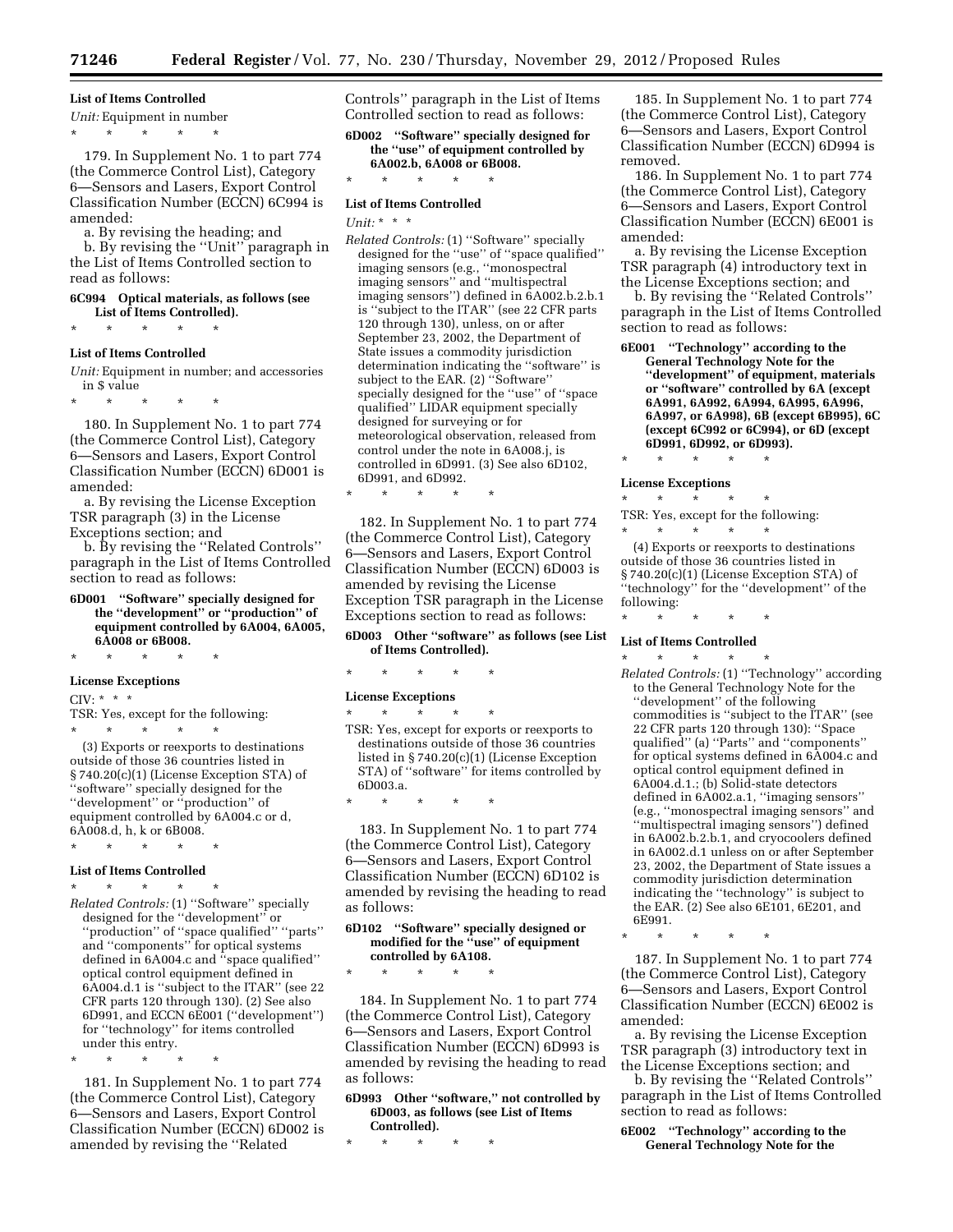**List of Items Controlled**

*Unit:* Equipment in number

\* \* \* \* \*

179. In Supplement No. 1 to part 774 (the Commerce Control List), Category 6—Sensors and Lasers, Export Control Classification Number (ECCN) 6C994 is amended:

a. By revising the heading; and

b. By revising the ''Unit'' paragraph in the List of Items Controlled section to read as follows:

**6C994 Optical materials, as follows (see List of Items Controlled).**

\* \* \* \* \*

**List of Items Controlled**

*Unit:* Equipment in number; and accessories in $ value

\* \* \* \* \*

180. In Supplement No. 1 to part 774 (the Commerce Control List), Category 6—Sensors and Lasers, Export Control Classification Number (ECCN) 6D001 is amended:

a. By revising the License Exception TSR paragraph (3) in the License Exceptions section; and

b. By revising the ''Related Controls'' paragraph in the List of Items Controlled section to read as follows:

**6D001 ''Software'' specially designed for the ''development'' or ''production'' of equipment controlled by 6A004, 6A005, 6A008 or 6B008.**

\* \* \* \* \*

**License Exceptions**

CIV: \* \* \*

TSR: Yes, except for the following:

\* \* \* \* \*

(3) Exports or reexports to destinations outside of those 36 countries listed in § 740.20(c)(1) (License Exception STA) of ''software'' specially designed for the ''development'' or ''production'' of equipment controlled by 6A004.c or d, 6A008.d, h, k or 6B008.

\* \* \* \* \*

**List of Items Controlled**

\* \* \* \* \*

*Related Controls:* (1) ''Software'' specially designed for the ''development'' or ''production'' of ''space qualified'' ''parts'' and ''components'' for optical systems defined in 6A004.c and ''space qualified'' optical control equipment defined in 6A004.d.1 is ''subject to the ITAR'' (see 22 CFR parts 120 through 130). (2) See also 6D991, and ECCN 6E001 (''development'') for ''technology'' for items controlled under this entry.

\* \* \* \* \*

181. In Supplement No. 1 to part 774 (the Commerce Control List), Category 6—Sensors and Lasers, Export Control Classification Number (ECCN) 6D002 is amended by revising the ''Related Controls'' paragraph in the List of Items Controlled section to read as follows:

**6D002 ''Software'' specially designed for the ''use'' of equipment controlled by 6A002.b, 6A008 or 6B008.**

\* \* \* \* \*

**List of Items Controlled**

*Unit:* \* \* \*

*Related Controls:* (1) ''Software'' specially designed for the ''use'' of ''space qualified'' imaging sensors (e.g., ''monospectral imaging sensors'' and ''multispectral imaging sensors'') defined in 6A002.b.2.b.1 is ''subject to the ITAR'' (see 22 CFR parts 120 through 130), unless, on or after September 23, 2002, the Department of State issues a commodity jurisdiction determination indicating the ''software'' is subject to the EAR. (2) ''Software'' specially designed for the ''use'' of ''space qualified'' LIDAR equipment specially designed for surveying or for meteorological observation, released from control under the note in 6A008.j, is controlled in 6D991. (3) See also 6D102, 6D991, and 6D992.

\* \* \* \* \*

182. In Supplement No. 1 to part 774 (the Commerce Control List), Category 6—Sensors and Lasers, Export Control Classification Number (ECCN) 6D003 is amended by revising the License Exception TSR paragraph in the License Exceptions section to read as follows:

**6D003 Other ''software'' as follows (see List of Items Controlled).**

\* \* \* \* \*

**License Exceptions**

\* \* \* \* \*

TSR: Yes, except for exports or reexports to destinations outside of those 36 countries listed in § 740.20(c)(1) (License Exception STA) of ''software'' for items controlled by 6D003.a.

\* \* \* \* \*

183. In Supplement No. 1 to part 774 (the Commerce Control List), Category 6—Sensors and Lasers, Export Control Classification Number (ECCN) 6D102 is amended by revising the heading to read as follows:

**6D102 ''Software'' specially designed or modified for the ''use'' of equipment controlled by 6A108.**

\* \* \* \* \*

184. In Supplement No. 1 to part 774 (the Commerce Control List), Category 6—Sensors and Lasers, Export Control Classification Number (ECCN) 6D993 is amended by revising the heading to read as follows:

**6D993 Other ''software,'' not controlled by 6D003, as follows (see List of Items Controlled).**

\* \* \* \* \*

185. In Supplement No. 1 to part 774 (the Commerce Control List), Category 6—Sensors and Lasers, Export Control Classification Number (ECCN) 6D994 is removed.

186. In Supplement No. 1 to part 774 (the Commerce Control List), Category 6—Sensors and Lasers, Export Control Classification Number (ECCN) 6E001 is amended:

a. By revising the License Exception TSR paragraph (4) introductory text in the License Exceptions section; and

b. By revising the ''Related Controls'' paragraph in the List of Items Controlled section to read as follows:

**6E001 ''Technology'' according to the General Technology Note for the ''development'' of equipment, materials or ''software'' controlled by 6A (except 6A991, 6A992, 6A994, 6A995, 6A996, 6A997, or 6A998), 6B (except 6B995), 6C (except 6C992 or 6C994), or 6D (except 6D991, 6D992, or 6D993).**

\* \* \* \* \*

**License Exceptions**

\* \* \* \* \*

TSR: Yes, except for the following:

\* \* \* \* \*

(4) Exports or reexports to destinations outside of those 36 countries listed in § 740.20(c)(1) (License Exception STA) of ''technology'' for the ''development'' of the following:

\* \* \* \* \*

**List of Items Controlled**

\* \* \* \* \*

*Related Controls:* (1) ''Technology'' according to the General Technology Note for the ''development'' of the following commodities is ''subject to the ITAR'' (see 22 CFR parts 120 through 130): ''Space qualified'' (a) ''Parts'' and ''components'' for optical systems defined in 6A004.c and optical control equipment defined in 6A004.d.1.; (b) Solid-state detectors defined in 6A002.a.1, ''imaging sensors'' (e.g., ''monospectral imaging sensors'' and ''multispectral imaging sensors'') defined in 6A002.b.2.b.1, and cryocoolers defined in 6A002.d.1 unless on or after September 23, 2002, the Department of State issues a commodity jurisdiction determination indicating the ''technology'' is subject to the EAR. (2) See also 6E101, 6E201, and 6E991.

\* \* \* \* \*

187. In Supplement No. 1 to part 774 (the Commerce Control List), Category 6—Sensors and Lasers, Export Control Classification Number (ECCN) 6E002 is amended:

a. By revising the License Exception TSR paragraph (3) introductory text in the License Exceptions section; and

b. By revising the ''Related Controls'' paragraph in the List of Items Controlled section to read as follows:

**6E002 ''Technology'' according to the General Technology Note for the**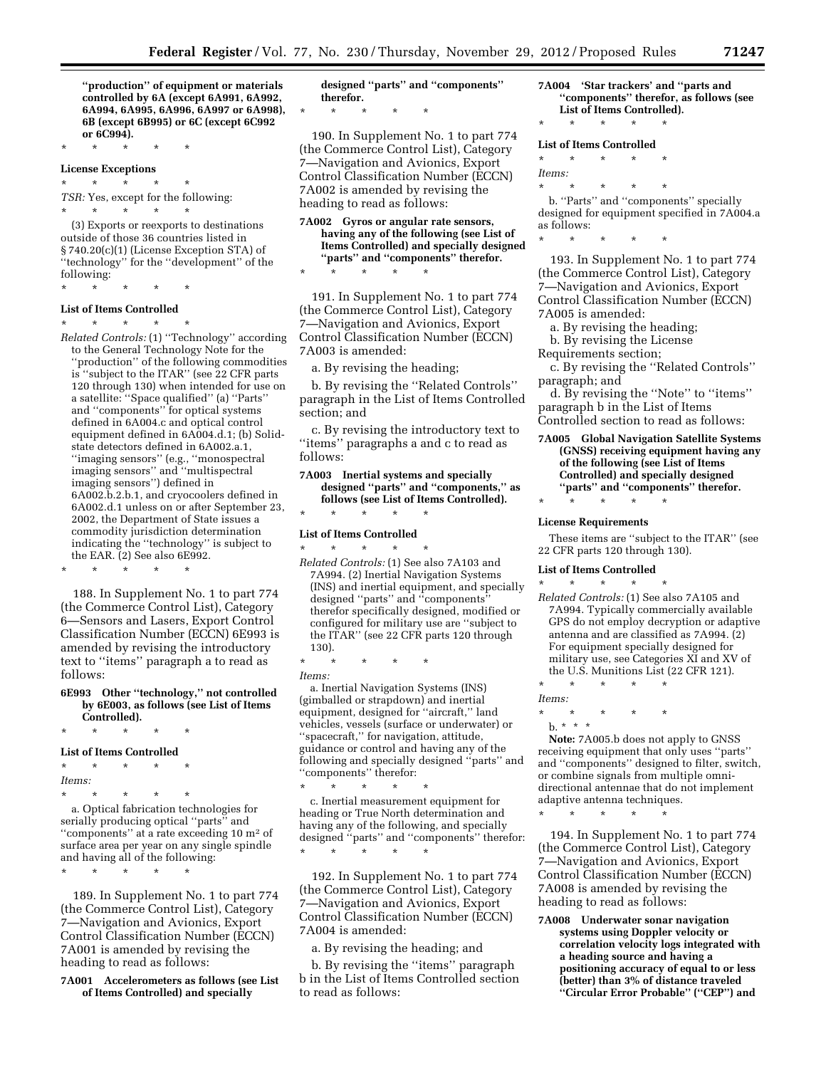**"production" of equipment or materials controlled by 6A (except 6A991, 6A992, 6A994, 6A995, 6A996, 6A997 or 6A998), 6B (except 6B995) or 6C (except 6C992 or 6C994).**

\* \* \* \* \*

**License Exceptions**

\* \* \* \* \*

*TSR:* Yes, except for the following:

\* \* \* \* \*

(3) Exports or reexports to destinations outside of those 36 countries listed in § 740.20(c)(1) (License Exception STA) of "technology" for the "development" of the following:

\* \* \* \* \*

**List of Items Controlled**

\* \* \* \* \*

*Related Controls:* (1) "Technology" according to the General Technology Note for the "production" of the following commodities is "subject to the ITAR" (see 22 CFR parts 120 through 130) when intended for use on a satellite: "Space qualified" (a) "Parts" and "components" for optical systems defined in 6A004.c and optical control equipment defined in 6A004.d.1; (b) Solid-state detectors defined in 6A002.a.1, "imaging sensors" (e.g., "monospectral imaging sensors" and "multispectral imaging sensors") defined in 6A002.b.2.b.1, and cryocoolers defined in 6A002.d.1 unless on or after September 23, 2002, the Department of State issues a commodity jurisdiction determination indicating the "technology" is subject to the EAR. (2) See also 6E992.

\* \* \* \* \*

188. In Supplement No. 1 to part 774 (the Commerce Control List), Category 6—Sensors and Lasers, Export Control Classification Number (ECCN) 6E993 is amended by revising the introductory text to "items" paragraph a to read as follows:

**6E993 Other "technology," not controlled by 6E003, as follows (see List of Items Controlled).**

\* \* \* \* \*

**List of Items Controlled**

\* \* \* \* \*

*Items:*

\* \* \* \* \*

a. Optical fabrication technologies for serially producing optical "parts" and "components" at a rate exceeding 10 m$^2$ of surface area per year on any single spindle and having all of the following:

\* \* \* \* \*

189. In Supplement No. 1 to part 774 (the Commerce Control List), Category 7—Navigation and Avionics, Export Control Classification Number (ECCN) 7A001 is amended by revising the heading to read as follows:

**7A001 Accelerometers as follows (see List of Items Controlled) and specially designed "parts" and "components" therefor.**

\* \* \* \* \*

190. In Supplement No. 1 to part 774 (the Commerce Control List), Category 7—Navigation and Avionics, Export Control Classification Number (ECCN) 7A002 is amended by revising the heading to read as follows:

**7A002 Gyros or angular rate sensors, having any of the following (see List of Items Controlled) and specially designed "parts" and "components" therefor.**

\* \* \* \* \*

191. In Supplement No. 1 to part 774 (the Commerce Control List), Category 7—Navigation and Avionics, Export Control Classification Number (ECCN) 7A003 is amended:

a. By revising the heading;

b. By revising the "Related Controls" paragraph in the List of Items Controlled section; and

c. By revising the introductory text to "items" paragraphs a and c to read as follows:

**7A003 Inertial systems and specially designed "parts" and "components," as follows (see List of Items Controlled).**

\* \* \* \* \*

**List of Items Controlled**

\* \* \* \* \*

*Related Controls:* (1) See also 7A103 and 7A994. (2) Inertial Navigation Systems (INS) and inertial equipment, and specially designed "parts" and "components" therefor specifically designed, modified or configured for military use are "subject to the ITAR" (see 22 CFR parts 120 through 130).

\* \* \* \* \*

*Items:*

a. Inertial Navigation Systems (INS) (gimballed or strapdown) and inertial equipment, designed for "aircraft," land vehicles, vessels (surface or underwater) or "spacecraft," for navigation, attitude, guidance or control and having any of the following and specially designed "parts" and "components" therefor:

\* \* \* \* \*

c. Inertial measurement equipment for heading or True North determination and having any of the following, and specially designed "parts" and "components" therefor:

\* \* \* \* \*

192. In Supplement No. 1 to part 774 (the Commerce Control List), Category 7—Navigation and Avionics, Export Control Classification Number (ECCN) 7A004 is amended:

a. By revising the heading; and

b. By revising the "items" paragraph b in the List of Items Controlled section to read as follows:

**7A004 'Star trackers' and "parts and "components" therefor, as follows (see List of Items Controlled).**

\* \* \* \* \*

**List of Items Controlled**

\* \* \* \* \*

*Items:*

\* \* \* \* \*

b. "Parts" and "components" specially designed for equipment specified in 7A004.a as follows:

\* \* \* \* \*

193. In Supplement No. 1 to part 774 (the Commerce Control List), Category 7—Navigation and Avionics, Export Control Classification Number (ECCN) 7A005 is amended:

a. By revising the heading;

b. By revising the License Requirements section;

c. By revising the "Related Controls" paragraph; and

d. By revising the "Note" to "items" paragraph b in the List of Items Controlled section to read as follows:

**7A005 Global Navigation Satellite Systems (GNSS) receiving equipment having any of the following (see List of Items Controlled) and specially designed "parts" and "components" therefor.**

\* \* \* \* \*

**License Requirements**

These items are "subject to the ITAR" (see 22 CFR parts 120 through 130).

**List of Items Controlled**

\* \* \* \* \*

*Related Controls:* (1) See also 7A105 and 7A994. Typically commercially available GPS do not employ decryption or adaptive antenna and are classified as 7A994. (2) For equipment specially designed for military use, see Categories XI and XV of the U.S. Munitions List (22 CFR 121).

\* \* \* \* \*

*Items:*

\* \* \* \* \*

b. \* \* \*

**Note:** 7A005.b does not apply to GNSS receiving equipment that only uses "parts" and "components" designed to filter, switch, or combine signals from multiple omni-directional antennae that do not implement adaptive antenna techniques.

\* \* \* \* \*

194. In Supplement No. 1 to part 774 (the Commerce Control List), Category 7—Navigation and Avionics, Export Control Classification Number (ECCN) 7A008 is amended by revising the heading to read as follows:

**7A008 Underwater sonar navigation systems using Doppler velocity or correlation velocity logs integrated with a heading source and having a positioning accuracy of equal to or less (better) than 3% of distance traveled "Circular Error Probable" ("CEP") and**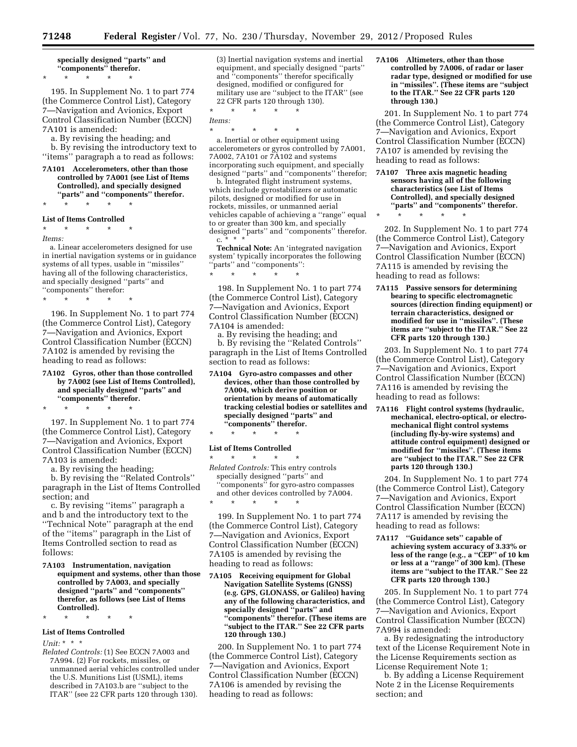**specially designed ''parts'' and ''components'' therefor.**

\* \* \* \* \*

195. In Supplement No. 1 to part 774 (the Commerce Control List), Category 7—Navigation and Avionics, Export Control Classification Number (ECCN) 7A101 is amended:

a. By revising the heading; and

b. By revising the introductory text to ''items'' paragraph a to read as follows:

**7A101 Accelerometers, other than those controlled by 7A001 (see List of Items Controlled), and specially designed ''parts'' and ''components'' therefor.**

\* \* \* \* \*

**List of Items Controlled**

\* \* \* \* \*

*Items:*

a. Linear accelerometers designed for use in inertial navigation systems or in guidance systems of all types, usable in ''missiles'' having all of the following characteristics, and specially designed ''parts'' and ''components'' therefor:

\* \* \* \* \*

196. In Supplement No. 1 to part 774 (the Commerce Control List), Category 7—Navigation and Avionics, Export Control Classification Number (ECCN) 7A102 is amended by revising the heading to read as follows:

**7A102 Gyros, other than those controlled by 7A002 (see List of Items Controlled), and specially designed ''parts'' and ''components'' therefor.**

\* \* \* \* \*

197. In Supplement No. 1 to part 774 (the Commerce Control List), Category 7—Navigation and Avionics, Export Control Classification Number (ECCN) 7A103 is amended:

a. By revising the heading;

b. By revising the ''Related Controls'' paragraph in the List of Items Controlled section; and

c. By revising ''items'' paragraph a and b and the introductory text to the ''Technical Note'' paragraph at the end of the ''items'' paragraph in the List of Items Controlled section to read as follows:

**7A103 Instrumentation, navigation equipment and systems, other than those controlled by 7A003, and specially designed ''parts'' and ''components'' therefor, as follows (see List of Items Controlled).**

\* \* \* \* \*

**List of Items Controlled**

*Unit:* \* \* \*

*Related Controls:* (1) See ECCN 7A003 and 7A994. (2) For rockets, missiles, or unmanned aerial vehicles controlled under the U.S. Munitions List (USML), items described in 7A103.b are ''subject to the ITAR'' (see 22 CFR parts 120 through 130). (3) Inertial navigation systems and inertial equipment, and specially designed ''parts'' and ''components'' therefor specifically designed, modified or configured for military use are ''subject to the ITAR'' (see 22 CFR parts 120 through 130).

\* \* \* \* \*

*Items:*

\* \* \* \* \*

a. Inertial or other equipment using accelerometers or gyros controlled by 7A001, 7A002, 7A101 or 7A102 and systems incorporating such equipment, and specially designed ''parts'' and ''components'' therefor;

b. Integrated flight instrument systems, which include gyrostabilizers or automatic pilots, designed or modified for use in rockets, missiles, or unmanned aerial vehicles capable of achieving a ''range'' equal to or greater than 300 km, and specially designed ''parts'' and ''components'' therefor.

c. \* \* \*

**Technical Note:** An 'integrated navigation system' typically incorporates the following ''parts'' and ''components'':

\* \* \* \* \*

198. In Supplement No. 1 to part 774 (the Commerce Control List), Category 7—Navigation and Avionics, Export Control Classification Number (ECCN) 7A104 is amended:

a. By revising the heading; and

b. By revising the ''Related Controls'' paragraph in the List of Items Controlled section to read as follows:

**7A104 Gyro-astro compasses and other devices, other than those controlled by 7A004, which derive position or orientation by means of automatically tracking celestial bodies or satellites and specially designed ''parts'' and ''components'' therefor.**

\* \* \* \* \*

**List of Items Controlled**

\* \* \* \* \*

*Related Controls:* This entry controls specially designed ''parts'' and ''components'' for gyro-astro compasses and other devices controlled by 7A004.

\* \* \* \* \*

199. In Supplement No. 1 to part 774 (the Commerce Control List), Category 7—Navigation and Avionics, Export Control Classification Number (ECCN) 7A105 is amended by revising the heading to read as follows:

**7A105 Receiving equipment for Global Navigation Satellite Systems (GNSS) (e.g. GPS, GLONASS, or Galileo) having any of the following characteristics, and specially designed ''parts'' and ''components'' therefor. (These items are ''subject to the ITAR.'' See 22 CFR parts 120 through 130.)**

200. In Supplement No. 1 to part 774 (the Commerce Control List), Category 7—Navigation and Avionics, Export Control Classification Number (ECCN) 7A106 is amended by revising the heading to read as follows:

**7A106 Altimeters, other than those controlled by 7A006, of radar or laser radar type, designed or modified for use in ''missiles''. (These items are ''subject to the ITAR.'' See 22 CFR parts 120 through 130.)**

201. In Supplement No. 1 to part 774 (the Commerce Control List), Category 7—Navigation and Avionics, Export Control Classification Number (ECCN) 7A107 is amended by revising the heading to read as follows:

**7A107 Three axis magnetic heading sensors having all of the following characteristics (see List of Items Controlled), and specially designed ''parts'' and ''components'' therefor.**

\* \* \* \* \*

202. In Supplement No. 1 to part 774 (the Commerce Control List), Category 7—Navigation and Avionics, Export Control Classification Number (ECCN) 7A115 is amended by revising the heading to read as follows:

**7A115 Passive sensors for determining bearing to specific electromagnetic sources (direction finding equipment) or terrain characteristics, designed or modified for use in ''missiles''. (These items are ''subject to the ITAR.'' See 22 CFR parts 120 through 130.)**

203. In Supplement No. 1 to part 774 (the Commerce Control List), Category 7—Navigation and Avionics, Export Control Classification Number (ECCN) 7A116 is amended by revising the heading to read as follows:

**7A116 Flight control systems (hydraulic, mechanical, electro-optical, or electro-mechanical flight control systems (including fly-by-wire systems) and attitude control equipment) designed or modified for ''missiles''. (These items are ''subject to the ITAR.'' See 22 CFR parts 120 through 130.)**

204. In Supplement No. 1 to part 774 (the Commerce Control List), Category 7—Navigation and Avionics, Export Control Classification Number (ECCN) 7A117 is amended by revising the heading to read as follows:

**7A117 ''Guidance sets'' capable of achieving system accuracy of 3.33% or less of the range (e.g., a ''CEP'' of 10 km or less at a ''range'' of 300 km). (These items are ''subject to the ITAR.'' See 22 CFR parts 120 through 130.)**

205. In Supplement No. 1 to part 774 (the Commerce Control List), Category 7—Navigation and Avionics, Export Control Classification Number (ECCN) 7A994 is amended:

a. By redesignating the introductory text of the License Requirement Note in the License Requirements section as License Requirement Note 1;

b. By adding a License Requirement Note 2 in the License Requirements section; and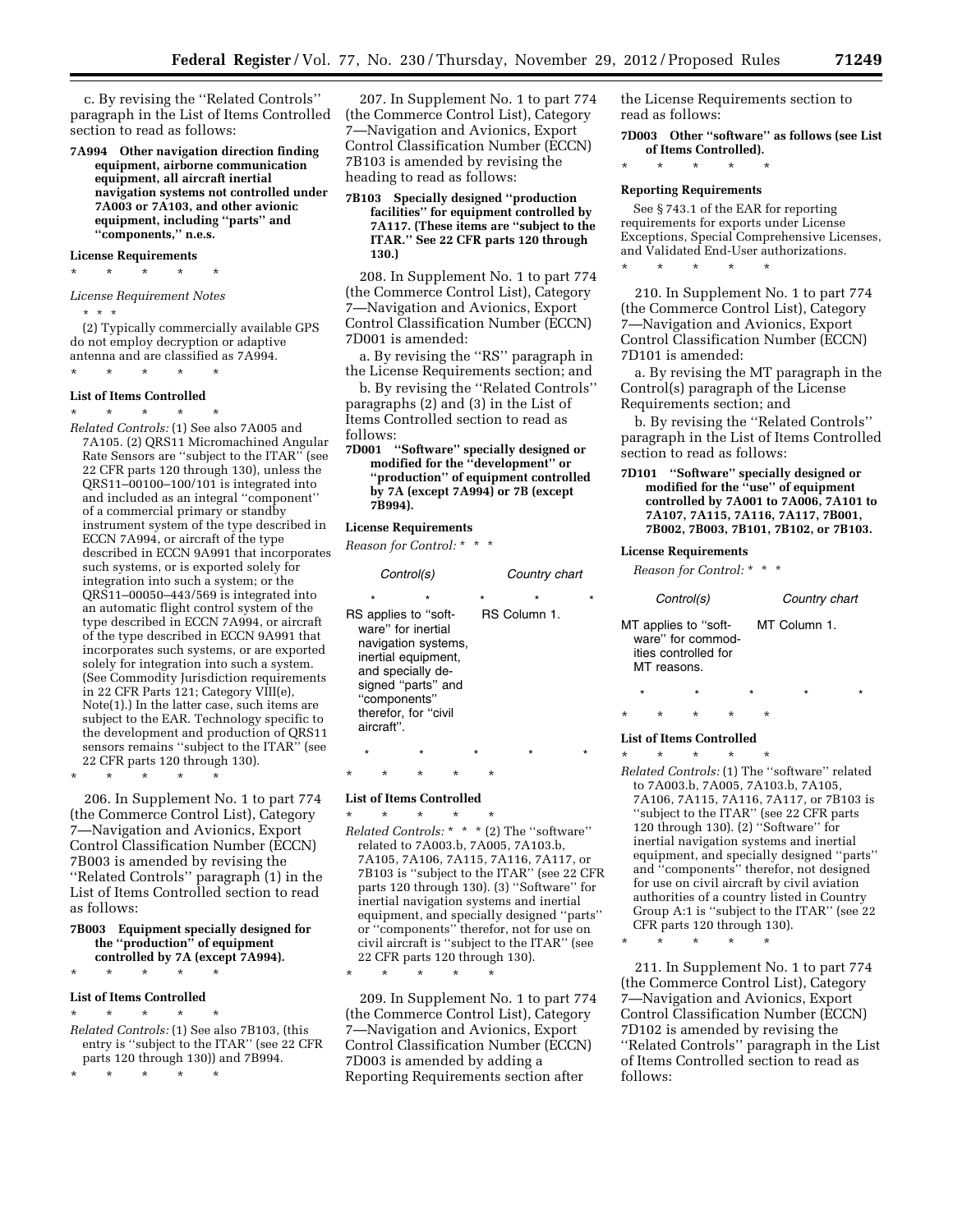c. By revising the ''Related Controls'' paragraph in the List of Items Controlled section to read as follows:

**7A994 Other navigation direction finding equipment, airborne communication equipment, all aircraft inertial navigation systems not controlled under 7A003 or 7A103, and other avionic equipment, including ''parts'' and ''components,'' n.e.s.**

**License Requirements**

\* \* \* \* \*

*License Requirement Notes*

\* \* \*

(2) Typically commercially available GPS do not employ decryption or adaptive antenna and are classified as 7A994.

\* \* \* \* \*

**List of Items Controlled**

\* \* \* \* \*

*Related Controls:* (1) See also 7A005 and 7A105. (2) QRS11 Micromachined Angular Rate Sensors are ''subject to the ITAR'' (see 22 CFR parts 120 through 130), unless the QRS11–00100–100/101 is integrated into and included as an integral ''component'' of a commercial primary or standby instrument system of the type described in ECCN 7A994, or aircraft of the type described in ECCN 9A991 that incorporates such systems, or is exported solely for integration into such a system; or the QRS11–00050–443/569 is integrated into an automatic flight control system of the type described in ECCN 7A994, or aircraft of the type described in ECCN 9A991 that incorporates such systems, or are exported solely for integration into such a system. (See Commodity Jurisdiction requirements in 22 CFR Parts 121; Category VIII(e), Note(1).) In the latter case, such items are subject to the EAR. Technology specific to the development and production of QRS11 sensors remains ''subject to the ITAR'' (see 22 CFR parts 120 through 130).

\* \* \* \* \*

206. In Supplement No. 1 to part 774 (the Commerce Control List), Category 7—Navigation and Avionics, Export Control Classification Number (ECCN) 7B003 is amended by revising the ''Related Controls'' paragraph (1) in the List of Items Controlled section to read as follows:

**7B003 Equipment specially designed for the ''production'' of equipment controlled by 7A (except 7A994).**

\* \* \* \* \*

**List of Items Controlled**

\* \* \* \* \*

*Related Controls:* (1) See also 7B103, (this entry is ''subject to the ITAR'' (see 22 CFR parts 120 through 130)) and 7B994.

\* \* \* \* \*

207. In Supplement No. 1 to part 774 (the Commerce Control List), Category 7—Navigation and Avionics, Export Control Classification Number (ECCN) 7B103 is amended by revising the heading to read as follows:

**7B103 Specially designed ''production facilities'' for equipment controlled by 7A117. (These items are ''subject to the ITAR.'' See 22 CFR parts 120 through 130.)**

208. In Supplement No. 1 to part 774 (the Commerce Control List), Category 7—Navigation and Avionics, Export Control Classification Number (ECCN) 7D001 is amended:

a. By revising the ''RS'' paragraph in the License Requirements section; and

b. By revising the ''Related Controls'' paragraphs (2) and (3) in the List of Items Controlled section to read as follows:

**7D001 ''Software'' specially designed or modified for the ''development'' or ''production'' of equipment controlled by 7A (except 7A994) or 7B (except 7B994).**

**License Requirements**

*Reason for Control:* \* \* \*

| Control(s) | Country chart |
|---|---|
| \* \* \* | \* \* |
| RS applies to ''software'' for inertial navigation systems, inertial equipment, and specially designed ''parts'' and ''components'' therefor, for ''civil aircraft''. | RS Column 1. |
| \* \* \* | \* \* |

\* \* \* \* \*

**List of Items Controlled**

\* \* \* \* \*

*Related Controls:* \* \* \* (2) The ''software'' related to 7A003.b, 7A005, 7A103.b, 7A105, 7A106, 7A115, 7A116, 7A117, or 7B103 is ''subject to the ITAR'' (see 22 CFR parts 120 through 130). (3) ''Software'' for inertial navigation systems and inertial equipment, and specially designed ''parts'' or ''components'' therefor, not for use on civil aircraft is ''subject to the ITAR'' (see 22 CFR parts 120 through 130).

\* \* \* \* \*

209. In Supplement No. 1 to part 774 (the Commerce Control List), Category 7—Navigation and Avionics, Export Control Classification Number (ECCN) 7D003 is amended by adding a Reporting Requirements section after the License Requirements section to read as follows:

**7D003 Other ''software'' as follows (see List of Items Controlled).**

\* \* \* \* \*

**Reporting Requirements**

See § 743.1 of the EAR for reporting requirements for exports under License Exceptions, Special Comprehensive Licenses, and Validated End-User authorizations.

\* \* \* \* \*

210. In Supplement No. 1 to part 774 (the Commerce Control List), Category 7—Navigation and Avionics, Export Control Classification Number (ECCN) 7D101 is amended:

a. By revising the MT paragraph in the Control(s) paragraph of the License Requirements section; and

b. By revising the ''Related Controls'' paragraph in the List of Items Controlled section to read as follows:

**7D101 ''Software'' specially designed or modified for the ''use'' of equipment controlled by 7A001 to 7A006, 7A101 to 7A107, 7A115, 7A116, 7A117, 7B001, 7B002, 7B003, 7B101, 7B102, or 7B103.**

**License Requirements**

*Reason for Control:* \* \* \*

| Control(s) | Country chart |
|---|---|
| MT applies to ''software'' for commodities controlled for MT reasons. | MT Column 1. |
| \* \* \* | \* \* |

\* \* \* \* \*

**List of Items Controlled**

\* \* \* \* \*

*Related Controls:* (1) The ''software'' related to 7A003.b, 7A005, 7A103.b, 7A105, 7A106, 7A115, 7A116, 7A117, or 7B103 is ''subject to the ITAR'' (see 22 CFR parts 120 through 130). (2) ''Software'' for inertial navigation systems and inertial equipment, and specially designed ''parts'' and ''components'' therefor, not designed for use on civil aircraft by civil aviation authorities of a country listed in Country Group A:1 is ''subject to the ITAR'' (see 22 CFR parts 120 through 130).

\* \* \* \* \*

211. In Supplement No. 1 to part 774 (the Commerce Control List), Category 7—Navigation and Avionics, Export Control Classification Number (ECCN) 7D102 is amended by revising the ''Related Controls'' paragraph in the List of Items Controlled section to read as follows: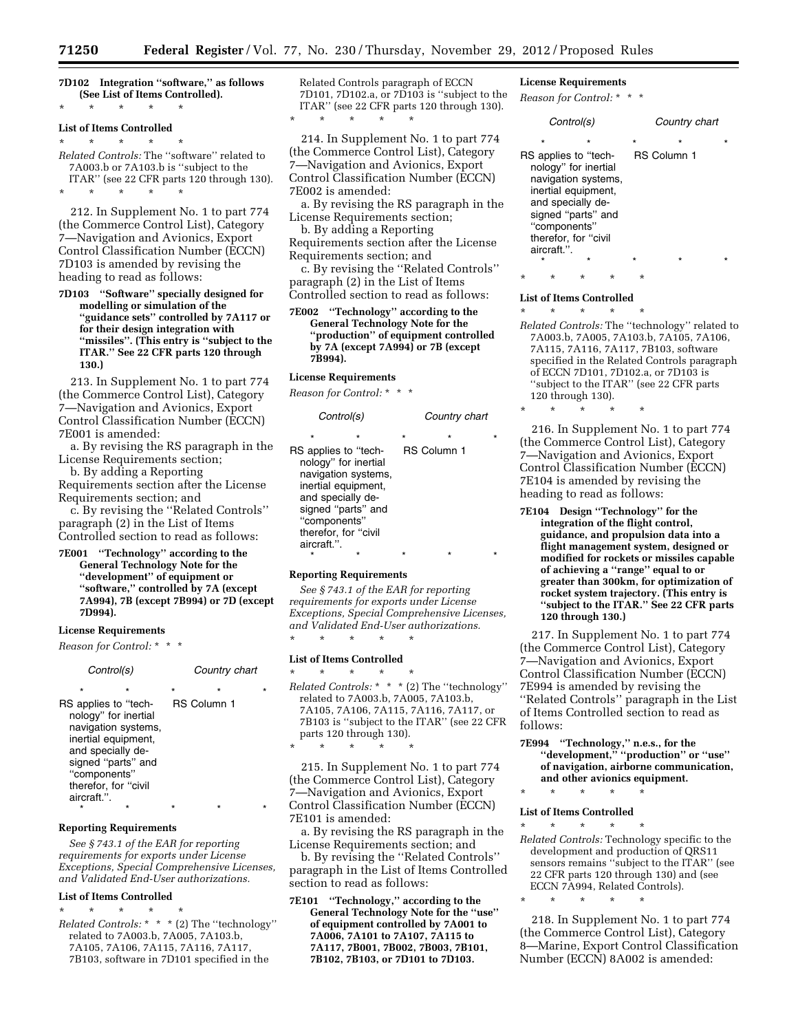**7D102 Integration "software," as follows (See List of Items Controlled).**

\* \* \* \* \*

**List of Items Controlled**

\* \* \* \* \*

*Related Controls:* The "software" related to 7A003.b or 7A103.b is "subject to the ITAR" (see 22 CFR parts 120 through 130).

\* \* \* \* \*

212. In Supplement No. 1 to part 774 (the Commerce Control List), Category 7—Navigation and Avionics, Export Control Classification Number (ECCN) 7D103 is amended by revising the heading to read as follows:

**7D103 "Software" specially designed for modelling or simulation of the "guidance sets" controlled by 7A117 or for their design integration with "missiles". (This entry is "subject to the ITAR." See 22 CFR parts 120 through 130.)**

213. In Supplement No. 1 to part 774 (the Commerce Control List), Category 7—Navigation and Avionics, Export Control Classification Number (ECCN) 7E001 is amended:

a. By revising the RS paragraph in the License Requirements section;

b. By adding a Reporting Requirements section after the License Requirements section; and

c. By revising the "Related Controls" paragraph (2) in the List of Items Controlled section to read as follows:

**7E001 "Technology" according to the General Technology Note for the "development" of equipment or "software," controlled by 7A (except 7A994), 7B (except 7B994) or 7D (except 7D994).**

**License Requirements**

*Reason for Control:* \* \* \*

| Control(s) | Country chart |
|---|---|
| \* \* \* | \* \* |
| RS applies to "technology" for inertial navigation systems, inertial equipment, and specially designed "parts" and "components" therefor, for "civil aircraft.". | RS Column 1 |
| \* \* \* | \* \* |

**Reporting Requirements**

*See § 743.1 of the EAR for reporting requirements for exports under License Exceptions, Special Comprehensive Licenses, and Validated End-User authorizations.*

**List of Items Controlled**

\* \* \* \* \*

*Related Controls:* \* \* \* (2) The "technology" related to 7A003.b, 7A005, 7A103.b, 7A105, 7A106, 7A115, 7A116, 7A117, 7B103, software in 7D101 specified in the Related Controls paragraph of ECCN 7D101, 7D102.a, or 7D103 is "subject to the ITAR" (see 22 CFR parts 120 through 130).

\* \* \* \* \*

214. In Supplement No. 1 to part 774 (the Commerce Control List), Category 7—Navigation and Avionics, Export Control Classification Number (ECCN) 7E002 is amended:

a. By revising the RS paragraph in the License Requirements section;

b. By adding a Reporting Requirements section after the License Requirements section; and

c. By revising the "Related Controls" paragraph (2) in the List of Items Controlled section to read as follows:

**7E002 "Technology" according to the General Technology Note for the "production" of equipment controlled by 7A (except 7A994) or 7B (except 7B994).**

**License Requirements**

*Reason for Control:* \* \* \*

| Control(s) | Country chart |
|---|---|
| \* \* \* | \* \* |
| RS applies to "technology" for inertial navigation systems, inertial equipment, and specially designed "parts" and "components" therefor, for "civil aircraft.". | RS Column 1 |
| \* \* \* | \* \* |

**Reporting Requirements**

*See § 743.1 of the EAR for reporting requirements for exports under License Exceptions, Special Comprehensive Licenses, and Validated End-User authorizations.*

\* \* \* \* \*

**List of Items Controlled**

\* \* \* \* \*

*Related Controls:* \* \* \* (2) The "technology" related to 7A003.b, 7A005, 7A103.b, 7A105, 7A106, 7A115, 7A116, 7A117, or 7B103 is "subject to the ITAR" (see 22 CFR parts 120 through 130).

\* \* \* \* \*

215. In Supplement No. 1 to part 774 (the Commerce Control List), Category 7—Navigation and Avionics, Export Control Classification Number (ECCN) 7E101 is amended:

a. By revising the RS paragraph in the License Requirements section; and

b. By revising the "Related Controls" paragraph in the List of Items Controlled section to read as follows:

**7E101 "Technology," according to the General Technology Note for the "use" of equipment controlled by 7A001 to 7A006, 7A101 to 7A107, 7A115 to 7A117, 7B001, 7B002, 7B003, 7B101, 7B102, 7B103, or 7D101 to 7D103.**

**License Requirements**

*Reason for Control:* \* \* \*

| Control(s) | Country chart |
|---|---|
| \* \* \* | \* \* |
| RS applies to "technology" for inertial navigation systems, inertial equipment, and specially designed "parts" and "components" therefor, for "civil aircraft.". | RS Column 1 |
| \* \* \* | \* \* |

\* \* \* \* \*

**List of Items Controlled**

\* \* \* \* \*

*Related Controls:* The "technology" related to 7A003.b, 7A005, 7A103.b, 7A105, 7A106, 7A115, 7A116, 7A117, 7B103, software specified in the Related Controls paragraph of ECCN 7D101, 7D102.a, or 7D103 is "subject to the ITAR" (see 22 CFR parts 120 through 130).

\* \* \* \* \*

216. In Supplement No. 1 to part 774 (the Commerce Control List), Category 7—Navigation and Avionics, Export Control Classification Number (ECCN) 7E104 is amended by revising the heading to read as follows:

**7E104 Design "Technology" for the integration of the flight control, guidance, and propulsion data into a flight management system, designed or modified for rockets or missiles capable of achieving a "range" equal to or greater than 300km, for optimization of rocket system trajectory. (This entry is "subject to the ITAR." See 22 CFR parts 120 through 130.)**

217. In Supplement No. 1 to part 774 (the Commerce Control List), Category 7—Navigation and Avionics, Export Control Classification Number (ECCN) 7E994 is amended by revising the "Related Controls" paragraph in the List of Items Controlled section to read as follows:

**7E994 "Technology," n.e.s., for the "development," "production" or "use" of navigation, airborne communication, and other avionics equipment.**

\* \* \* \* \*

**List of Items Controlled**

\* \* \* \* \*

*Related Controls:* Technology specific to the development and production of QRS11 sensors remains "subject to the ITAR" (see 22 CFR parts 120 through 130) and (see ECCN 7A994, Related Controls).

\* \* \* \* \*

218. In Supplement No. 1 to part 774 (the Commerce Control List), Category 8—Marine, Export Control Classification Number (ECCN) 8A002 is amended: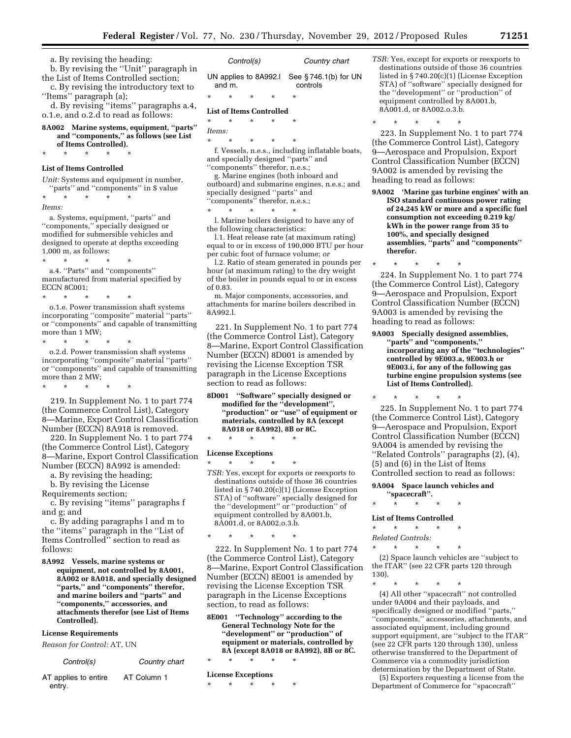a. By revising the heading:

b. By revising the ''Unit'' paragraph in the List of Items Controlled section;

c. By revising the introductory text to ''Items'' paragraph (a);

d. By revising ''items'' paragraphs a.4, o.1.e, and o.2.d to read as follows:

**8A002 Marine systems, equipment, ''parts'' and ''components,'' as follows (see List of Items Controlled).**

\* \* \* \* \*

**List of Items Controlled**

*Unit:* Systems and equipment in number, ''parts'' and ''components'' in $ value

\* \* \* \* \*

*Items:*

a. Systems, equipment, ''parts'' and ''components,'' specially designed or modified for submersible vehicles and designed to operate at depths exceeding 1,000 m, as follows:

\* \* \* \* \*

a.4. ''Parts'' and ''components'' manufactured from material specified by ECCN 8C001;

\* \* \* \* \*

o.1.e. Power transmission shaft systems incorporating ''composite'' material ''parts'' or ''components'' and capable of transmitting more than 1 MW;

\* \* \* \* \*

o.2.d. Power transmission shaft systems incorporating ''composite'' material ''parts'' or ''components'' and capable of transmitting more than 2 MW;

\* \* \* \* \*

219. In Supplement No. 1 to part 774 (the Commerce Control List), Category 8—Marine, Export Control Classification Number (ECCN) 8A918 is removed.

220. In Supplement No. 1 to part 774 (the Commerce Control List), Category 8—Marine, Export Control Classification Number (ECCN) 8A992 is amended:

a. By revising the heading;

b. By revising the License Requirements section;

c. By revising ''items'' paragraphs f and g; and

c. By adding paragraphs l and m to the ''items'' paragraph in the ''List of Items Controlled'' section to read as follows:

**8A992 Vessels, marine systems or equipment, not controlled by 8A001, 8A002 or 8A018, and specially designed ''parts,'' and ''components'' therefor, and marine boilers and ''parts'' and ''components,'' accessories, and attachments therefor (see List of Items Controlled).**

**License Requirements**

*Reason for Control:* AT, UN

| Control(s) | Country chart |
|---|---|
| AT applies to entire entry. | AT Column 1 |
| UN applies to 8A992.l and m. | See § 746.1(b) for UN controls |

\* \* \* \* \*

**List of Items Controlled**

\* \* \* \* \*

*Items:*

\* \* \* \* \*

f. Vessels, n.e.s., including inflatable boats, and specially designed ''parts'' and ''components'' therefor, n.e.s.;

g. Marine engines (both inboard and outboard) and submarine engines, n.e.s.; and specially designed ''parts'' and ''components'' therefor, n.e.s.;

\* \* \* \* \*

l. Marine boilers designed to have any of the following characteristics:

l.1. Heat release rate (at maximum rating) equal to or in excess of 190,000 BTU per hour per cubic foot of furnace volume; *or*

l.2. Ratio of steam generated in pounds per hour (at maximum rating) to the dry weight of the boiler in pounds equal to or in excess of 0.83.

m. Major components, accessories, and attachments for marine boilers described in 8A992.l.

221. In Supplement No. 1 to part 774 (the Commerce Control List), Category 8—Marine, Export Control Classification Number (ECCN) 8D001 is amended by revising the License Exception TSR paragraph in the License Exceptions section to read as follows:

**8D001 ''Software'' specially designed or modified for the ''development'', ''production'' or ''use'' of equipment or materials, controlled by 8A (except 8A018 or 8A992), 8B or 8C.**

\* \* \* \* \*

**License Exceptions**

\* \* \* \* \*

*TSR:* Yes, except for exports or reexports to destinations outside of those 36 countries listed in § 740.20(c)(1) (License Exception STA) of ''software'' specially designed for the ''development'' or ''production'' of equipment controlled by 8A001.b, 8A001.d, or 8A002.o.3.b.

\* \* \* \* \*

222. In Supplement No. 1 to part 774 (the Commerce Control List), Category 8—Marine, Export Control Classification Number (ECCN) 8E001 is amended by revising the License Exception TSR paragraph in the License Exceptions section, to read as follows:

**8E001 ''Technology'' according to the General Technology Note for the ''development'' or ''production'' of equipment or materials, controlled by 8A (except 8A018 or 8A992), 8B or 8C.**

\* \* \* \* \*

**License Exceptions**

\* \* \* \* \*

*TSR:* Yes, except for exports or reexports to destinations outside of those 36 countries listed in § 740.20(c)(1) (License Exception STA) of ''software'' specially designed for the ''development'' or ''production'' of equipment controlled by 8A001.b, 8A001.d, or 8A002.o.3.b.

\* \* \* \* \*

223. In Supplement No. 1 to part 774 (the Commerce Control List), Category 9—Aerospace and Propulsion, Export Control Classification Number (ECCN) 9A002 is amended by revising the heading to read as follows:

**9A002 'Marine gas turbine engines' with an ISO standard continuous power rating of 24,245 kW or more and a specific fuel consumption not exceeding 0.219 kg/kWh in the power range from 35 to 100%, and specially designed assemblies, ''parts'' and ''components'' therefor.**

\* \* \* \* \*

224. In Supplement No. 1 to part 774 (the Commerce Control List), Category 9—Aerospace and Propulsion, Export Control Classification Number (ECCN) 9A003 is amended by revising the heading to read as follows:

**9A003 Specially designed assemblies, ''parts'' and ''components,'' incorporating any of the ''technologies'' controlled by 9E003.a, 9E003.h or 9E003.i, for any of the following gas turbine engine propulsion systems (see List of Items Controlled).**

\* \* \* \* \*

225. In Supplement No. 1 to part 774 (the Commerce Control List), Category 9—Aerospace and Propulsion, Export Control Classification Number (ECCN) 9A004 is amended by revising the ''Related Controls'' paragraphs (2), (4), (5) and (6) in the List of Items Controlled section to read as follows:

**9A004 Space launch vehicles and ''spacecraft''.**

\* \* \* \* \*

**List of Items Controlled**

\* \* \* \* \*

*Related Controls:*

\* \* \* \* \*

(2) Space launch vehicles are ''subject to the ITAR'' (see 22 CFR parts 120 through 130).

\* \* \* \* \*

(4) All other ''spacecraft'' not controlled under 9A004 and their payloads, and specifically designed or modified ''parts,'' ''components,'' accessories, attachments, and associated equipment, including ground support equipment, are ''subject to the ITAR'' (see 22 CFR parts 120 through 130), unless otherwise transferred to the Department of Commerce via a commodity jurisdiction determination by the Department of State.

(5) Exporters requesting a license from the Department of Commerce for ''spacecraft''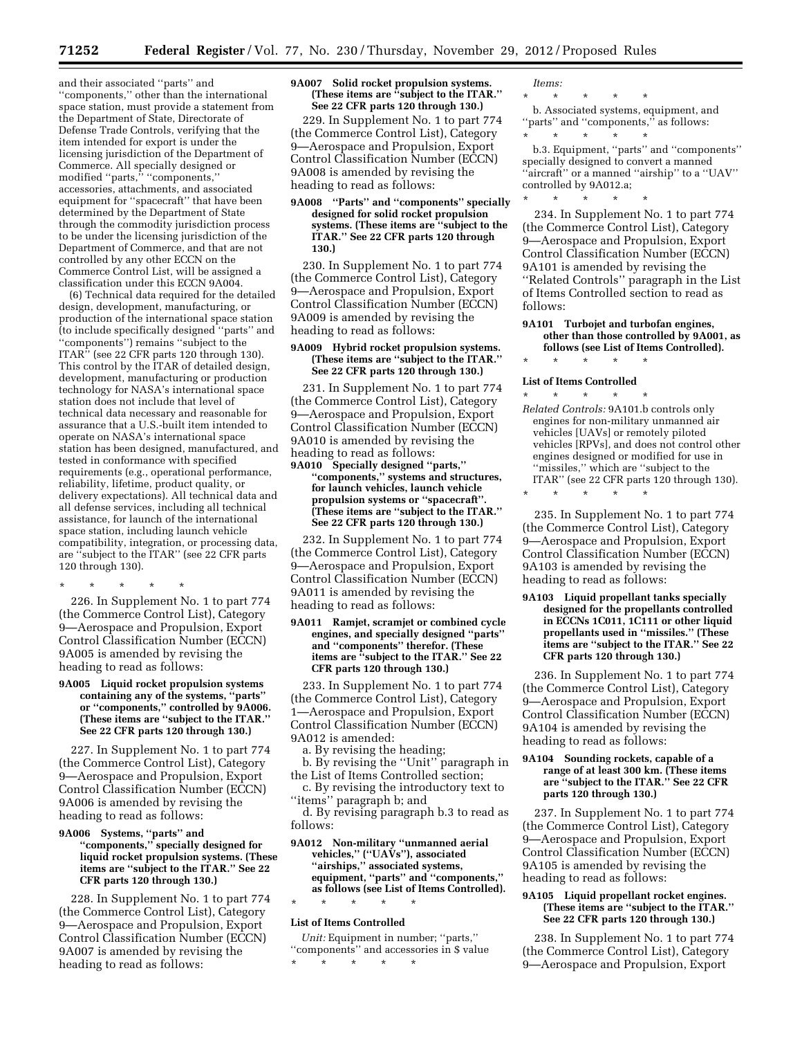and their associated "parts" and "components," other than the international space station, must provide a statement from the Department of State, Directorate of Defense Trade Controls, verifying that the item intended for export is under the licensing jurisdiction of the Department of Commerce. All specially designed or modified "parts," "components," accessories, attachments, and associated equipment for "spacecraft" that have been determined by the Department of State through the commodity jurisdiction process to be under the licensing jurisdiction of the Department of Commerce, and that are not controlled by any other ECCN on the Commerce Control List, will be assigned a classification under this ECCN 9A004.

(6) Technical data required for the detailed design, development, manufacturing, or production of the international space station (to include specifically designed "parts" and "components") remains "subject to the ITAR" (see 22 CFR parts 120 through 130). This control by the ITAR of detailed design, development, manufacturing or production technology for NASA's international space station does not include that level of technical data necessary and reasonable for assurance that a U.S.-built item intended to operate on NASA's international space station has been designed, manufactured, and tested in conformance with specified requirements (e.g., operational performance, reliability, lifetime, product quality, or delivery expectations). All technical data and all defense services, including all technical assistance, for launch of the international space station, including launch vehicle compatibility, integration, or processing data, are "subject to the ITAR" (see 22 CFR parts 120 through 130).

\* \* \* \* \*

226. In Supplement No. 1 to part 774 (the Commerce Control List), Category 9—Aerospace and Propulsion, Export Control Classification Number (ECCN) 9A005 is amended by revising the heading to read as follows:

**9A005 Liquid rocket propulsion systems containing any of the systems, "parts" or "components," controlled by 9A006. (These items are "subject to the ITAR." See 22 CFR parts 120 through 130.)**

227. In Supplement No. 1 to part 774 (the Commerce Control List), Category 9—Aerospace and Propulsion, Export Control Classification Number (ECCN) 9A006 is amended by revising the heading to read as follows:

**9A006 Systems, "parts" and "components," specially designed for liquid rocket propulsion systems. (These items are "subject to the ITAR." See 22 CFR parts 120 through 130.)**

228. In Supplement No. 1 to part 774 (the Commerce Control List), Category 9—Aerospace and Propulsion, Export Control Classification Number (ECCN) 9A007 is amended by revising the heading to read as follows:

**9A007 Solid rocket propulsion systems. (These items are "subject to the ITAR." See 22 CFR parts 120 through 130.)**

229. In Supplement No. 1 to part 774 (the Commerce Control List), Category 9—Aerospace and Propulsion, Export Control Classification Number (ECCN) 9A008 is amended by revising the heading to read as follows:

**9A008 "Parts" and "components" specially designed for solid rocket propulsion systems. (These items are "subject to the ITAR." See 22 CFR parts 120 through 130.)**

230. In Supplement No. 1 to part 774 (the Commerce Control List), Category 9—Aerospace and Propulsion, Export Control Classification Number (ECCN) 9A009 is amended by revising the heading to read as follows:

**9A009 Hybrid rocket propulsion systems. (These items are "subject to the ITAR." See 22 CFR parts 120 through 130.)**

231. In Supplement No. 1 to part 774 (the Commerce Control List), Category 9—Aerospace and Propulsion, Export Control Classification Number (ECCN) 9A010 is amended by revising the heading to read as follows:

**9A010 Specially designed "parts," "components," systems and structures, for launch vehicles, launch vehicle propulsion systems or "spacecraft". (These items are "subject to the ITAR." See 22 CFR parts 120 through 130.)**

232. In Supplement No. 1 to part 774 (the Commerce Control List), Category 9—Aerospace and Propulsion, Export Control Classification Number (ECCN) 9A011 is amended by revising the heading to read as follows:

**9A011 Ramjet, scramjet or combined cycle engines, and specially designed "parts" and "components" therefor. (These items are "subject to the ITAR." See 22 CFR parts 120 through 130.)**

233. In Supplement No. 1 to part 774 (the Commerce Control List), Category 1—Aerospace and Propulsion, Export Control Classification Number (ECCN) 9A012 is amended:

a. By revising the heading;

b. By revising the "Unit" paragraph in the List of Items Controlled section;

c. By revising the introductory text to "items" paragraph b; and

d. By revising paragraph b.3 to read as follows:

**9A012 Non-military "unmanned aerial vehicles," ("UAVs"), associated "airships," associated systems, equipment, "parts" and "components," as follows (see List of Items Controlled).**

\* \* \* \* \*

**List of Items Controlled**

*Unit:* Equipment in number; "parts," "components" and accessories in $ value

\* \* \* \* \*

*Items:*

\* \* \* \* \*

b. Associated systems, equipment, and "parts" and "components," as follows:

\* \* \* \* \*

b.3. Equipment, "parts" and "components" specially designed to convert a manned "aircraft" or a manned "airship" to a "UAV" controlled by 9A012.a;

\* \* \* \* \*

234. In Supplement No. 1 to part 774 (the Commerce Control List), Category 9—Aerospace and Propulsion, Export Control Classification Number (ECCN) 9A101 is amended by revising the "Related Controls" paragraph in the List of Items Controlled section to read as follows:

**9A101 Turbojet and turbofan engines, other than those controlled by 9A001, as follows (see List of Items Controlled).**

\* \* \* \* \*

**List of Items Controlled**

\* \* \* \* \*

*Related Controls:* 9A101.b controls only engines for non-military unmanned air vehicles [UAVs] or remotely piloted vehicles [RPVs], and does not control other engines designed or modified for use in "missiles," which are "subject to the ITAR" (see 22 CFR parts 120 through 130).

\* \* \* \* \*

235. In Supplement No. 1 to part 774 (the Commerce Control List), Category 9—Aerospace and Propulsion, Export Control Classification Number (ECCN) 9A103 is amended by revising the heading to read as follows:

**9A103 Liquid propellant tanks specially designed for the propellants controlled in ECCNs 1C011, 1C111 or other liquid propellants used in "missiles." (These items are "subject to the ITAR." See 22 CFR parts 120 through 130.)**

236. In Supplement No. 1 to part 774 (the Commerce Control List), Category 9—Aerospace and Propulsion, Export Control Classification Number (ECCN) 9A104 is amended by revising the heading to read as follows:

**9A104 Sounding rockets, capable of a range of at least 300 km. (These items are "subject to the ITAR." See 22 CFR parts 120 through 130.)**

237. In Supplement No. 1 to part 774 (the Commerce Control List), Category 9—Aerospace and Propulsion, Export Control Classification Number (ECCN) 9A105 is amended by revising the heading to read as follows:

**9A105 Liquid propellant rocket engines. (These items are "subject to the ITAR." See 22 CFR parts 120 through 130.)**

238. In Supplement No. 1 to part 774 (the Commerce Control List), Category 9—Aerospace and Propulsion, Export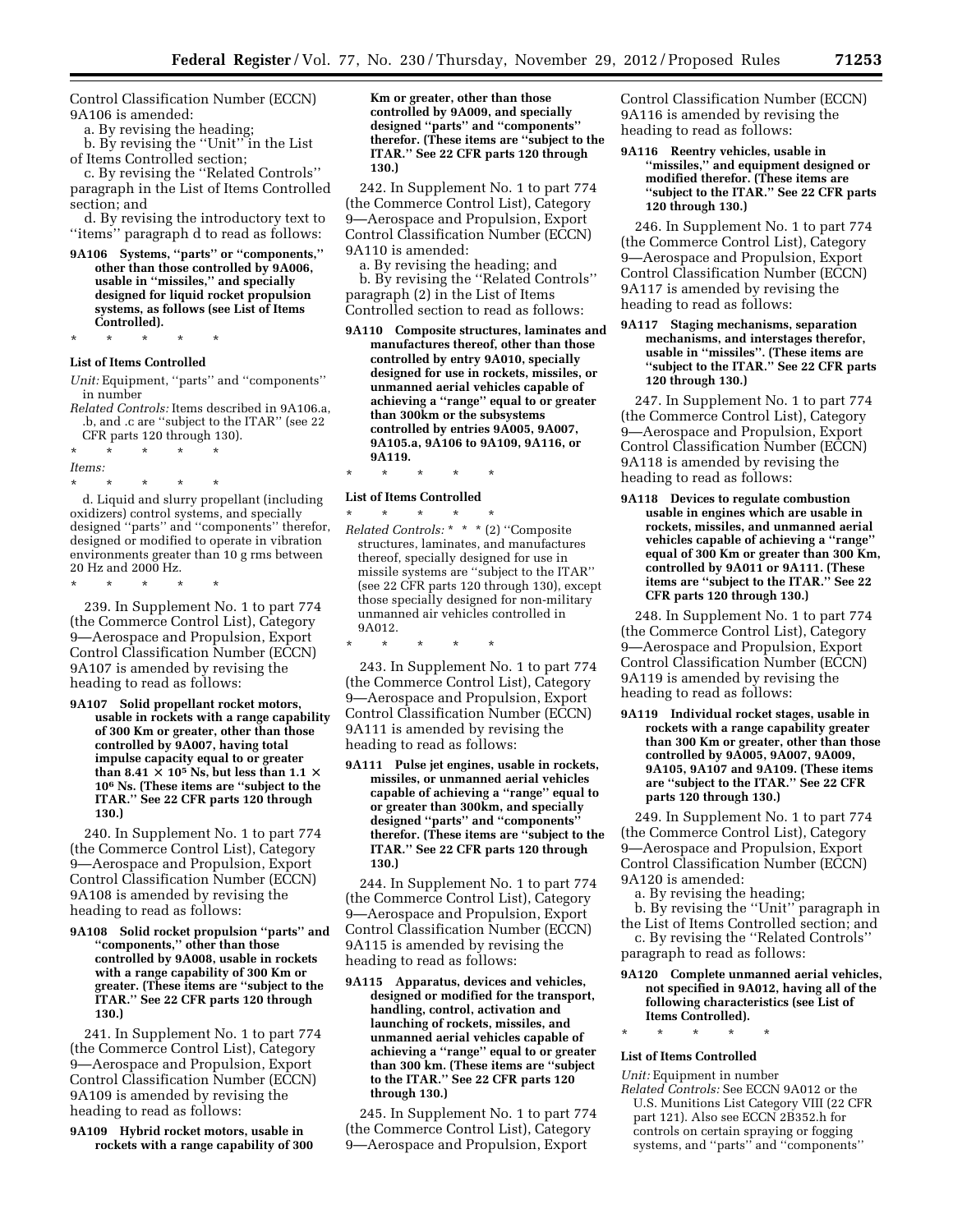Control Classification Number (ECCN) 9A106 is amended:

a. By revising the heading;

b. By revising the ''Unit'' in the List of Items Controlled section;

c. By revising the ''Related Controls'' paragraph in the List of Items Controlled section; and

d. By revising the introductory text to ''items'' paragraph d to read as follows:

**9A106 Systems, ''parts'' or ''components,'' other than those controlled by 9A006, usable in ''missiles,'' and specially designed for liquid rocket propulsion systems, as follows (see List of Items Controlled).**

\* \* \* \* \*

**List of Items Controlled**

*Unit:* Equipment, ''parts'' and ''components'' in number

*Related Controls:* Items described in 9A106.a, .b, and .c are ''subject to the ITAR'' (see 22 CFR parts 120 through 130).

\* \* \* \* \*

*Items:*

\* \* \* \* \*

d. Liquid and slurry propellant (including oxidizers) control systems, and specially designed ''parts'' and ''components'' therefor, designed or modified to operate in vibration environments greater than 10 g rms between 20 Hz and 2000 Hz.

\* \* \* \* \*

239. In Supplement No. 1 to part 774 (the Commerce Control List), Category 9—Aerospace and Propulsion, Export Control Classification Number (ECCN) 9A107 is amended by revising the heading to read as follows:

**9A107 Solid propellant rocket motors, usable in rockets with a range capability of 300 Km or greater, other than those controlled by 9A007, having total impulse capacity equal to or greater than $8.41 \times 10^5$ Ns, but less than $1.1 \times 10^6$ Ns. (These items are ''subject to the ITAR.'' See 22 CFR parts 120 through 130.)**

240. In Supplement No. 1 to part 774 (the Commerce Control List), Category 9—Aerospace and Propulsion, Export Control Classification Number (ECCN) 9A108 is amended by revising the heading to read as follows:

**9A108 Solid rocket propulsion ''parts'' and ''components,'' other than those controlled by 9A008, usable in rockets with a range capability of 300 Km or greater. (These items are ''subject to the ITAR.'' See 22 CFR parts 120 through 130.)**

241. In Supplement No. 1 to part 774 (the Commerce Control List), Category 9—Aerospace and Propulsion, Export Control Classification Number (ECCN) 9A109 is amended by revising the heading to read as follows:

**9A109 Hybrid rocket motors, usable in rockets with a range capability of 300 Km or greater, other than those controlled by 9A009, and specially designed ''parts'' and ''components'' therefor. (These items are ''subject to the ITAR.'' See 22 CFR parts 120 through 130.)**

242. In Supplement No. 1 to part 774 (the Commerce Control List), Category 9—Aerospace and Propulsion, Export Control Classification Number (ECCN) 9A110 is amended:

a. By revising the heading; and

b. By revising the ''Related Controls'' paragraph (2) in the List of Items Controlled section to read as follows:

**9A110 Composite structures, laminates and manufactures thereof, other than those controlled by entry 9A010, specially designed for use in rockets, missiles, or unmanned aerial vehicles capable of achieving a ''range'' equal to or greater than 300km or the subsystems controlled by entries 9A005, 9A007, 9A105.a, 9A106 to 9A109, 9A116, or 9A119.**

\* \* \* \* \*

**List of Items Controlled**

\* \* \* \* \*

*Related Controls:* \* \* \* (2) ''Composite structures, laminates, and manufactures thereof, specially designed for use in missile systems are ''subject to the ITAR'' (see 22 CFR parts 120 through 130), except those specially designed for non-military unmanned air vehicles controlled in 9A012.

\* \* \* \* \*

243. In Supplement No. 1 to part 774 (the Commerce Control List), Category 9—Aerospace and Propulsion, Export Control Classification Number (ECCN) 9A111 is amended by revising the heading to read as follows:

**9A111 Pulse jet engines, usable in rockets, missiles, or unmanned aerial vehicles capable of achieving a ''range'' equal to or greater than 300km, and specially designed ''parts'' and ''components'' therefor. (These items are ''subject to the ITAR.'' See 22 CFR parts 120 through 130.)**

244. In Supplement No. 1 to part 774 (the Commerce Control List), Category 9—Aerospace and Propulsion, Export Control Classification Number (ECCN) 9A115 is amended by revising the heading to read as follows:

**9A115 Apparatus, devices and vehicles, designed or modified for the transport, handling, control, activation and launching of rockets, missiles, and unmanned aerial vehicles capable of achieving a ''range'' equal to or greater than 300 km. (These items are ''subject to the ITAR.'' See 22 CFR parts 120 through 130.)**

245. In Supplement No. 1 to part 774 (the Commerce Control List), Category 9—Aerospace and Propulsion, Export Control Classification Number (ECCN) 9A116 is amended by revising the heading to read as follows:

**9A116 Reentry vehicles, usable in ''missiles,'' and equipment designed or modified therefor. (These items are ''subject to the ITAR.'' See 22 CFR parts 120 through 130.)**

246. In Supplement No. 1 to part 774 (the Commerce Control List), Category 9—Aerospace and Propulsion, Export Control Classification Number (ECCN) 9A117 is amended by revising the heading to read as follows:

**9A117 Staging mechanisms, separation mechanisms, and interstages therefor, usable in ''missiles''. (These items are ''subject to the ITAR.'' See 22 CFR parts 120 through 130.)**

247. In Supplement No. 1 to part 774 (the Commerce Control List), Category 9—Aerospace and Propulsion, Export Control Classification Number (ECCN) 9A118 is amended by revising the heading to read as follows:

**9A118 Devices to regulate combustion usable in engines which are usable in rockets, missiles, and unmanned aerial vehicles capable of achieving a ''range'' equal of 300 Km or greater than 300 Km, controlled by 9A011 or 9A111. (These items are ''subject to the ITAR.'' See 22 CFR parts 120 through 130.)**

248. In Supplement No. 1 to part 774 (the Commerce Control List), Category 9—Aerospace and Propulsion, Export Control Classification Number (ECCN) 9A119 is amended by revising the heading to read as follows:

**9A119 Individual rocket stages, usable in rockets with a range capability greater than 300 Km or greater, other than those controlled by 9A005, 9A007, 9A009, 9A105, 9A107 and 9A109. (These items are ''subject to the ITAR.'' See 22 CFR parts 120 through 130.)**

249. In Supplement No. 1 to part 774 (the Commerce Control List), Category 9—Aerospace and Propulsion, Export Control Classification Number (ECCN) 9A120 is amended:

a. By revising the heading;

b. By revising the ''Unit'' paragraph in the List of Items Controlled section; and

c. By revising the ''Related Controls'' paragraph to read as follows:

**9A120 Complete unmanned aerial vehicles, not specified in 9A012, having all of the following characteristics (see List of Items Controlled).**

\* \* \* \* \*

**List of Items Controlled**

*Unit:* Equipment in number

*Related Controls:* See ECCN 9A012 or the U.S. Munitions List Category VIII (22 CFR part 121). Also see ECCN 2B352.h for controls on certain spraying or fogging systems, and ''parts'' and ''components''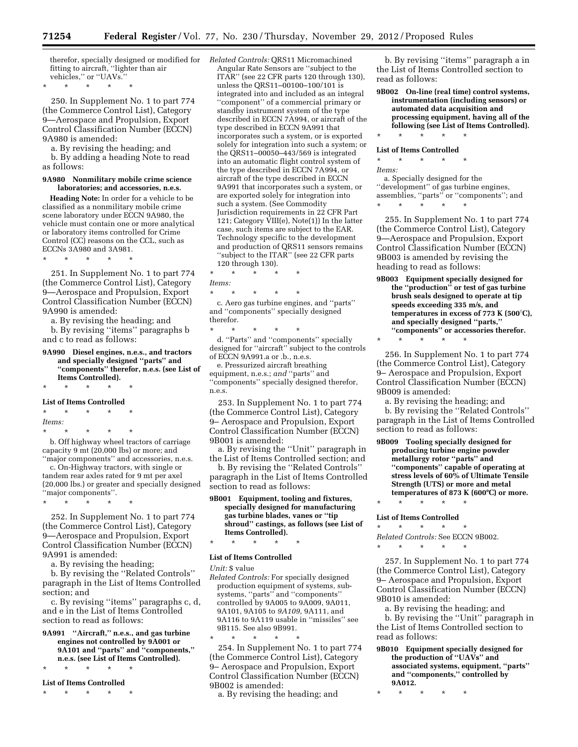therefor, specially designed or modified for fitting to aircraft, ''lighter than air vehicles,'' or ''UAVs.''

\* \* \* \* \*

250. In Supplement No. 1 to part 774 (the Commerce Control List), Category 9—Aerospace and Propulsion, Export Control Classification Number (ECCN) 9A980 is amended:

a. By revising the heading; and

b. By adding a heading Note to read as follows:

**9A980 Nonmilitary mobile crime science laboratories; and accessories, n.e.s.**

**Heading Note:** In order for a vehicle to be classified as a nonmilitary mobile crime scene laboratory under ECCN 9A980, the vehicle must contain one or more analytical or laboratory items controlled for Crime Control (CC) reasons on the CCL, such as ECCNs 3A980 and 3A981.

\* \* \* \* \*

251. In Supplement No. 1 to part 774 (the Commerce Control List), Category 9—Aerospace and Propulsion, Export Control Classification Number (ECCN) 9A990 is amended:

a. By revising the heading; and

b. By revising ''items'' paragraphs b and c to read as follows:

**9A990 Diesel engines, n.e.s., and tractors and specially designed ''parts'' and ''components'' therefor, n.e.s. (see List of Items Controlled).**

\* \* \* \* \*

**List of Items Controlled**

\* \* \* \* \*

*Items:*

\* \* \* \* \*

b. Off highway wheel tractors of carriage capacity 9 mt (20,000 lbs) or more; and ''major components'' and accessories, n.e.s.

c. On-Highway tractors, with single or tandem rear axles rated for 9 mt per axel (20,000 lbs.) or greater and specially designed ''major components''.

\* \* \* \* \*

252. In Supplement No. 1 to part 774 (the Commerce Control List), Category 9—Aerospace and Propulsion, Export Control Classification Number (ECCN) 9A991 is amended:

a. By revising the heading;

b. By revising the ''Related Controls'' paragraph in the List of Items Controlled section; and

c. By revising ''items'' paragraphs c, d, and e in the List of Items Controlled section to read as follows:

**9A991 ''Aircraft,'' n.e.s., and gas turbine engines not controlled by 9A001 or 9A101 and ''parts'' and ''components,'' n.e.s. (see List of Items Controlled).**

\* \* \* \* \*

**List of Items Controlled**

\* \* \* \* \*

*Related Controls:* QRS11 Micromachined Angular Rate Sensors are ''subject to the ITAR'' (see 22 CFR parts 120 through 130), unless the QRS11–00100–100/101 is integrated into and included as an integral ''component'' of a commercial primary or standby instrument system of the type described in ECCN 7A994, or aircraft of the type described in ECCN 9A991 that incorporates such a system, or is exported solely for integration into such a system; or the QRS11–00050–443/569 is integrated into an automatic flight control system of the type described in ECCN 7A994, or aircraft of the type described in ECCN 9A991 that incorporates such a system, or are exported solely for integration into such a system. (See Commodity Jurisdiction requirements in 22 CFR Part 121; Category VIII(e), Note(1)) In the latter case, such items are subject to the EAR. Technology specific to the development and production of QRS11 sensors remains ''subject to the ITAR'' (see 22 CFR parts 120 through 130).

\* \* \* \* \*

*Items:*

\* \* \* \* \*

c. Aero gas turbine engines, and ''parts'' and ''components'' specially designed therefor.

\* \* \* \* \*

d. ''Parts'' and ''components'' specially designed for ''aircraft'' subject to the controls of ECCN 9A991.a or .b., n.e.s.

e. Pressurized aircraft breathing equipment, n.e.s.; *and* ''parts'' and ''components'' specially designed therefor, n.e.s.

253. In Supplement No. 1 to part 774 (the Commerce Control List), Category 9– Aerospace and Propulsion, Export Control Classification Number (ECCN) 9B001 is amended:

a. By revising the ''Unit'' paragraph in the List of Items Controlled section; and

b. By revising the ''Related Controls'' paragraph in the List of Items Controlled section to read as follows:

**9B001 Equipment, tooling and fixtures, specially designed for manufacturing gas turbine blades, vanes or ''tip shroud'' castings, as follows (see List of Items Controlled).**

\* \* \* \* \*

**List of Items Controlled**

*Unit:* $ value

*Related Controls:* For specially designed production equipment of systems, sub-systems, ''parts'' and ''components'' controlled by 9A005 to 9A009, 9A011, 9A101, 9A105 to *9A109,* 9A111, and 9A116 to 9A119 usable in ''missiles'' see 9B115. See also 9B991.

\* \* \* \* \*

254. In Supplement No. 1 to part 774 (the Commerce Control List), Category 9– Aerospace and Propulsion, Export Control Classification Number (ECCN) 9B002 is amended:

a. By revising the heading; and

b. By revising ''items'' paragraph a in the List of Items Controlled section to read as follows:

**9B002 On-line (real time) control systems, instrumentation (including sensors) or automated data acquisition and processing equipment, having all of the following (see List of Items Controlled).**

\* \* \* \* \*

**List of Items Controlled**

\* \* \* \* \*

*Items:*

a. Specially designed for the ''development'' of gas turbine engines, assemblies, ''parts'' or ''components''; and

\* \* \* \* \*

255. In Supplement No. 1 to part 774 (the Commerce Control List), Category 9—Aerospace and Propulsion, Export Control Classification Number (ECCN) 9B003 is amended by revising the heading to read as follows:

**9B003 Equipment specially designed for the ''production'' or test of gas turbine brush seals designed to operate at tip speeds exceeding 335 m/s, and temperatures in excess of 773 K (500°C), and specially designed ''parts,'' ''components'' or accessories therefor.**

\* \* \* \* \*

256. In Supplement No. 1 to part 774 (the Commerce Control List), Category 9– Aerospace and Propulsion, Export Control Classification Number (ECCN) 9B009 is amended:

a. By revising the heading; and

b. By revising the ''Related Controls'' paragraph in the List of Items Controlled section to read as follows:

**9B009 Tooling specially designed for producing turbine engine powder metallurgy rotor ''parts'' and ''components'' capable of operating at stress levels of 60% of Ultimate Tensile Strength (UTS) or more and metal temperatures of 873 K (600°C) or more.**

\* \* \* \* \*

**List of Items Controlled**

\* \* \* \* \*

*Related Controls:* See ECCN 9B002.

\* \* \* \* \*

257. In Supplement No. 1 to part 774 (the Commerce Control List), Category 9– Aerospace and Propulsion, Export Control Classification Number (ECCN) 9B010 is amended:

a. By revising the heading; and

b. By revising the ''Unit'' paragraph in the List of Items Controlled section to read as follows:

**9B010 Equipment specially designed for the production of ''UAVs'' and associated systems, equipment, ''parts'' and ''components,'' controlled by 9A012.**

\* \* \* \* \*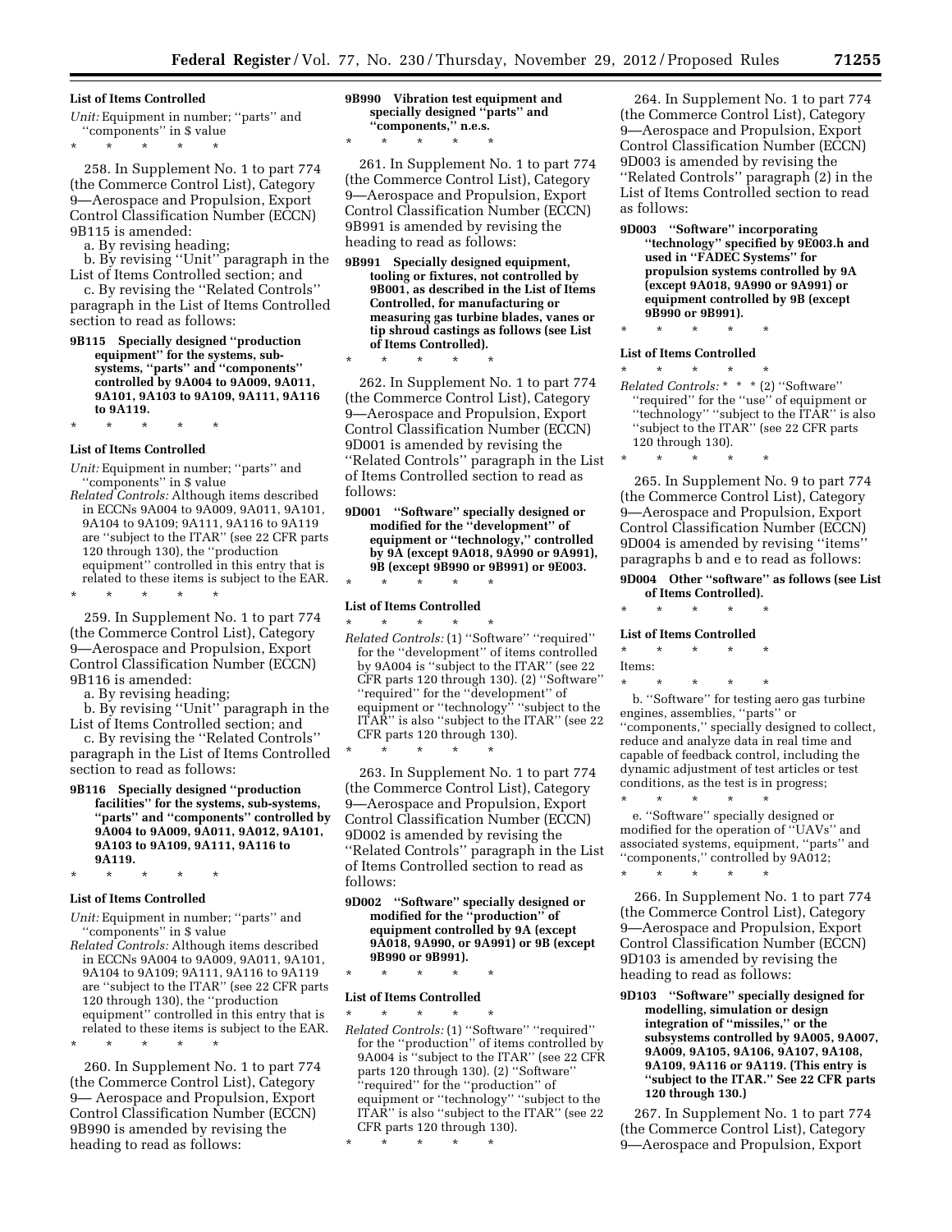**List of Items Controlled**

*Unit:* Equipment in number; ''parts'' and ''components'' in $ value

\* \* \* \* \*

258. In Supplement No. 1 to part 774 (the Commerce Control List), Category 9—Aerospace and Propulsion, Export Control Classification Number (ECCN) 9B115 is amended:

a. By revising heading;

b. By revising ''Unit'' paragraph in the List of Items Controlled section; and

c. By revising the ''Related Controls'' paragraph in the List of Items Controlled section to read as follows:

**9B115 Specially designed ''production equipment'' for the systems, sub-systems, ''parts'' and ''components'' controlled by 9A004 to 9A009, 9A011, 9A101, 9A103 to 9A109, 9A111, 9A116 to 9A119.**

\* \* \* \* \*

**List of Items Controlled**

*Unit:* Equipment in number; ''parts'' and ''components'' in $ value

*Related Controls:* Although items described in ECCNs 9A004 to 9A009, 9A011, 9A101, 9A104 to 9A109; 9A111, 9A116 to 9A119 are ''subject to the ITAR'' (see 22 CFR parts 120 through 130), the ''production equipment'' controlled in this entry that is related to these items is subject to the EAR.

\* \* \* \* \*

259. In Supplement No. 1 to part 774 (the Commerce Control List), Category 9—Aerospace and Propulsion, Export Control Classification Number (ECCN) 9B116 is amended:

a. By revising heading;

b. By revising ''Unit'' paragraph in the List of Items Controlled section; and

c. By revising the ''Related Controls'' paragraph in the List of Items Controlled section to read as follows:

**9B116 Specially designed ''production facilities'' for the systems, sub-systems, ''parts'' and ''components'' controlled by 9A004 to 9A009, 9A011, 9A012, 9A101, 9A103 to 9A109, 9A111, 9A116 to 9A119.**

\* \* \* \* \*

**List of Items Controlled**

*Unit:* Equipment in number; ''parts'' and ''components'' in $ value

*Related Controls:* Although items described in ECCNs 9A004 to 9A009, 9A011, 9A101, 9A104 to 9A109; 9A111, 9A116 to 9A119 are ''subject to the ITAR'' (see 22 CFR parts 120 through 130), the ''production equipment'' controlled in this entry that is related to these items is subject to the EAR.

\* \* \* \* \*

260. In Supplement No. 1 to part 774 (the Commerce Control List), Category 9— Aerospace and Propulsion, Export Control Classification Number (ECCN) 9B990 is amended by revising the heading to read as follows:

**9B990 Vibration test equipment and specially designed ''parts'' and ''components,'' n.e.s.**

\* \* \* \* \*

261. In Supplement No. 1 to part 774 (the Commerce Control List), Category 9—Aerospace and Propulsion, Export Control Classification Number (ECCN) 9B991 is amended by revising the heading to read as follows:

**9B991 Specially designed equipment, tooling or fixtures, not controlled by 9B001, as described in the List of Items Controlled, for manufacturing or measuring gas turbine blades, vanes or tip shroud castings as follows (see List of Items Controlled).**

\* \* \* \* \*

262. In Supplement No. 1 to part 774 (the Commerce Control List), Category 9—Aerospace and Propulsion, Export Control Classification Number (ECCN) 9D001 is amended by revising the ''Related Controls'' paragraph in the List of Items Controlled section to read as follows:

**9D001 ''Software'' specially designed or modified for the ''development'' of equipment or ''technology,'' controlled by 9A (except 9A018, 9A990 or 9A991), 9B (except 9B990 or 9B991) or 9E003.**

\* \* \* \* \*

**List of Items Controlled**

\* \* \* \* \*

*Related Controls:* (1) ''Software'' ''required'' for the ''development'' of items controlled by 9A004 is ''subject to the ITAR'' (see 22 CFR parts 120 through 130). (2) ''Software'' ''required'' for the ''development'' of equipment or ''technology'' ''subject to the ITAR'' is also ''subject to the ITAR'' (see 22 CFR parts 120 through 130).

\* \* \* \* \*

263. In Supplement No. 1 to part 774 (the Commerce Control List), Category 9—Aerospace and Propulsion, Export Control Classification Number (ECCN) 9D002 is amended by revising the ''Related Controls'' paragraph in the List of Items Controlled section to read as follows:

**9D002 ''Software'' specially designed or modified for the ''production'' of equipment controlled by 9A (except 9A018, 9A990, or 9A991) or 9B (except 9B990 or 9B991).**

\* \* \* \* \*

**List of Items Controlled**

\* \* \* \* \*

*Related Controls:* (1) ''Software'' ''required'' for the ''production'' of items controlled by 9A004 is ''subject to the ITAR'' (see 22 CFR parts 120 through 130). (2) ''Software'' ''required'' for the ''production'' of equipment or ''technology'' ''subject to the ITAR'' is also ''subject to the ITAR'' (see 22 CFR parts 120 through 130).

\* \* \* \* \*

264. In Supplement No. 1 to part 774 (the Commerce Control List), Category 9—Aerospace and Propulsion, Export Control Classification Number (ECCN) 9D003 is amended by revising the ''Related Controls'' paragraph (2) in the List of Items Controlled section to read as follows:

**9D003 ''Software'' incorporating ''technology'' specified by 9E003.h and used in ''FADEC Systems'' for propulsion systems controlled by 9A (except 9A018, 9A990 or 9A991) or equipment controlled by 9B (except 9B990 or 9B991).**

\* \* \* \* \*

**List of Items Controlled**

\* \* \* \* \*

*Related Controls:* \* \* \* (2) ''Software'' ''required'' for the ''use'' of equipment or ''technology'' ''subject to the ITAR'' is also ''subject to the ITAR'' (see 22 CFR parts 120 through 130).

\* \* \* \* \*

265. In Supplement No. 9 to part 774 (the Commerce Control List), Category 9—Aerospace and Propulsion, Export Control Classification Number (ECCN) 9D004 is amended by revising ''items'' paragraphs b and e to read as follows:

**9D004 Other ''software'' as follows (see List of Items Controlled).**

\* \* \* \* \*

**List of Items Controlled**

\* \* \* \* \*

Items:

\* \* \* \* \*

b. ''Software'' for testing aero gas turbine engines, assemblies, ''parts'' or ''components,'' specially designed to collect, reduce and analyze data in real time and capable of feedback control, including the dynamic adjustment of test articles or test conditions, as the test is in progress;

\* \* \* \* \*

e. ''Software'' specially designed or modified for the operation of ''UAVs'' and associated systems, equipment, ''parts'' and ''components,'' controlled by 9A012;

\* \* \* \* \*

266. In Supplement No. 1 to part 774 (the Commerce Control List), Category 9—Aerospace and Propulsion, Export Control Classification Number (ECCN) 9D103 is amended by revising the heading to read as follows:

**9D103 ''Software'' specially designed for modelling, simulation or design integration of ''missiles,'' or the subsystems controlled by 9A005, 9A007, 9A009, 9A105, 9A106, 9A107, 9A108, 9A109, 9A116 or 9A119. (This entry is ''subject to the ITAR.'' See 22 CFR parts 120 through 130.)**

267. In Supplement No. 1 to part 774 (the Commerce Control List), Category 9—Aerospace and Propulsion, Export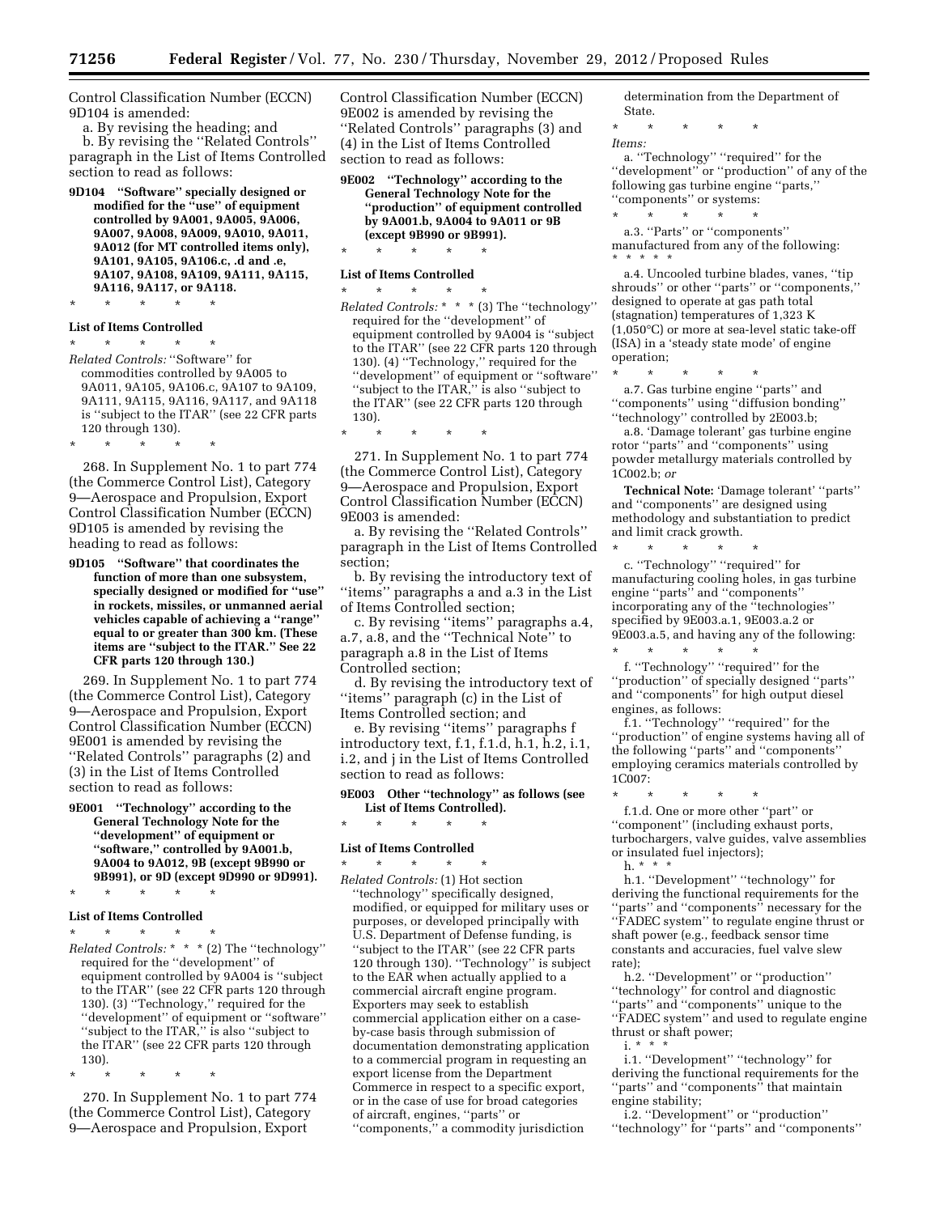Control Classification Number (ECCN) 9D104 is amended:

a. By revising the heading; and

b. By revising the ''Related Controls'' paragraph in the List of Items Controlled section to read as follows:

**9D104 ''Software'' specially designed or modified for the ''use'' of equipment controlled by 9A001, 9A005, 9A006, 9A007, 9A008, 9A009, 9A010, 9A011, 9A012 (for MT controlled items only), 9A101, 9A105, 9A106.c, .d and .e, 9A107, 9A108, 9A109, 9A111, 9A115, 9A116, 9A117, or 9A118.**

\* \* \* \* \*

**List of Items Controlled**

\* \* \* \* \*

*Related Controls:* ''Software'' for commodities controlled by 9A005 to 9A011, 9A105, 9A106.c, 9A107 to 9A109, 9A111, 9A115, 9A116, 9A117, and 9A118 is ''subject to the ITAR'' (see 22 CFR parts 120 through 130).

\* \* \* \* \*

268. In Supplement No. 1 to part 774 (the Commerce Control List), Category 9—Aerospace and Propulsion, Export Control Classification Number (ECCN) 9D105 is amended by revising the heading to read as follows:

**9D105 ''Software'' that coordinates the function of more than one subsystem, specially designed or modified for ''use'' in rockets, missiles, or unmanned aerial vehicles capable of achieving a ''range'' equal to or greater than 300 km. (These items are ''subject to the ITAR.'' See 22 CFR parts 120 through 130.)**

269. In Supplement No. 1 to part 774 (the Commerce Control List), Category 9—Aerospace and Propulsion, Export Control Classification Number (ECCN) 9E001 is amended by revising the ''Related Controls'' paragraphs (2) and (3) in the List of Items Controlled section to read as follows:

**9E001 ''Technology'' according to the General Technology Note for the ''development'' of equipment or ''software,'' controlled by 9A001.b, 9A004 to 9A012, 9B (except 9B990 or 9B991), or 9D (except 9D990 or 9D991).**

\* \* \* \* \*

**List of Items Controlled**

\* \* \* \* \*

*Related Controls:* \* \* \* (2) The ''technology'' required for the ''development'' of equipment controlled by 9A004 is ''subject to the ITAR'' (see 22 CFR parts 120 through 130). (3) ''Technology,'' required for the ''development'' of equipment or ''software'' ''subject to the ITAR,'' is also ''subject to the ITAR'' (see 22 CFR parts 120 through 130).

\* \* \* \* \*

270. In Supplement No. 1 to part 774 (the Commerce Control List), Category 9—Aerospace and Propulsion, Export Control Classification Number (ECCN) 9E002 is amended by revising the ''Related Controls'' paragraphs (3) and (4) in the List of Items Controlled section to read as follows:

**9E002 ''Technology'' according to the General Technology Note for the ''production'' of equipment controlled by 9A001.b, 9A004 to 9A011 or 9B (except 9B990 or 9B991).**

\* \* \* \* \*

**List of Items Controlled**

\* \* \* \* \*

*Related Controls:* \* \* \* (3) The ''technology'' required for the ''development'' of equipment controlled by 9A004 is ''subject to the ITAR'' (see 22 CFR parts 120 through 130). (4) ''Technology,'' required for the ''development'' of equipment or ''software'' ''subject to the ITAR,'' is also ''subject to the ITAR'' (see 22 CFR parts 120 through 130).

\* \* \* \* \*

271. In Supplement No. 1 to part 774 (the Commerce Control List), Category 9—Aerospace and Propulsion, Export Control Classification Number (ECCN) 9E003 is amended:

a. By revising the ''Related Controls'' paragraph in the List of Items Controlled section;

b. By revising the introductory text of ''items'' paragraphs a and a.3 in the List of Items Controlled section;

c. By revising ''items'' paragraphs a.4, a.7, a.8, and the ''Technical Note'' to paragraph a.8 in the List of Items Controlled section;

d. By revising the introductory text of ''items'' paragraph (c) in the List of Items Controlled section; and

e. By revising ''items'' paragraphs f introductory text, f.1, f.1.d, h.1, h.2, i.1, i.2, and j in the List of Items Controlled section to read as follows:

**9E003 Other ''technology'' as follows (see List of Items Controlled).**

\* \* \* \* \*

**List of Items Controlled**

\* \* \* \* \*

*Related Controls:* (1) Hot section ''technology'' specifically designed, modified, or equipped for military uses or purposes, or developed principally with U.S. Department of Defense funding, is ''subject to the ITAR'' (see 22 CFR parts 120 through 130). ''Technology'' is subject to the EAR when actually applied to a commercial aircraft engine program. Exporters may seek to establish commercial application either on a case-by-case basis through submission of documentation demonstrating application to a commercial program in requesting an export license from the Department Commerce in respect to a specific export, or in the case of use for broad categories of aircraft, engines, ''parts'' or ''components,'' a commodity jurisdiction determination from the Department of State.

\* \* \* \* \*

*Items:*

a. ''Technology'' ''required'' for the ''development'' or ''production'' of any of the following gas turbine engine ''parts,'' ''components'' or systems:

\* \* \* \* \*

a.3. ''Parts'' or ''components'' manufactured from any of the following:

\* \* \* \* \*

a.4. Uncooled turbine blades, vanes, ''tip shrouds'' or other ''parts'' or ''components,'' designed to operate at gas path total (stagnation) temperatures of 1,323 K (1,050°C) or more at sea-level static take-off (ISA) in a 'steady state mode' of engine operation;

\* \* \* \* \*

a.7. Gas turbine engine ''parts'' and ''components'' using ''diffusion bonding'' ''technology'' controlled by 2E003.b;

a.8. 'Damage tolerant' gas turbine engine rotor ''parts'' and ''components'' using powder metallurgy materials controlled by 1C002.b; *or*

**Technical Note:** 'Damage tolerant' ''parts'' and ''components'' are designed using methodology and substantiation to predict and limit crack growth.

\* \* \* \* \*

c. ''Technology'' ''required'' for manufacturing cooling holes, in gas turbine engine ''parts'' and ''components'' incorporating any of the ''technologies'' specified by 9E003.a.1, 9E003.a.2 or 9E003.a.5, and having any of the following:

\* \* \* \* \*

f. ''Technology'' ''required'' for the ''production'' of specially designed ''parts'' and ''components'' for high output diesel engines, as follows:

f.1. ''Technology'' ''required'' for the ''production'' of engine systems having all of the following ''parts'' and ''components'' employing ceramics materials controlled by 1C007:

\* \* \* \* \*

f.1.d. One or more other ''part'' or ''component'' (including exhaust ports, turbochargers, valve guides, valve assemblies or insulated fuel injectors);

h. \* \* \*

h.1. ''Development'' ''technology'' for deriving the functional requirements for the ''parts'' and ''components'' necessary for the ''FADEC system'' to regulate engine thrust or shaft power (e.g., feedback sensor time constants and accuracies, fuel valve slew rate);

h.2. ''Development'' or ''production'' ''technology'' for control and diagnostic ''parts'' and ''components'' unique to the ''FADEC system'' and used to regulate engine thrust or shaft power;

i. \* \* \*

i.1. ''Development'' ''technology'' for deriving the functional requirements for the ''parts'' and ''components'' that maintain engine stability;

i.2. ''Development'' or ''production'' ''technology'' for ''parts'' and ''components''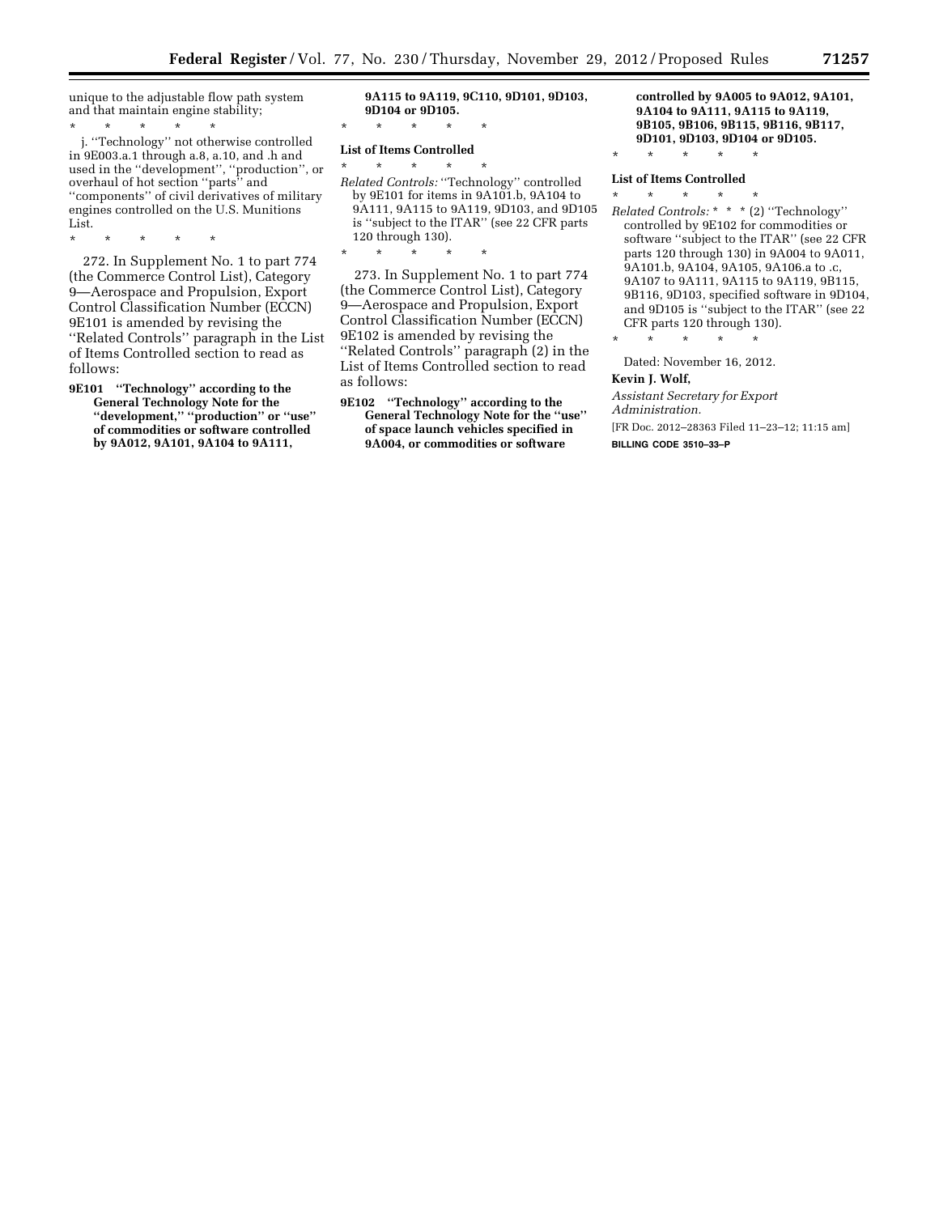unique to the adjustable flow path system and that maintain engine stability;

\* \* \* \* \*

j. ''Technology'' not otherwise controlled in 9E003.a.1 through a.8, a.10, and .h and used in the ''development'', ''production'', or overhaul of hot section ''parts'' and ''components'' of civil derivatives of military engines controlled on the U.S. Munitions List.

\* \* \* \* \*

272. In Supplement No. 1 to part 774 (the Commerce Control List), Category 9—Aerospace and Propulsion, Export Control Classification Number (ECCN) 9E101 is amended by revising the ''Related Controls'' paragraph in the List of Items Controlled section to read as follows:

**9E101 ''Technology'' according to the General Technology Note for the ''development,'' ''production'' or ''use'' of commodities or software controlled by 9A012, 9A101, 9A104 to 9A111, 9A115 to 9A119, 9C110, 9D101, 9D103, 9D104 or 9D105.**

\* \* \* \* \*

**List of Items Controlled**

\* \* \* \* \*

*Related Controls:* ''Technology'' controlled by 9E101 for items in 9A101.b, 9A104 to 9A111, 9A115 to 9A119, 9D103, and 9D105 is ''subject to the ITAR'' (see 22 CFR parts 120 through 130).

\* \* \* \* \*

273. In Supplement No. 1 to part 774 (the Commerce Control List), Category 9—Aerospace and Propulsion, Export Control Classification Number (ECCN) 9E102 is amended by revising the ''Related Controls'' paragraph (2) in the List of Items Controlled section to read as follows:

**9E102 ''Technology'' according to the General Technology Note for the ''use'' of space launch vehicles specified in 9A004, or commodities or software controlled by 9A005 to 9A012, 9A101, 9A104 to 9A111, 9A115 to 9A119, 9B105, 9B106, 9B115, 9B116, 9B117, 9D101, 9D103, 9D104 or 9D105.**

\* \* \* \* \*

**List of Items Controlled**

\* \* \* \* \*

*Related Controls:* \* \* \* (2) ''Technology'' controlled by 9E102 for commodities or software ''subject to the ITAR'' (see 22 CFR parts 120 through 130) in 9A004 to 9A011, 9A101.b, 9A104, 9A105, 9A106.a to .c, 9A107 to 9A111, 9A115 to 9A119, 9B115, 9B116, 9D103, specified software in 9D104, and 9D105 is ''subject to the ITAR'' (see 22 CFR parts 120 through 130).

\* \* \* \* \*

Dated: November 16, 2012.

**Kevin J. Wolf,**

*Assistant Secretary for Export Administration.*

[FR Doc. 2012–28363 Filed 11–23–12; 11:15 am]

**BILLING CODE 3510–33–P**